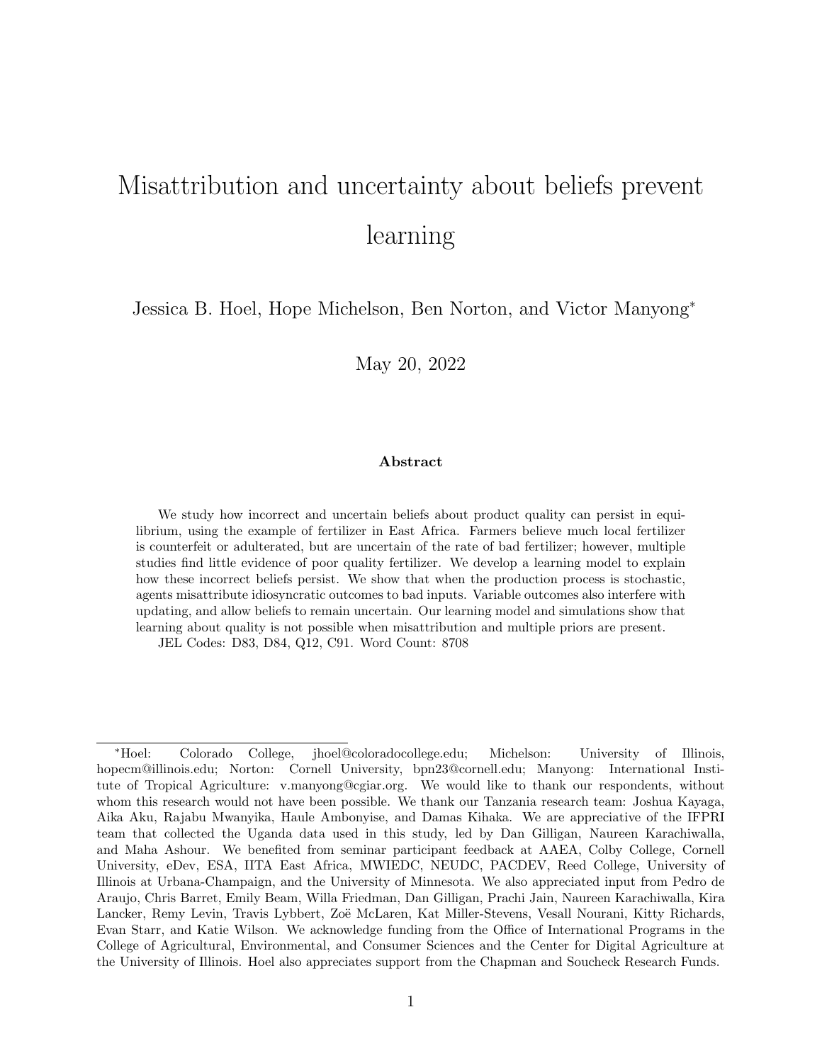# Misattribution and uncertainty about beliefs prevent learning

Jessica B. Hoel, Hope Michelson, Ben Norton, and Victor Manyong*

May 20, 2022

### Abstract

We study how incorrect and uncertain beliefs about product quality can persist in equilibrium, using the example of fertilizer in East Africa. Farmers believe much local fertilizer is counterfeit or adulterated, but are uncertain of the rate of bad fertilizer; however, multiple studies find little evidence of poor quality fertilizer. We develop a learning model to explain how these incorrect beliefs persist. We show that when the production process is stochastic, agents misattribute idiosyncratic outcomes to bad inputs. Variable outcomes also interfere with updating, and allow beliefs to remain uncertain. Our learning model and simulations show that learning about quality is not possible when misattribution and multiple priors are present.

JEL Codes: D83, D84, Q12, C91. Word Count: 8708

---

*Hoel: Colorado College, jhoel@coloradocollege.edu; Michelson: University of Illinois, hopecm@illinois.edu; Norton: Cornell University, bpn23@cornell.edu; Manyong: International Institute of Tropical Agriculture: v.manyong@cgiar.org. We would like to thank our respondents, without whom this research would not have been possible. We thank our Tanzania research team: Joshua Kayaga, Aika Aku, Rajabu Mwanyika, Haule Ambonyise, and Damas Kihaka. We are appreciative of the IFPRI team that collected the Uganda data used in this study, led by Dan Gilligan, Naureen Karachiwalla, and Maha Ashour. We benefited from seminar participant feedback at AAEA, Colby College, Cornell University, eDev, ESA, IITA East Africa, MWIEDC, NEUDC, PACDEV, Reed College, University of Illinois at Urbana-Champaign, and the University of Minnesota. We also appreciated input from Pedro de Araujo, Chris Barret, Emily Beam, Willa Friedman, Dan Gilligan, Prachi Jain, Naureen Karachiwalla, Kira Lancker, Remy Levin, Travis Lybbert, Zoë McLaren, Kat Miller-Stevens, Vesall Nourani, Kitty Richards, Evan Starr, and Katie Wilson. We acknowledge funding from the Office of International Programs in the College of Agricultural, Environmental, and Consumer Sciences and the Center for Digital Agriculture at the University of Illinois. Hoel also appreciates support from the Chapman and Soucheck Research Funds.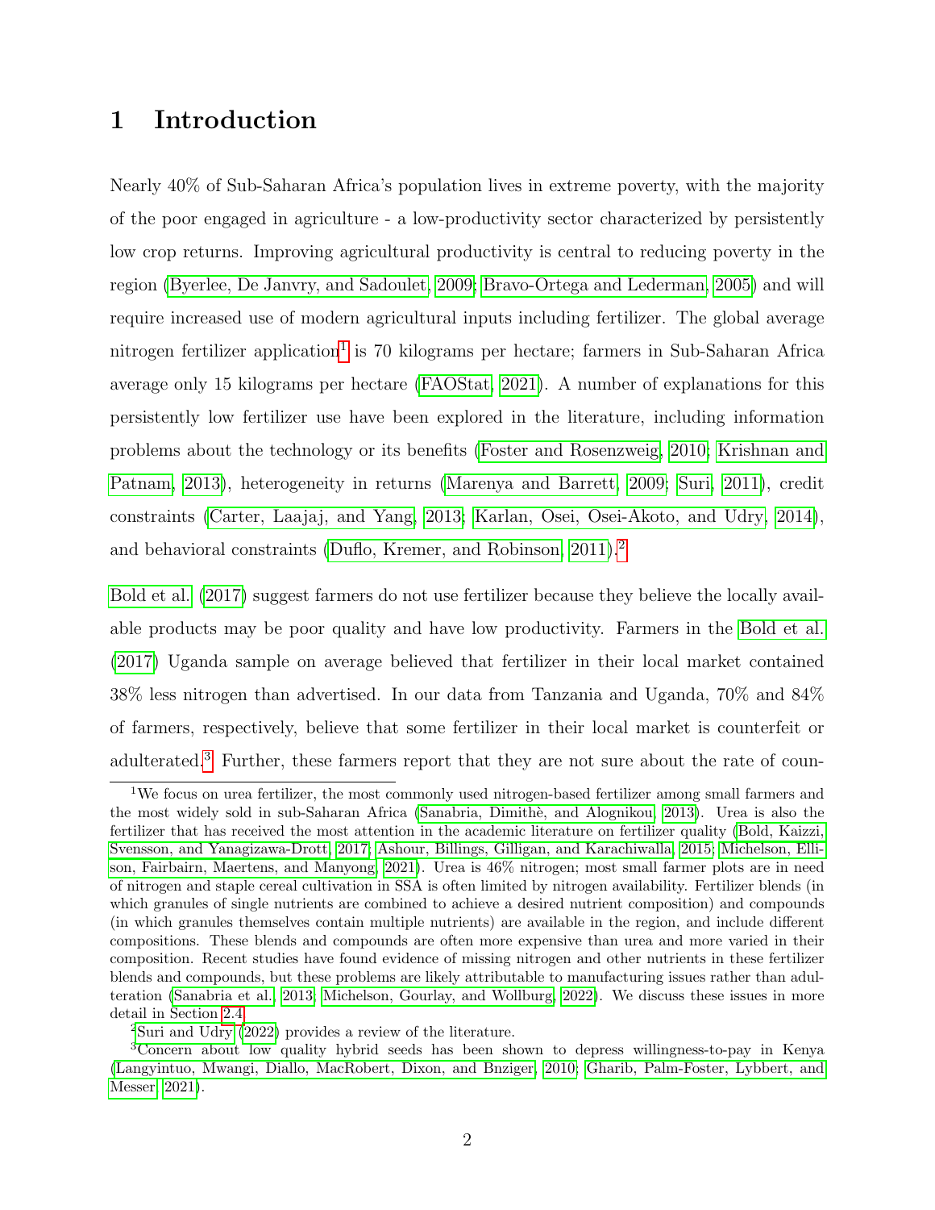# 1 Introduction

Nearly 40% of Sub-Saharan Africa's population lives in extreme poverty, with the majority of the poor engaged in agriculture - a low-productivity sector characterized by persistently low crop returns. Improving agricultural productivity is central to reducing poverty in the region (Byerlee, De Janvry, and Sadoulet, 2009; Bravo-Ortega and Lederman, 2005) and will require increased use of modern agricultural inputs including fertilizer. The global average nitrogen fertilizer application[1] is 70 kilograms per hectare; farmers in Sub-Saharan Africa average only 15 kilograms per hectare (FAOStat, 2021). A number of explanations for this persistently low fertilizer use have been explored in the literature, including information problems about the technology or its benefits (Foster and Rosenzweig, 2010; Krishnan and Patnam, 2013), heterogeneity in returns (Marenya and Barrett, 2009; Suri, 2011), credit constraints (Carter, Laajaj, and Yang, 2013; Karlan, Osei, Osei-Akoto, and Udry, 2014), and behavioral constraints (Duflo, Kremer, and Robinson, 2011).[2]

Bold et al. (2017) suggest farmers do not use fertilizer because they believe the locally available products may be poor quality and have low productivity. Farmers in the Bold et al. (2017) Uganda sample on average believed that fertilizer in their local market contained 38% less nitrogen than advertised. In our data from Tanzania and Uganda, 70% and 84% of farmers, respectively, believe that some fertilizer in their local market is counterfeit or adulterated.[3] Further, these farmers report that they are not sure about the rate of coun-

---

[1] We focus on urea fertilizer, the most commonly used nitrogen-based fertilizer among small farmers and the most widely sold in sub-Saharan Africa (Sanabria, Dimithè, and Alognikou, 2013). Urea is also the fertilizer that has received the most attention in the academic literature on fertilizer quality (Bold, Kaizzi, Svensson, and Yanagizawa-Drott, 2017; Ashour, Billings, Gilligan, and Karachiwalla, 2015; Michelson, Ellison, Fairbairn, Maertens, and Manyong, 2021). Urea is 46% nitrogen; most small farmer plots are in need of nitrogen and staple cereal cultivation in SSA is often limited by nitrogen availability. Fertilizer blends (in which granules of single nutrients are combined to achieve a desired nutrient composition) and compounds (in which granules themselves contain multiple nutrients) are available in the region, and include different compositions. These blends and compounds are often more expensive than urea and more varied in their composition. Recent studies have found evidence of missing nitrogen and other nutrients in these fertilizer blends and compounds, but these problems are likely attributable to manufacturing issues rather than adulteration (Sanabria et al., 2013; Michelson, Gourlay, and Wollburg, 2022). We discuss these issues in more detail in Section 2.4.

[2] Suri and Udry (2022) provides a review of the literature.

[3] Concern about low quality hybrid seeds has been shown to depress willingness-to-pay in Kenya (Langyintuo, Mwangi, Diallo, MacRobert, Dixon, and Bnziger, 2010; Gharib, Palm-Foster, Lybbert, and Messer, 2021).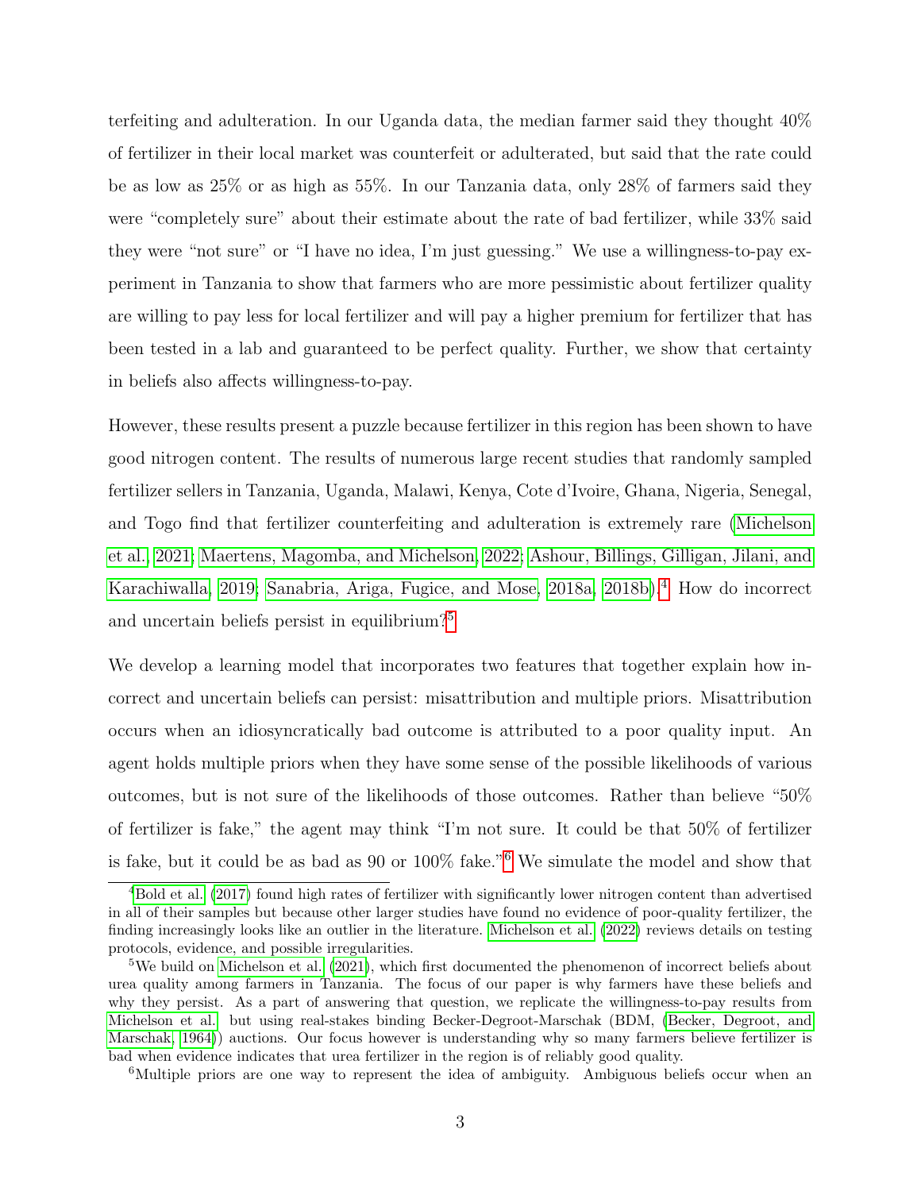terfeiting and adulteration. In our Uganda data, the median farmer said they thought 40% of fertilizer in their local market was counterfeit or adulterated, but said that the rate could be as low as 25% or as high as 55%. In our Tanzania data, only 28% of farmers said they were "completely sure" about their estimate about the rate of bad fertilizer, while 33% said they were "not sure" or "I have no idea, I'm just guessing." We use a willingness-to-pay experiment in Tanzania to show that farmers who are more pessimistic about fertilizer quality are willing to pay less for local fertilizer and will pay a higher premium for fertilizer that has been tested in a lab and guaranteed to be perfect quality. Further, we show that certainty in beliefs also affects willingness-to-pay.

However, these results present a puzzle because fertilizer in this region has been shown to have good nitrogen content. The results of numerous large recent studies that randomly sampled fertilizer sellers in Tanzania, Uganda, Malawi, Kenya, Cote d'Ivoire, Ghana, Nigeria, Senegal, and Togo find that fertilizer counterfeiting and adulteration is extremely rare (Michelson et al., 2021; Maertens, Magomba, and Michelson, 2022; Ashour, Billings, Gilligan, Jilani, and Karachiwalla, 2019; Sanabria, Ariga, Fugice, and Mose, 2018a, 2018b).[4] How do incorrect and uncertain beliefs persist in equilibrium?[5]

We develop a learning model that incorporates two features that together explain how incorrect and uncertain beliefs can persist: misattribution and multiple priors. Misattribution occurs when an idiosyncratically bad outcome is attributed to a poor quality input. An agent holds multiple priors when they have some sense of the possible likelihoods of various outcomes, but is not sure of the likelihoods of those outcomes. Rather than believe "50% of fertilizer is fake," the agent may think "I'm not sure. It could be that 50% of fertilizer is fake, but it could be as bad as 90 or 100% fake."[6] We simulate the model and show that

[4] Bold et al. (2017) found high rates of fertilizer with significantly lower nitrogen content than advertised in all of their samples but because other larger studies have found no evidence of poor-quality fertilizer, the finding increasingly looks like an outlier in the literature. Michelson et al. (2022) reviews details on testing protocols, evidence, and possible irregularities.

[5] We build on Michelson et al. (2021), which first documented the phenomenon of incorrect beliefs about urea quality among farmers in Tanzania. The focus of our paper is why farmers have these beliefs and why they persist. As a part of answering that question, we replicate the willingness-to-pay results from Michelson et al. but using real-stakes binding Becker-Degroot-Marschak (BDM, (Becker, Degroot, and Marschak, 1964)) auctions. Our focus however is understanding why so many farmers believe fertilizer is bad when evidence indicates that urea fertilizer in the region is of reliably good quality.

[6] Multiple priors are one way to represent the idea of ambiguity. Ambiguous beliefs occur when an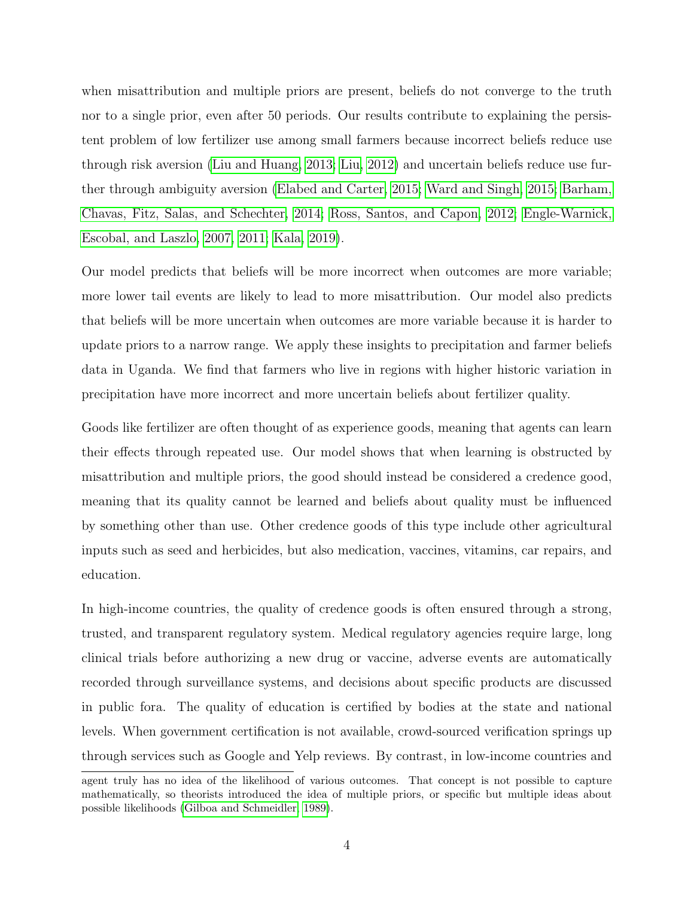when misattribution and multiple priors are present, beliefs do not converge to the truth nor to a single prior, even after 50 periods. Our results contribute to explaining the persistent problem of low fertilizer use among small farmers because incorrect beliefs reduce use through risk aversion (Liu and Huang, 2013; Liu, 2012) and uncertain beliefs reduce use further through ambiguity aversion (Elabed and Carter, 2015; Ward and Singh, 2015; Barham, Chavas, Fitz, Salas, and Schechter, 2014; Ross, Santos, and Capon, 2012; Engle-Warnick, Escobal, and Laszlo, 2007, 2011; Kala, 2019).

Our model predicts that beliefs will be more incorrect when outcomes are more variable; more lower tail events are likely to lead to more misattribution. Our model also predicts that beliefs will be more uncertain when outcomes are more variable because it is harder to update priors to a narrow range. We apply these insights to precipitation and farmer beliefs data in Uganda. We find that farmers who live in regions with higher historic variation in precipitation have more incorrect and more uncertain beliefs about fertilizer quality.

Goods like fertilizer are often thought of as experience goods, meaning that agents can learn their effects through repeated use. Our model shows that when learning is obstructed by misattribution and multiple priors, the good should instead be considered a credence good, meaning that its quality cannot be learned and beliefs about quality must be influenced by something other than use. Other credence goods of this type include other agricultural inputs such as seed and herbicides, but also medication, vaccines, vitamins, car repairs, and education.

In high-income countries, the quality of credence goods is often ensured through a strong, trusted, and transparent regulatory system. Medical regulatory agencies require large, long clinical trials before authorizing a new drug or vaccine, adverse events are automatically recorded through surveillance systems, and decisions about specific products are discussed in public fora. The quality of education is certified by bodies at the state and national levels. When government certification is not available, crowd-sourced verification springs up through services such as Google and Yelp reviews. By contrast, in low-income countries and

agent truly has no idea of the likelihood of various outcomes. That concept is not possible to capture mathematically, so theorists introduced the idea of multiple priors, or specific but multiple ideas about possible likelihoods (Gilboa and Schmeidler, 1989).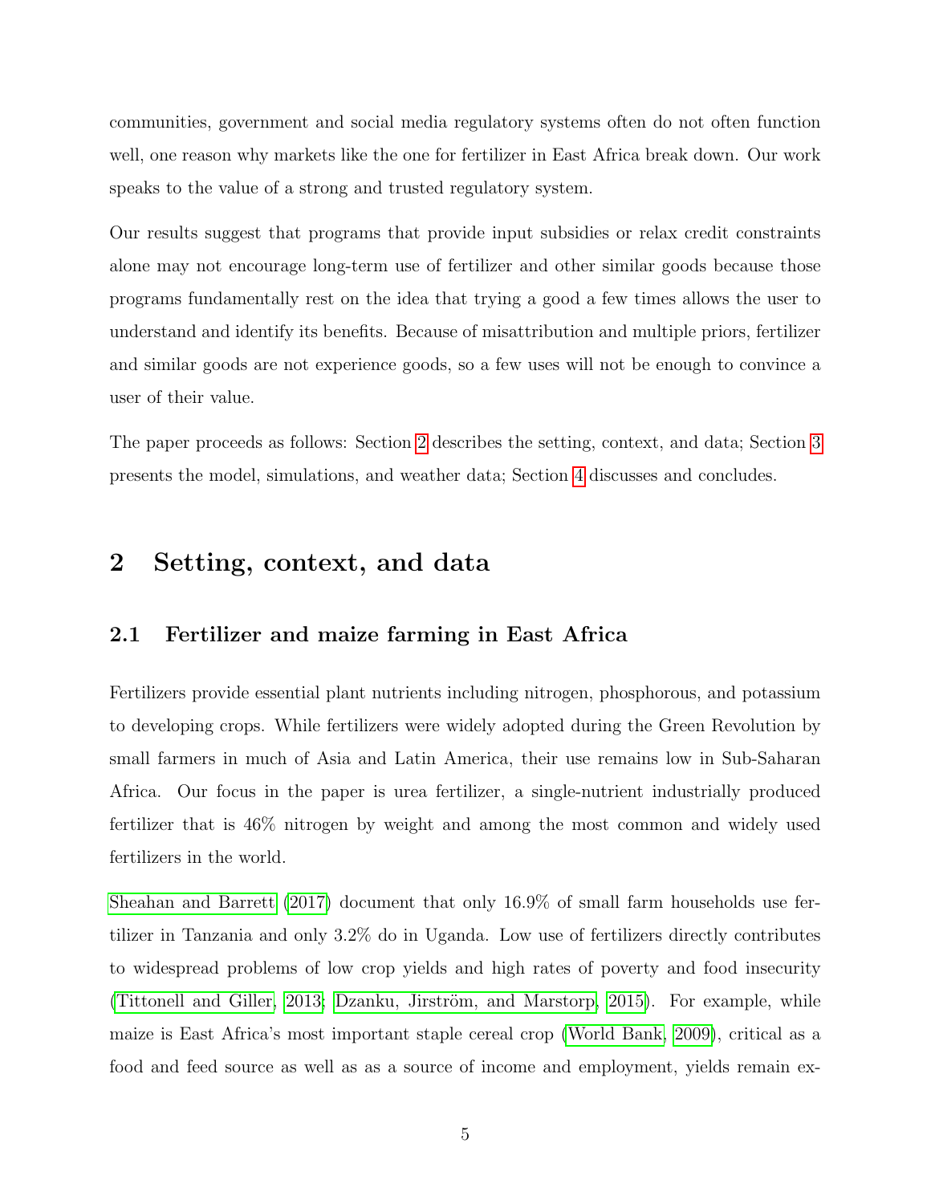communities, government and social media regulatory systems often do not often function well, one reason why markets like the one for fertilizer in East Africa break down. Our work speaks to the value of a strong and trusted regulatory system.

Our results suggest that programs that provide input subsidies or relax credit constraints alone may not encourage long-term use of fertilizer and other similar goods because those programs fundamentally rest on the idea that trying a good a few times allows the user to understand and identify its benefits. Because of misattribution and multiple priors, fertilizer and similar goods are not experience goods, so a few uses will not be enough to convince a user of their value.

The paper proceeds as follows: Section 2 describes the setting, context, and data; Section 3 presents the model, simulations, and weather data; Section 4 discusses and concludes.

# 2 Setting, context, and data

## 2.1 Fertilizer and maize farming in East Africa

Fertilizers provide essential plant nutrients including nitrogen, phosphorous, and potassium to developing crops. While fertilizers were widely adopted during the Green Revolution by small farmers in much of Asia and Latin America, their use remains low in Sub-Saharan Africa. Our focus in the paper is urea fertilizer, a single-nutrient industrially produced fertilizer that is 46% nitrogen by weight and among the most common and widely used fertilizers in the world.

Sheahan and Barrett (2017) document that only 16.9% of small farm households use fertilizer in Tanzania and only 3.2% do in Uganda. Low use of fertilizers directly contributes to widespread problems of low crop yields and high rates of poverty and food insecurity (Tittonell and Giller, 2013; Dzanku, Jirström, and Marstorp, 2015). For example, while maize is East Africa's most important staple cereal crop (World Bank, 2009), critical as a food and feed source as well as as a source of income and employment, yields remain ex-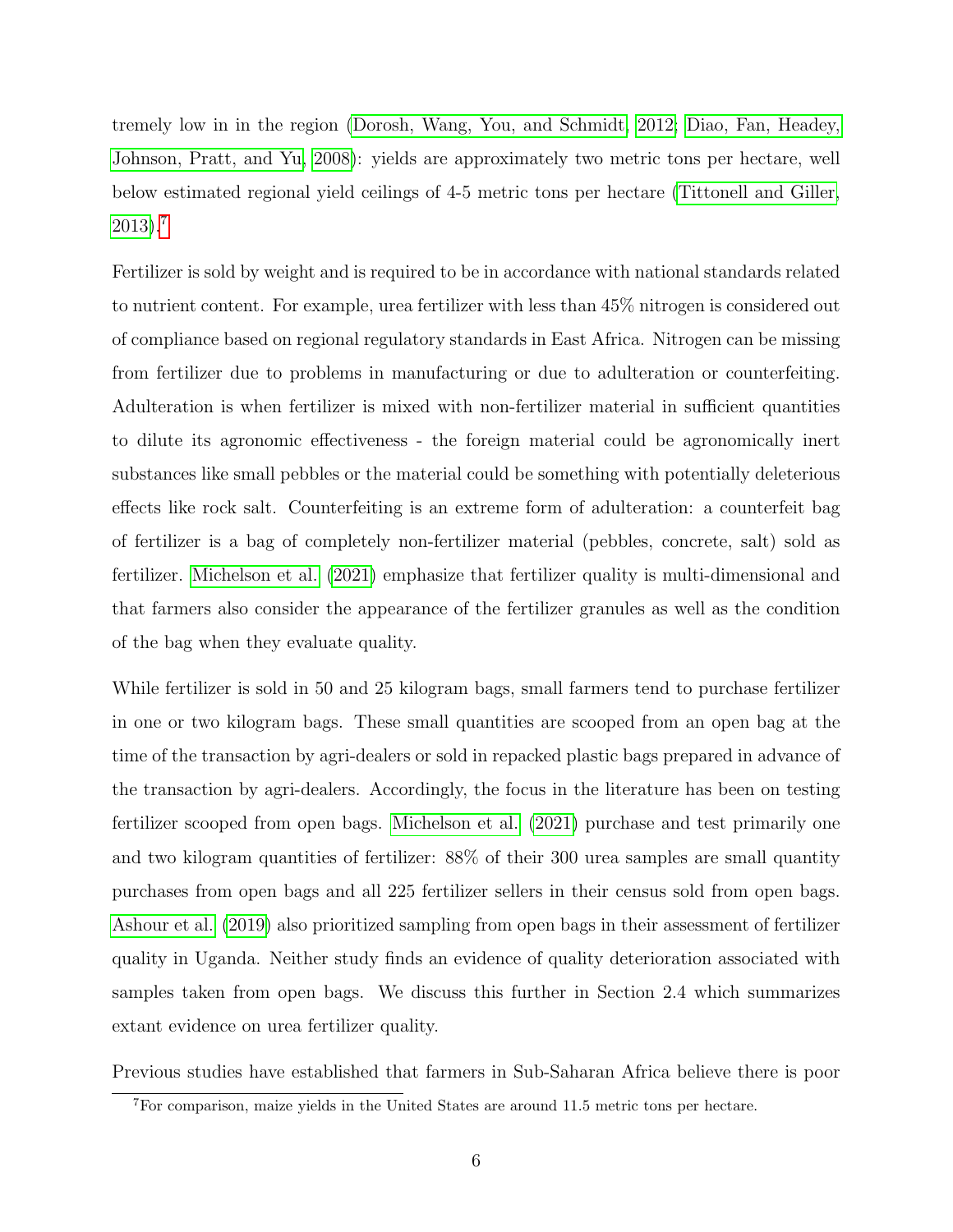tremely low in in the region (Dorosh, Wang, You, and Schmidt, 2012; Diao, Fan, Headey, Johnson, Pratt, and Yu, 2008): yields are approximately two metric tons per hectare, well below estimated regional yield ceilings of 4-5 metric tons per hectare (Tittonell and Giller, 2013).[7]

Fertilizer is sold by weight and is required to be in accordance with national standards related to nutrient content. For example, urea fertilizer with less than 45% nitrogen is considered out of compliance based on regional regulatory standards in East Africa. Nitrogen can be missing from fertilizer due to problems in manufacturing or due to adulteration or counterfeiting. Adulteration is when fertilizer is mixed with non-fertilizer material in sufficient quantities to dilute its agronomic effectiveness - the foreign material could be agronomically inert substances like small pebbles or the material could be something with potentially deleterious effects like rock salt. Counterfeiting is an extreme form of adulteration: a counterfeit bag of fertilizer is a bag of completely non-fertilizer material (pebbles, concrete, salt) sold as fertilizer. Michelson et al. (2021) emphasize that fertilizer quality is multi-dimensional and that farmers also consider the appearance of the fertilizer granules as well as the condition of the bag when they evaluate quality.

While fertilizer is sold in 50 and 25 kilogram bags, small farmers tend to purchase fertilizer in one or two kilogram bags. These small quantities are scooped from an open bag at the time of the transaction by agri-dealers or sold in repacked plastic bags prepared in advance of the transaction by agri-dealers. Accordingly, the focus in the literature has been on testing fertilizer scooped from open bags. Michelson et al. (2021) purchase and test primarily one and two kilogram quantities of fertilizer: 88% of their 300 urea samples are small quantity purchases from open bags and all 225 fertilizer sellers in their census sold from open bags. Ashour et al. (2019) also prioritized sampling from open bags in their assessment of fertilizer quality in Uganda. Neither study finds an evidence of quality deterioration associated with samples taken from open bags. We discuss this further in Section 2.4 which summarizes extant evidence on urea fertilizer quality.

Previous studies have established that farmers in Sub-Saharan Africa believe there is poor

[7] For comparison, maize yields in the United States are around 11.5 metric tons per hectare.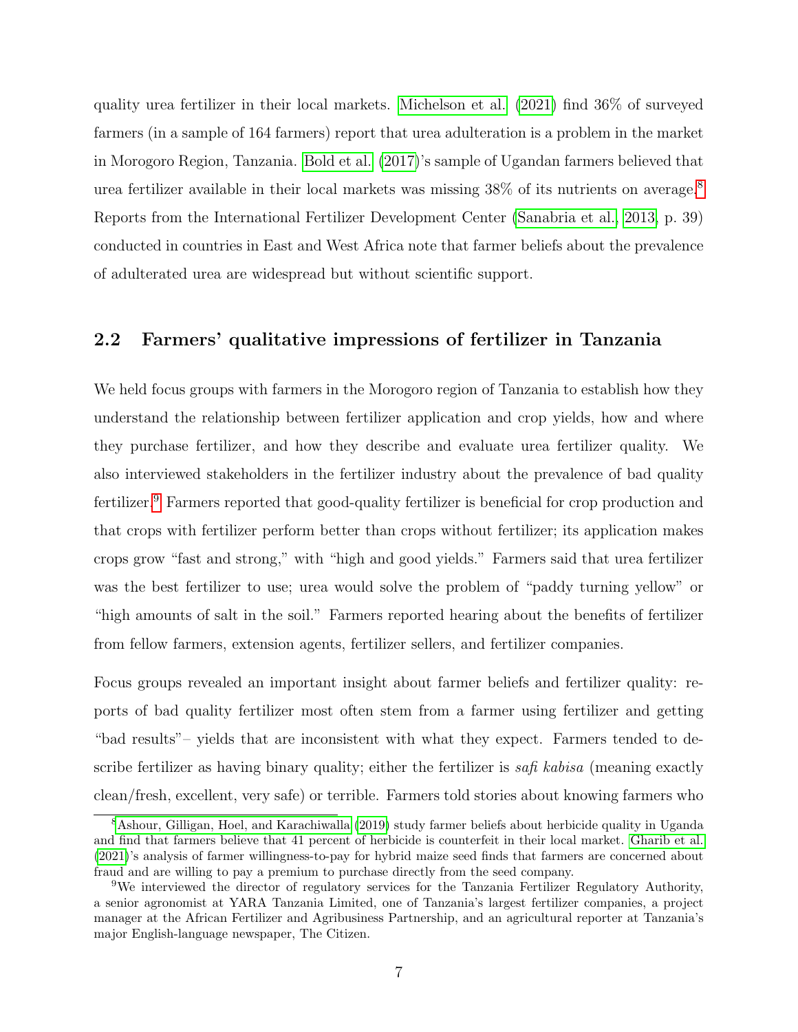quality urea fertilizer in their local markets. Michelson et al. (2021) find 36% of surveyed farmers (in a sample of 164 farmers) report that urea adulteration is a problem in the market in Morogoro Region, Tanzania. Bold et al. (2017)'s sample of Ugandan farmers believed that urea fertilizer available in their local markets was missing 38% of its nutrients on average.[8] Reports from the International Fertilizer Development Center (Sanabria et al., 2013, p. 39) conducted in countries in East and West Africa note that farmer beliefs about the prevalence of adulterated urea are widespread but without scientific support.

## 2.2 Farmers' qualitative impressions of fertilizer in Tanzania

We held focus groups with farmers in the Morogoro region of Tanzania to establish how they understand the relationship between fertilizer application and crop yields, how and where they purchase fertilizer, and how they describe and evaluate urea fertilizer quality. We also interviewed stakeholders in the fertilizer industry about the prevalence of bad quality fertilizer.[9] Farmers reported that good-quality fertilizer is beneficial for crop production and that crops with fertilizer perform better than crops without fertilizer; its application makes crops grow "fast and strong," with "high and good yields." Farmers said that urea fertilizer was the best fertilizer to use; urea would solve the problem of "paddy turning yellow" or "high amounts of salt in the soil." Farmers reported hearing about the benefits of fertilizer from fellow farmers, extension agents, fertilizer sellers, and fertilizer companies.

Focus groups revealed an important insight about farmer beliefs and fertilizer quality: reports of bad quality fertilizer most often stem from a farmer using fertilizer and getting "bad results"– yields that are inconsistent with what they expect. Farmers tended to describe fertilizer as having binary quality; either the fertilizer is *safi kabisa* (meaning exactly clean/fresh, excellent, very safe) or terrible. Farmers told stories about knowing farmers who

[8] Ashour, Gilligan, Hoel, and Karachiwalla (2019) study farmer beliefs about herbicide quality in Uganda and find that farmers believe that 41 percent of herbicide is counterfeit in their local market. Gharib et al. (2021)'s analysis of farmer willingness-to-pay for hybrid maize seed finds that farmers are concerned about fraud and are willing to pay a premium to purchase directly from the seed company.

[9] We interviewed the director of regulatory services for the Tanzania Fertilizer Regulatory Authority, a senior agronomist at YARA Tanzania Limited, one of Tanzania's largest fertilizer companies, a project manager at the African Fertilizer and Agribusiness Partnership, and an agricultural reporter at Tanzania's major English-language newspaper, The Citizen.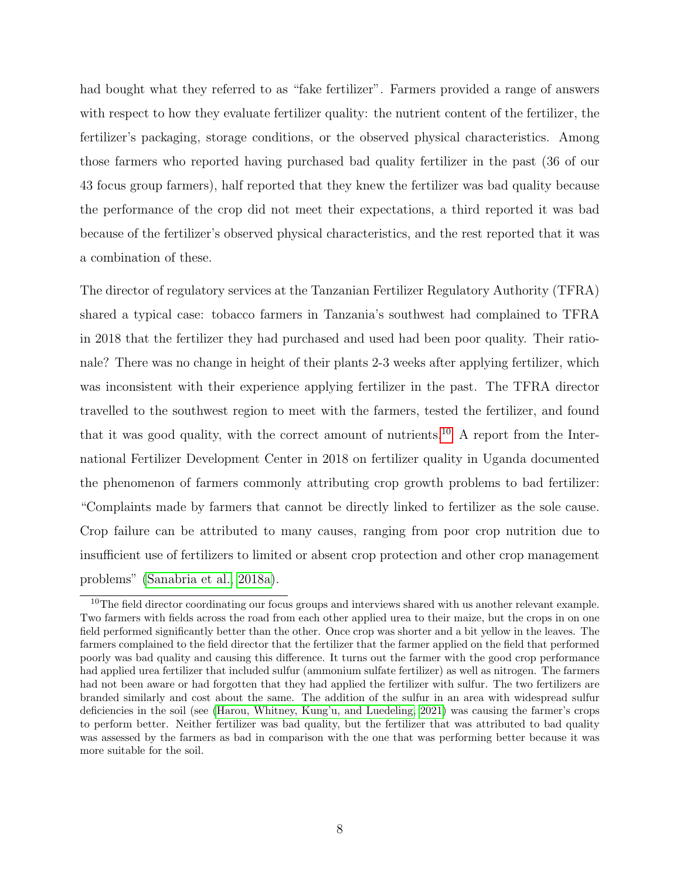had bought what they referred to as "fake fertilizer". Farmers provided a range of answers with respect to how they evaluate fertilizer quality: the nutrient content of the fertilizer, the fertilizer's packaging, storage conditions, or the observed physical characteristics. Among those farmers who reported having purchased bad quality fertilizer in the past (36 of our 43 focus group farmers), half reported that they knew the fertilizer was bad quality because the performance of the crop did not meet their expectations, a third reported it was bad because of the fertilizer's observed physical characteristics, and the rest reported that it was a combination of these.

The director of regulatory services at the Tanzanian Fertilizer Regulatory Authority (TFRA) shared a typical case: tobacco farmers in Tanzania's southwest had complained to TFRA in 2018 that the fertilizer they had purchased and used had been poor quality. Their rationale? There was no change in height of their plants 2-3 weeks after applying fertilizer, which was inconsistent with their experience applying fertilizer in the past. The TFRA director travelled to the southwest region to meet with the farmers, tested the fertilizer, and found that it was good quality, with the correct amount of nutrients.[10] A report from the International Fertilizer Development Center in 2018 on fertilizer quality in Uganda documented the phenomenon of farmers commonly attributing crop growth problems to bad fertilizer: "Complaints made by farmers that cannot be directly linked to fertilizer as the sole cause. Crop failure can be attributed to many causes, ranging from poor crop nutrition due to insufficient use of fertilizers to limited or absent crop protection and other crop management problems" (Sanabria et al., 2018a).

[10] The field director coordinating our focus groups and interviews shared with us another relevant example. Two farmers with fields across the road from each other applied urea to their maize, but the crops in on one field performed significantly better than the other. Once crop was shorter and a bit yellow in the leaves. The farmers complained to the field director that the fertilizer that the farmer applied on the field that performed poorly was bad quality and causing this difference. It turns out the farmer with the good crop performance had applied urea fertilizer that included sulfur (ammonium sulfate fertilizer) as well as nitrogen. The farmers had not been aware or had forgotten that they had applied the fertilizer with sulfur. The two fertilizers are branded similarly and cost about the same. The addition of the sulfur in an area with widespread sulfur deficiencies in the soil (see (Harou, Whitney, Kung'u, and Luedeling, 2021) was causing the farmer's crops to perform better. Neither fertilizer was bad quality, but the fertilizer that was attributed to bad quality was assessed by the farmers as bad in comparison with the one that was performing better because it was more suitable for the soil.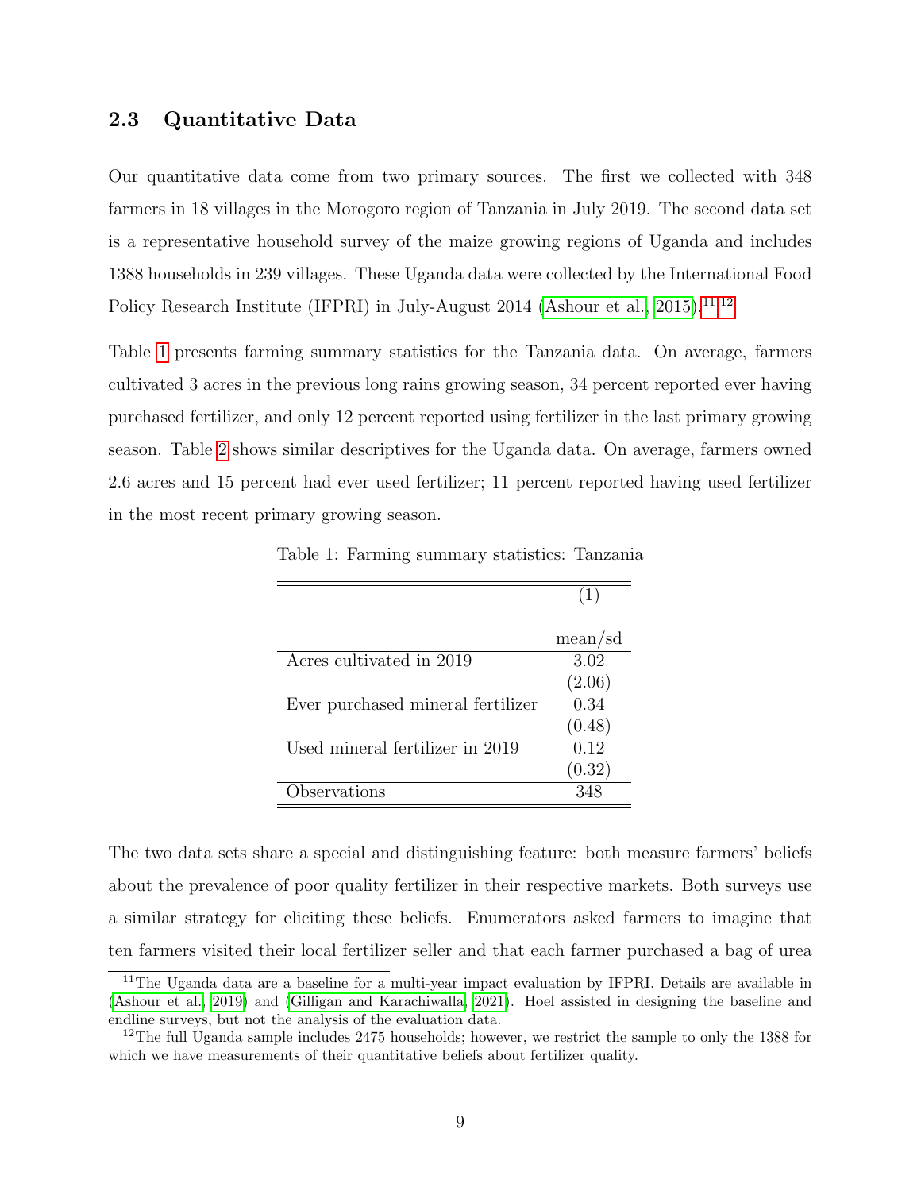## 2.3 Quantitative Data

Our quantitative data come from two primary sources. The first we collected with 348 farmers in 18 villages in the Morogoro region of Tanzania in July 2019. The second data set is a representative household survey of the maize growing regions of Uganda and includes 1388 households in 239 villages. These Uganda data were collected by the International Food Policy Research Institute (IFPRI) in July-August 2014 (Ashour et al., 2015).[11][12]

Table 1 presents farming summary statistics for the Tanzania data. On average, farmers cultivated 3 acres in the previous long rains growing season, 34 percent reported ever having purchased fertilizer, and only 12 percent reported using fertilizer in the last primary growing season. Table 2 shows similar descriptives for the Uganda data. On average, farmers owned 2.6 acres and 15 percent had ever used fertilizer; 11 percent reported having used fertilizer in the most recent primary growing season.

Table 1: Farming summary statistics: Tanzania

| | (1) |
|---|---|
| | mean/sd |
| Acres cultivated in 2019 | 3.02 |
| | (2.06) |
| Ever purchased mineral fertilizer | 0.34 |
| | (0.48) |
| Used mineral fertilizer in 2019 | 0.12 |
| | (0.32) |
| Observations | 348 |

The two data sets share a special and distinguishing feature: both measure farmers' beliefs about the prevalence of poor quality fertilizer in their respective markets. Both surveys use a similar strategy for eliciting these beliefs. Enumerators asked farmers to imagine that ten farmers visited their local fertilizer seller and that each farmer purchased a bag of urea

[11] The Uganda data are a baseline for a multi-year impact evaluation by IFPRI. Details are available in (Ashour et al., 2019) and (Gilligan and Karachiwalla, 2021). Hoel assisted in designing the baseline and endline surveys, but not the analysis of the evaluation data.

[12] The full Uganda sample includes 2475 households; however, we restrict the sample to only the 1388 for which we have measurements of their quantitative beliefs about fertilizer quality.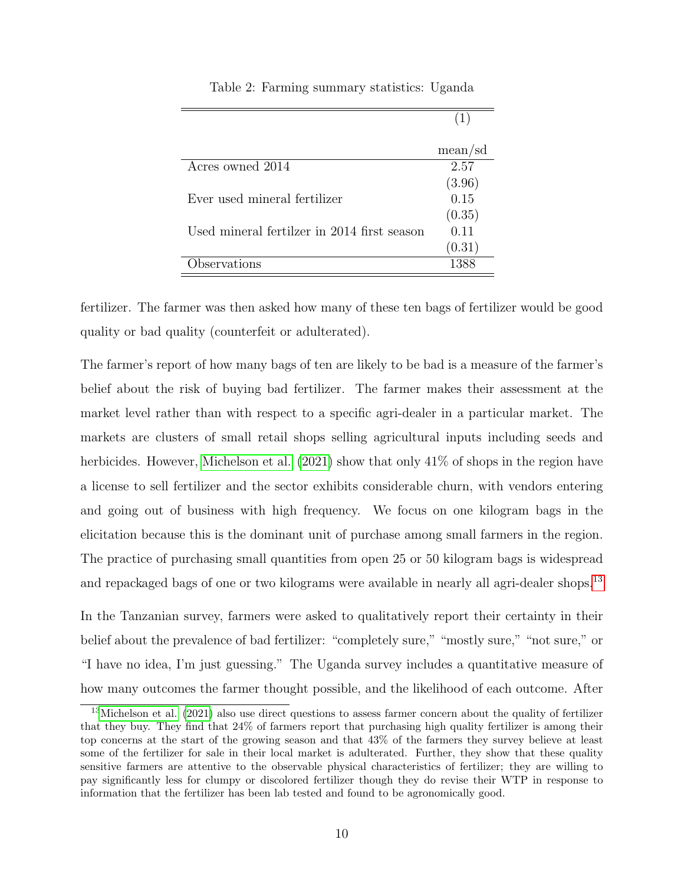Table 2: Farming summary statistics: Uganda

| | (1) |
|---|---|
| | mean/sd |
| Acres owned 2014 | 2.57 |
| | (3.96) |
| Ever used mineral fertilizer | 0.15 |
| | (0.35) |
| Used mineral fertilzer in 2014 first season | 0.11 |
| | (0.31) |
| Observations | 1388 |

fertilizer. The farmer was then asked how many of these ten bags of fertilizer would be good quality or bad quality (counterfeit or adulterated).

The farmer's report of how many bags of ten are likely to be bad is a measure of the farmer's belief about the risk of buying bad fertilizer. The farmer makes their assessment at the market level rather than with respect to a specific agri-dealer in a particular market. The markets are clusters of small retail shops selling agricultural inputs including seeds and herbicides. However, Michelson et al. (2021) show that only 41% of shops in the region have a license to sell fertilizer and the sector exhibits considerable churn, with vendors entering and going out of business with high frequency. We focus on one kilogram bags in the elicitation because this is the dominant unit of purchase among small farmers in the region. The practice of purchasing small quantities from open 25 or 50 kilogram bags is widespread and repackaged bags of one or two kilograms were available in nearly all agri-dealer shops.[13]

In the Tanzanian survey, farmers were asked to qualitatively report their certainty in their belief about the prevalence of bad fertilizer: "completely sure," "mostly sure," "not sure," or "I have no idea, I'm just guessing." The Uganda survey includes a quantitative measure of how many outcomes the farmer thought possible, and the likelihood of each outcome. After

[13] Michelson et al. (2021) also use direct questions to assess farmer concern about the quality of fertilizer that they buy. They find that 24% of farmers report that purchasing high quality fertilizer is among their top concerns at the start of the growing season and that 43% of the farmers they survey believe at least some of the fertilizer for sale in their local market is adulterated. Further, they show that these quality sensitive farmers are attentive to the observable physical characteristics of fertilizer; they are willing to pay significantly less for clumpy or discolored fertilizer though they do revise their WTP in response to information that the fertilizer has been lab tested and found to be agronomically good.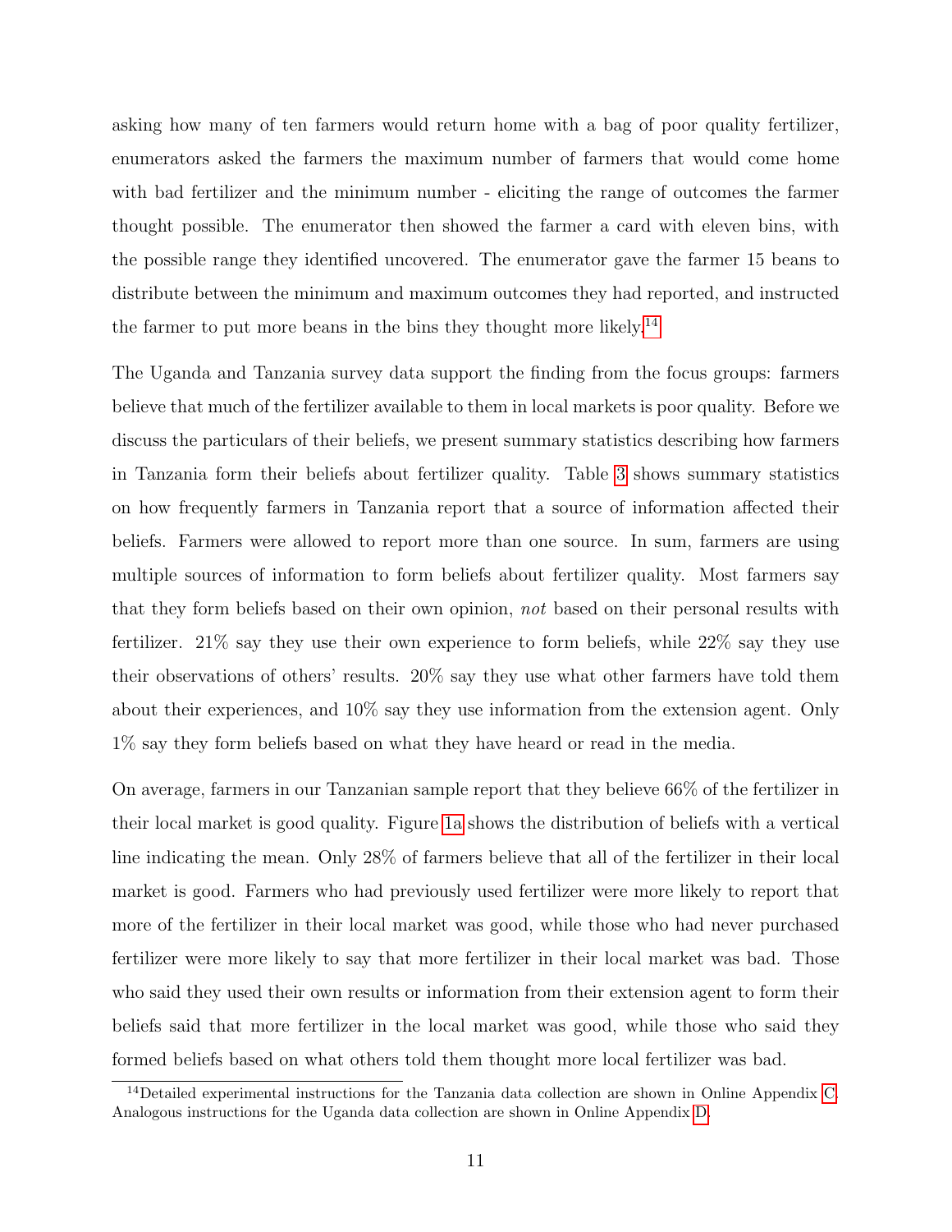asking how many of ten farmers would return home with a bag of poor quality fertilizer, enumerators asked the farmers the maximum number of farmers that would come home with bad fertilizer and the minimum number - eliciting the range of outcomes the farmer thought possible. The enumerator then showed the farmer a card with eleven bins, with the possible range they identified uncovered. The enumerator gave the farmer 15 beans to distribute between the minimum and maximum outcomes they had reported, and instructed the farmer to put more beans in the bins they thought more likely.[14]

The Uganda and Tanzania survey data support the finding from the focus groups: farmers believe that much of the fertilizer available to them in local markets is poor quality. Before we discuss the particulars of their beliefs, we present summary statistics describing how farmers in Tanzania form their beliefs about fertilizer quality. Table 3 shows summary statistics on how frequently farmers in Tanzania report that a source of information affected their beliefs. Farmers were allowed to report more than one source. In sum, farmers are using multiple sources of information to form beliefs about fertilizer quality. Most farmers say that they form beliefs based on their own opinion, *not* based on their personal results with fertilizer. 21% say they use their own experience to form beliefs, while 22% say they use their observations of others' results. 20% say they use what other farmers have told them about their experiences, and 10% say they use information from the extension agent. Only 1% say they form beliefs based on what they have heard or read in the media.

On average, farmers in our Tanzanian sample report that they believe 66% of the fertilizer in their local market is good quality. Figure 1a shows the distribution of beliefs with a vertical line indicating the mean. Only 28% of farmers believe that all of the fertilizer in their local market is good. Farmers who had previously used fertilizer were more likely to report that more of the fertilizer in their local market was good, while those who had never purchased fertilizer were more likely to say that more fertilizer in their local market was bad. Those who said they used their own results or information from their extension agent to form their beliefs said that more fertilizer in the local market was good, while those who said they formed beliefs based on what others told them thought more local fertilizer was bad.

[14] Detailed experimental instructions for the Tanzania data collection are shown in Online Appendix C. Analogous instructions for the Uganda data collection are shown in Online Appendix D.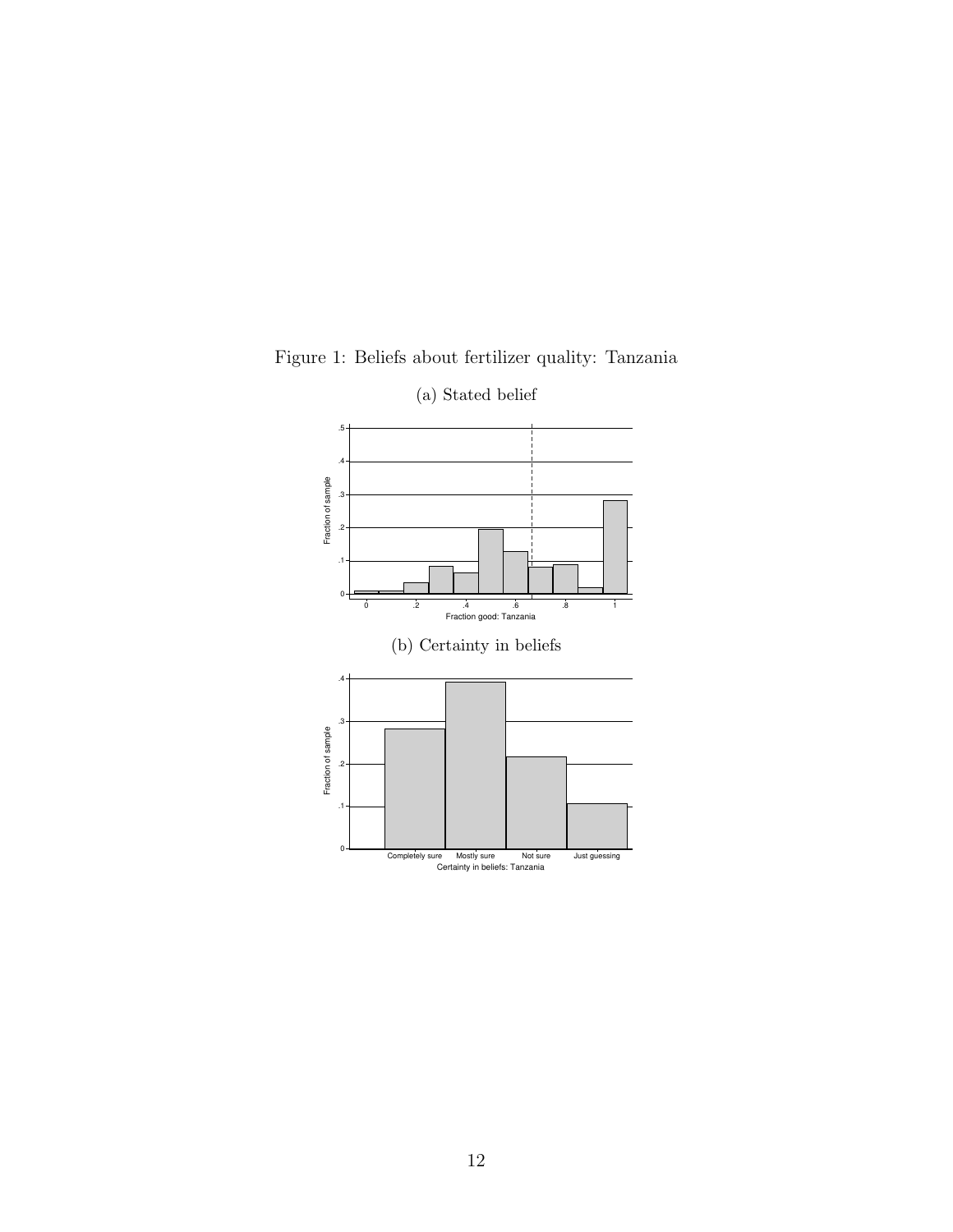Figure 1: Beliefs about fertilizer quality: Tanzania

(a) Stated belief

(b) Certainty in beliefs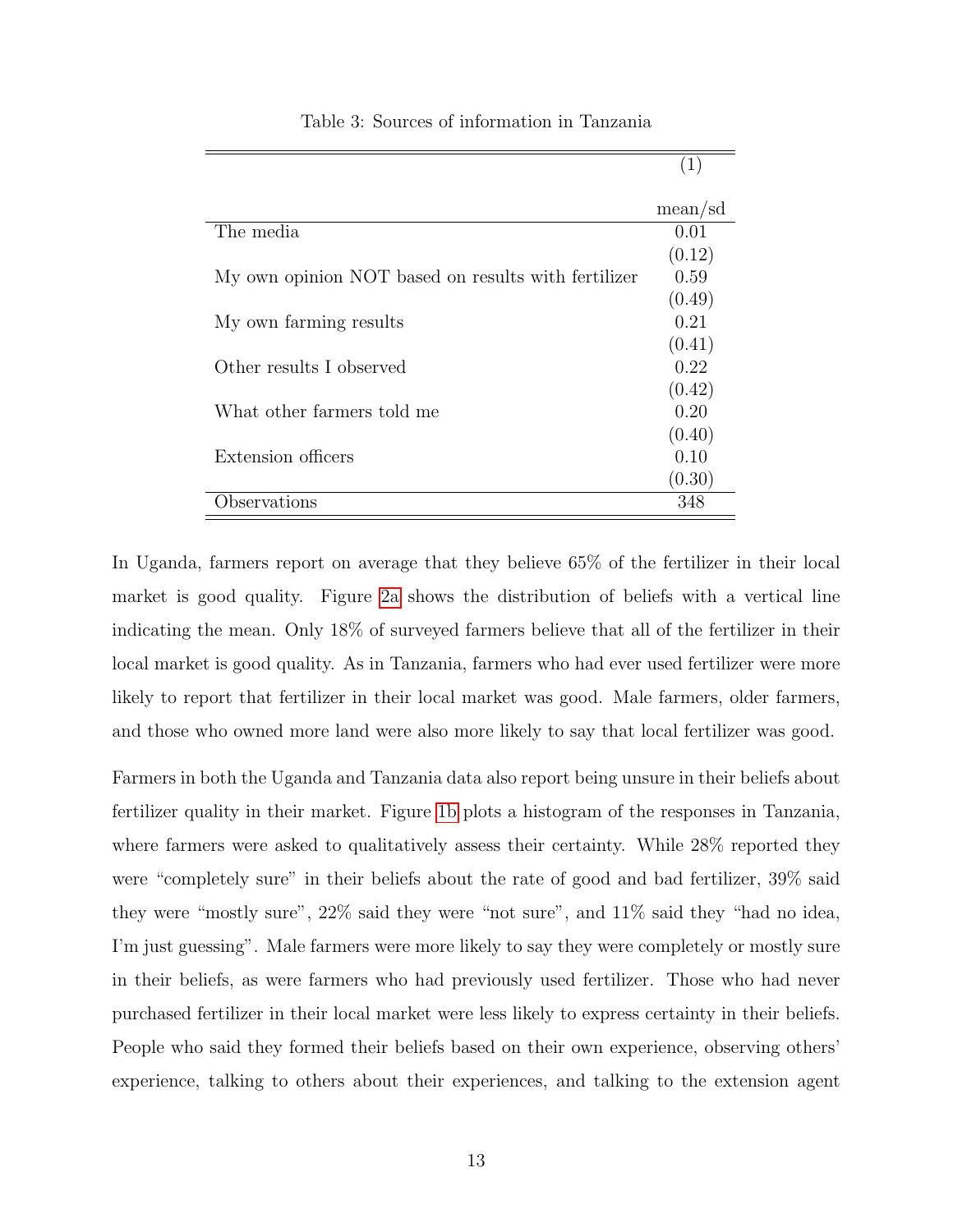Table 3: Sources of information in Tanzania

| | (1) |
|---|---|
| | mean/sd |
| The media | 0.01 |
| | (0.12) |
| My own opinion NOT based on results with fertilizer | 0.59 |
| | (0.49) |
| My own farming results | 0.21 |
| | (0.41) |
| Other results I observed | 0.22 |
| | (0.42) |
| What other farmers told me | 0.20 |
| | (0.40) |
| Extension officers | 0.10 |
| | (0.30) |
| Observations | 348 |

In Uganda, farmers report on average that they believe 65% of the fertilizer in their local market is good quality. Figure 2a shows the distribution of beliefs with a vertical line indicating the mean. Only 18% of surveyed farmers believe that all of the fertilizer in their local market is good quality. As in Tanzania, farmers who had ever used fertilizer were more likely to report that fertilizer in their local market was good. Male farmers, older farmers, and those who owned more land were also more likely to say that local fertilizer was good.

Farmers in both the Uganda and Tanzania data also report being unsure in their beliefs about fertilizer quality in their market. Figure 1b plots a histogram of the responses in Tanzania, where farmers were asked to qualitatively assess their certainty. While 28% reported they were "completely sure" in their beliefs about the rate of good and bad fertilizer, 39% said they were "mostly sure", 22% said they were "not sure", and 11% said they "had no idea, I'm just guessing". Male farmers were more likely to say they were completely or mostly sure in their beliefs, as were farmers who had previously used fertilizer. Those who had never purchased fertilizer in their local market were less likely to express certainty in their beliefs. People who said they formed their beliefs based on their own experience, observing others' experience, talking to others about their experiences, and talking to the extension agent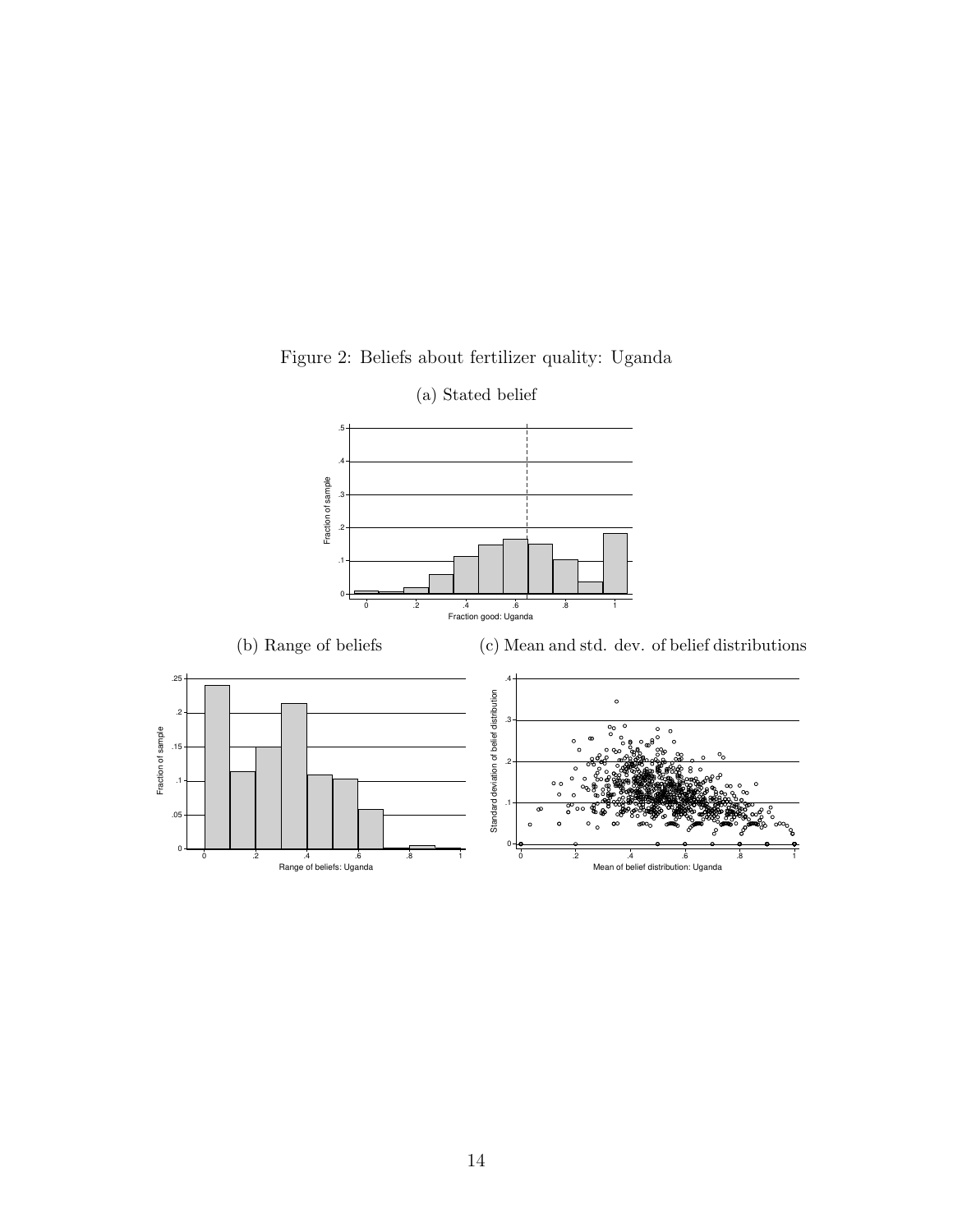Figure 2: Beliefs about fertilizer quality: Uganda

(a) Stated belief

(b) Range of beliefs

(c) Mean and std. dev. of belief distributions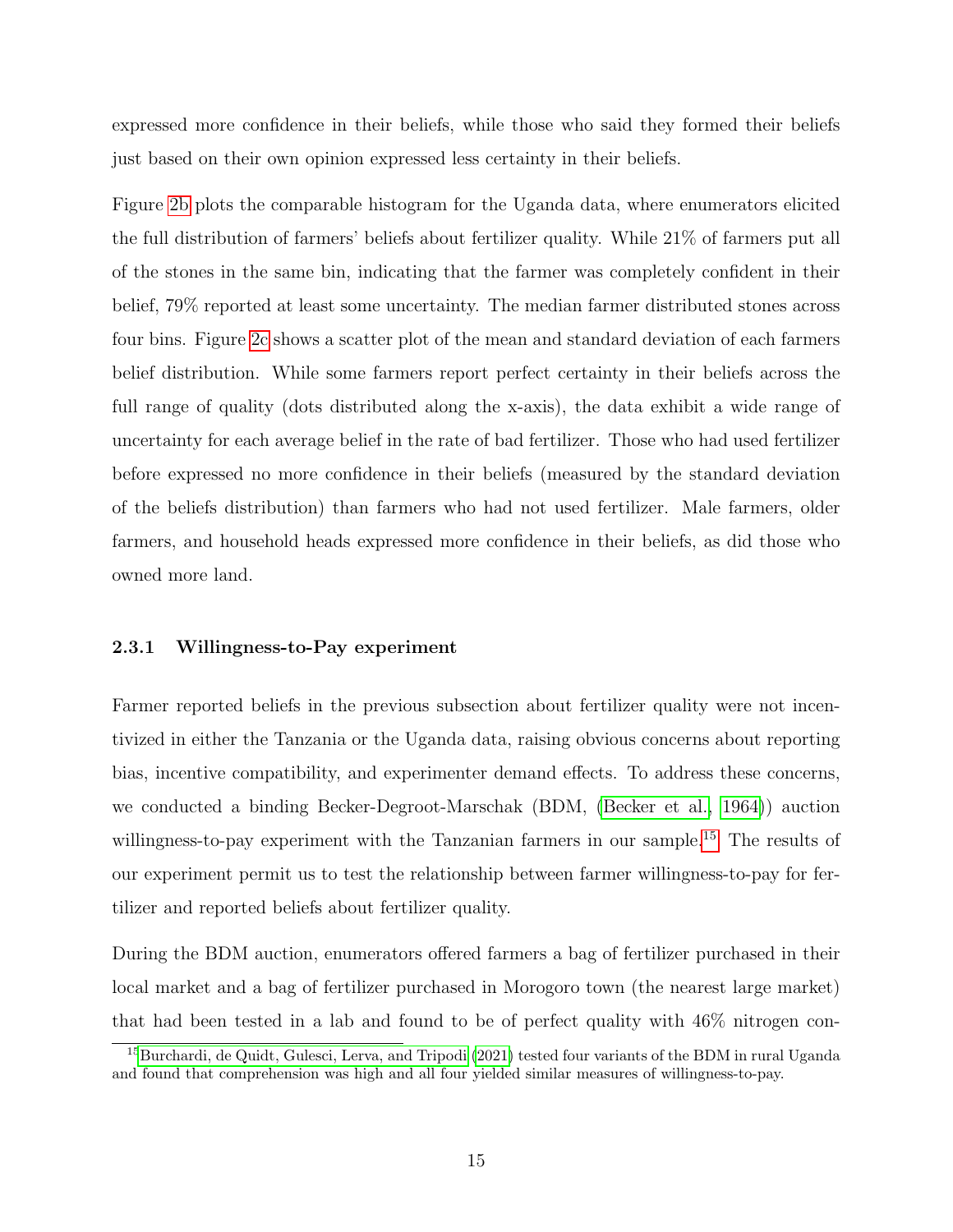expressed more confidence in their beliefs, while those who said they formed their beliefs just based on their own opinion expressed less certainty in their beliefs.

Figure 2b plots the comparable histogram for the Uganda data, where enumerators elicited the full distribution of farmers' beliefs about fertilizer quality. While 21% of farmers put all of the stones in the same bin, indicating that the farmer was completely confident in their belief, 79% reported at least some uncertainty. The median farmer distributed stones across four bins. Figure 2c shows a scatter plot of the mean and standard deviation of each farmers belief distribution. While some farmers report perfect certainty in their beliefs across the full range of quality (dots distributed along the x-axis), the data exhibit a wide range of uncertainty for each average belief in the rate of bad fertilizer. Those who had used fertilizer before expressed no more confidence in their beliefs (measured by the standard deviation of the beliefs distribution) than farmers who had not used fertilizer. Male farmers, older farmers, and household heads expressed more confidence in their beliefs, as did those who owned more land.

### 2.3.1 Willingness-to-Pay experiment

Farmer reported beliefs in the previous subsection about fertilizer quality were not incentivized in either the Tanzania or the Uganda data, raising obvious concerns about reporting bias, incentive compatibility, and experimenter demand effects. To address these concerns, we conducted a binding Becker-Degroot-Marschak (BDM, (Becker et al., 1964)) auction willingness-to-pay experiment with the Tanzanian farmers in our sample.[15] The results of our experiment permit us to test the relationship between farmer willingness-to-pay for fertilizer and reported beliefs about fertilizer quality.

During the BDM auction, enumerators offered farmers a bag of fertilizer purchased in their local market and a bag of fertilizer purchased in Morogoro town (the nearest large market) that had been tested in a lab and found to be of perfect quality with 46% nitrogen con-

[15] Burchardi, de Quidt, Gulesci, Lerva, and Tripodi (2021) tested four variants of the BDM in rural Uganda and found that comprehension was high and all four yielded similar measures of willingness-to-pay.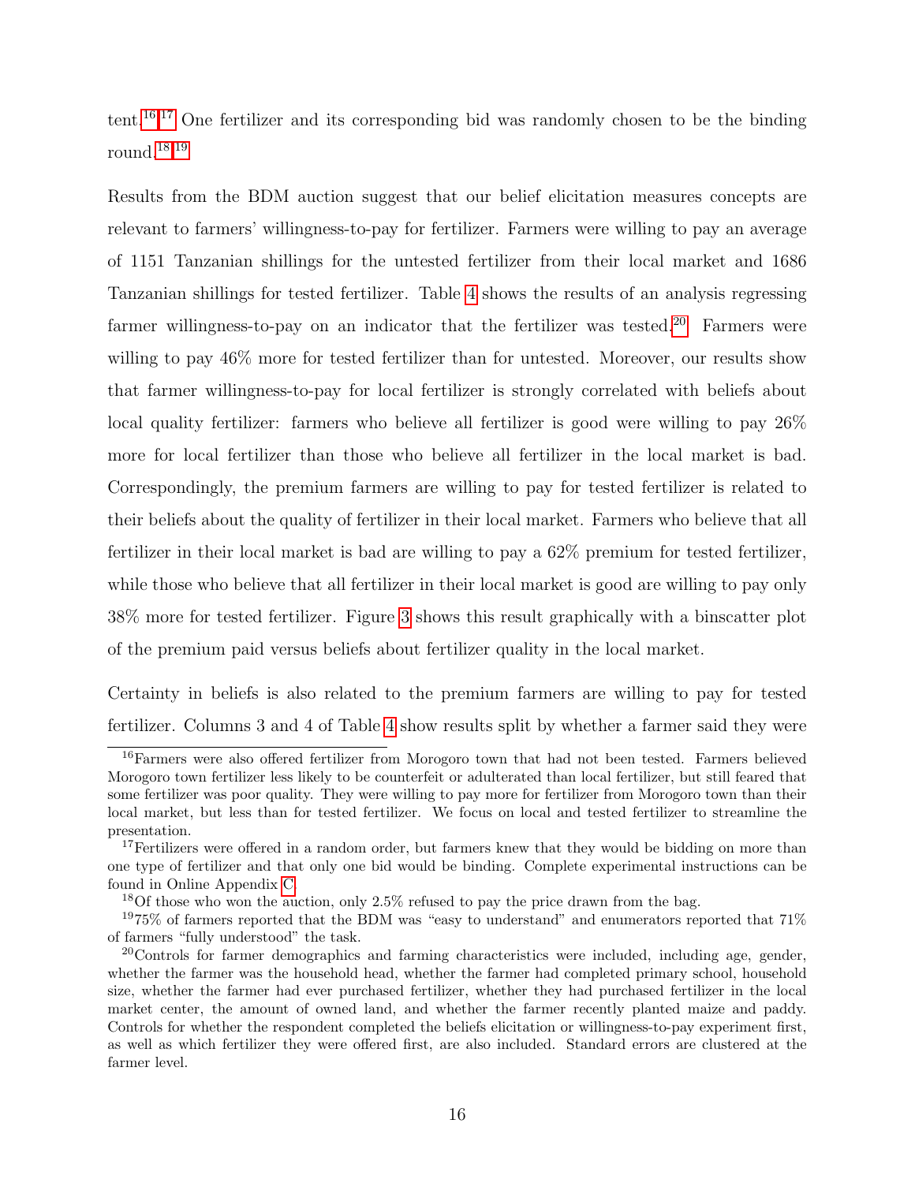tent.[16][17] One fertilizer and its corresponding bid was randomly chosen to be the binding round.[18][19]

Results from the BDM auction suggest that our belief elicitation measures concepts are relevant to farmers' willingness-to-pay for fertilizer. Farmers were willing to pay an average of 1151 Tanzanian shillings for the untested fertilizer from their local market and 1686 Tanzanian shillings for tested fertilizer. Table 4 shows the results of an analysis regressing farmer willingness-to-pay on an indicator that the fertilizer was tested.[20] Farmers were willing to pay 46% more for tested fertilizer than for untested. Moreover, our results show that farmer willingness-to-pay for local fertilizer is strongly correlated with beliefs about local quality fertilizer: farmers who believe all fertilizer is good were willing to pay 26% more for local fertilizer than those who believe all fertilizer in the local market is bad. Correspondingly, the premium farmers are willing to pay for tested fertilizer is related to their beliefs about the quality of fertilizer in their local market. Farmers who believe that all fertilizer in their local market is bad are willing to pay a 62% premium for tested fertilizer, while those who believe that all fertilizer in their local market is good are willing to pay only 38% more for tested fertilizer. Figure 3 shows this result graphically with a binscatter plot of the premium paid versus beliefs about fertilizer quality in the local market.

Certainty in beliefs is also related to the premium farmers are willing to pay for tested fertilizer. Columns 3 and 4 of Table 4 show results split by whether a farmer said they were

---

[16] Farmers were also offered fertilizer from Morogoro town that had not been tested. Farmers believed Morogoro town fertilizer less likely to be counterfeit or adulterated than local fertilizer, but still feared that some fertilizer was poor quality. They were willing to pay more for fertilizer from Morogoro town than their local market, but less than for tested fertilizer. We focus on local and tested fertilizer to streamline the presentation.

[17] Fertilizers were offered in a random order, but farmers knew that they would be bidding on more than one type of fertilizer and that only one bid would be binding. Complete experimental instructions can be found in Online Appendix C.

[18] Of those who won the auction, only 2.5% refused to pay the price drawn from the bag.

[19] 75% of farmers reported that the BDM was "easy to understand" and enumerators reported that 71% of farmers "fully understood" the task.

[20] Controls for farmer demographics and farming characteristics were included, including age, gender, whether the farmer was the household head, whether the farmer had completed primary school, household size, whether the farmer had ever purchased fertilizer, whether they had purchased fertilizer in the local market center, the amount of owned land, and whether the farmer recently planted maize and paddy. Controls for whether the respondent completed the beliefs elicitation or willingness-to-pay experiment first, as well as which fertilizer they were offered first, are also included. Standard errors are clustered at the farmer level.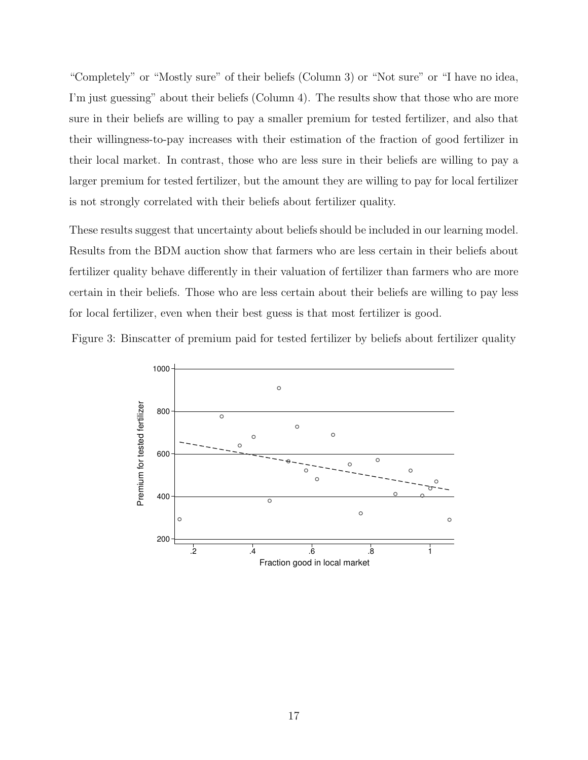"Completely" or "Mostly sure" of their beliefs (Column 3) or "Not sure" or "I have no idea, I'm just guessing" about their beliefs (Column 4). The results show that those who are more sure in their beliefs are willing to pay a smaller premium for tested fertilizer, and also that their willingness-to-pay increases with their estimation of the fraction of good fertilizer in their local market. In contrast, those who are less sure in their beliefs are willing to pay a larger premium for tested fertilizer, but the amount they are willing to pay for local fertilizer is not strongly correlated with their beliefs about fertilizer quality.

These results suggest that uncertainty about beliefs should be included in our learning model. Results from the BDM auction show that farmers who are less certain in their beliefs about fertilizer quality behave differently in their valuation of fertilizer than farmers who are more certain in their beliefs. Those who are less certain about their beliefs are willing to pay less for local fertilizer, even when their best guess is that most fertilizer is good.

Figure 3: Binscatter of premium paid for tested fertilizer by beliefs about fertilizer quality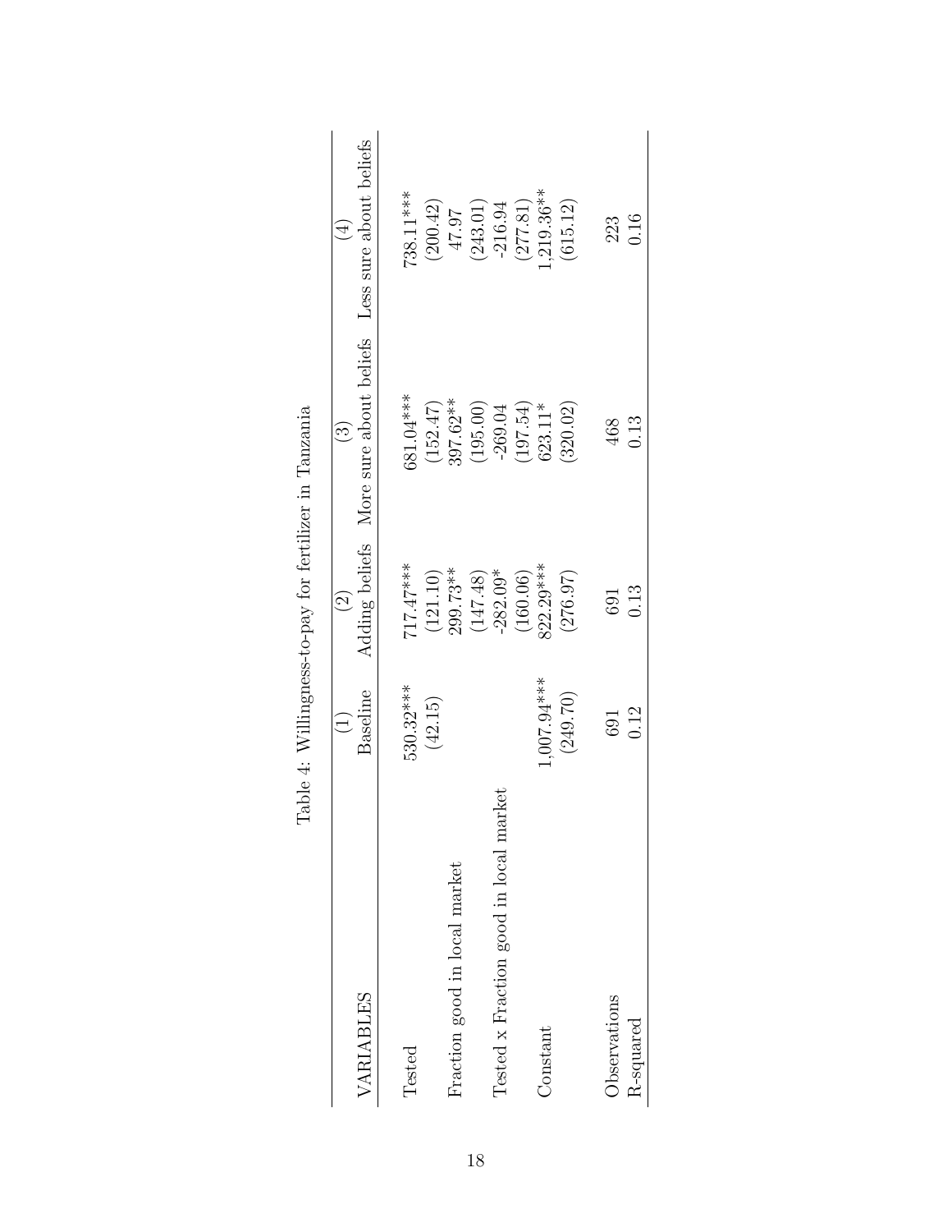Table 4: Willingness-to-pay for fertilizer in Tanzania

| VARIABLES | (1) Baseline | (2) Adding beliefs | (3) More sure about beliefs | (4) Less sure about beliefs |
|---|---|---|---|---|
| Tested | 530.32*** | 717.47*** | 681.04*** | 738.11*** |
| | (42.15) | (121.10) | (152.47) | (200.42) |
| Fraction good in local market | | 299.73** | 397.62** | 47.97 |
| | | (147.48) | (195.00) | (243.01) |
| Tested x Fraction good in local market | | -282.09* | -269.04 | -216.94 |
| | | (160.06) | (197.54) | (277.81) |
| Constant | 1,007.94*** | 822.29*** | 623.11* | 1,219.36** |
| | (249.70) | (276.97) | (320.02) | (615.12) |
| | | | | |
| Observations | 691 | 691 | 468 | 223 |
| R-squared | 0.12 | 0.13 | 0.13 | 0.16 |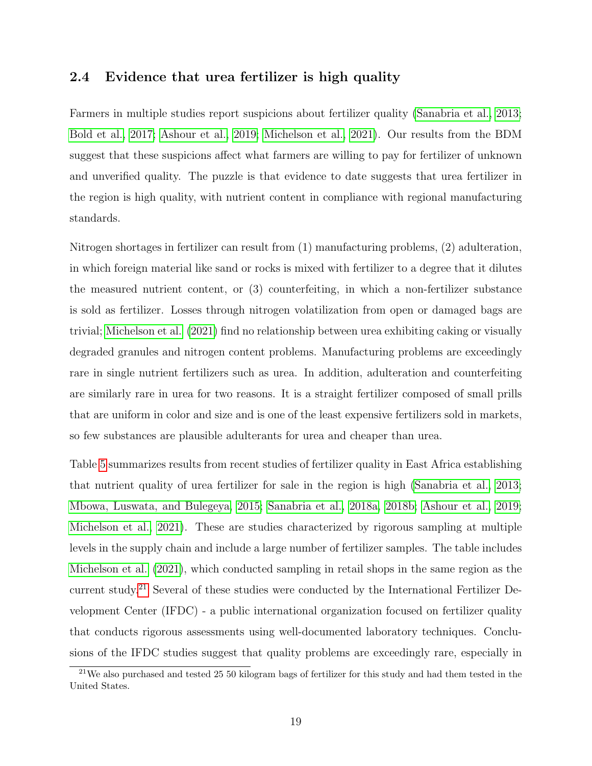### 2.4 Evidence that urea fertilizer is high quality

Farmers in multiple studies report suspicions about fertilizer quality (Sanabria et al., 2013; Bold et al., 2017; Ashour et al., 2019; Michelson et al., 2021). Our results from the BDM suggest that these suspicions affect what farmers are willing to pay for fertilizer of unknown and unverified quality. The puzzle is that evidence to date suggests that urea fertilizer in the region is high quality, with nutrient content in compliance with regional manufacturing standards.

Nitrogen shortages in fertilizer can result from (1) manufacturing problems, (2) adulteration, in which foreign material like sand or rocks is mixed with fertilizer to a degree that it dilutes the measured nutrient content, or (3) counterfeiting, in which a non-fertilizer substance is sold as fertilizer. Losses through nitrogen volatilization from open or damaged bags are trivial; Michelson et al. (2021) find no relationship between urea exhibiting caking or visually degraded granules and nitrogen content problems. Manufacturing problems are exceedingly rare in single nutrient fertilizers such as urea. In addition, adulteration and counterfeiting are similarly rare in urea for two reasons. It is a straight fertilizer composed of small prills that are uniform in color and size and is one of the least expensive fertilizers sold in markets, so few substances are plausible adulterants for urea and cheaper than urea.

Table 5 summarizes results from recent studies of fertilizer quality in East Africa establishing that nutrient quality of urea fertilizer for sale in the region is high (Sanabria et al., 2013; Mbowa, Luswata, and Bulegeya, 2015; Sanabria et al., 2018a, 2018b; Ashour et al., 2019; Michelson et al., 2021). These are studies characterized by rigorous sampling at multiple levels in the supply chain and include a large number of fertilizer samples. The table includes Michelson et al. (2021), which conducted sampling in retail shops in the same region as the current study.[21] Several of these studies were conducted by the International Fertilizer Development Center (IFDC) - a public international organization focused on fertilizer quality that conducts rigorous assessments using well-documented laboratory techniques. Conclusions of the IFDC studies suggest that quality problems are exceedingly rare, especially in

[21] We also purchased and tested 25 50 kilogram bags of fertilizer for this study and had them tested in the United States.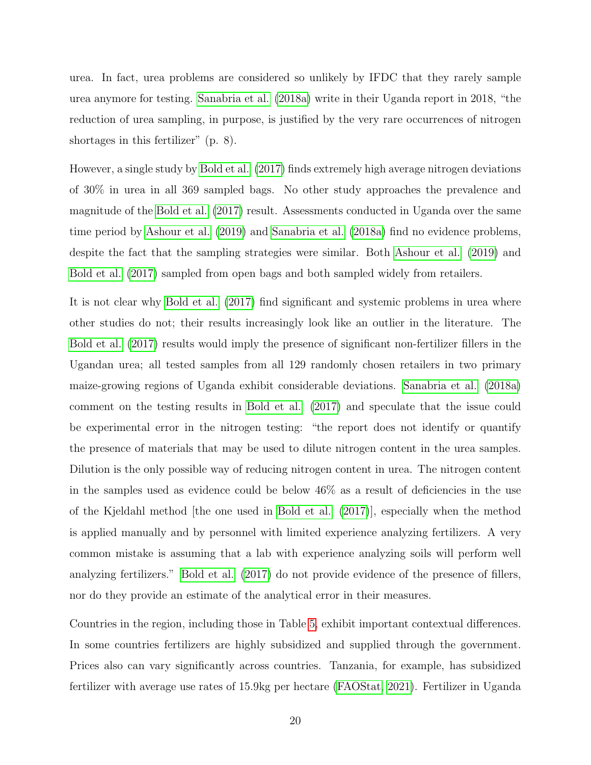urea. In fact, urea problems are considered so unlikely by IFDC that they rarely sample urea anymore for testing. Sanabria et al. (2018a) write in their Uganda report in 2018, "the reduction of urea sampling, in purpose, is justified by the very rare occurrences of nitrogen shortages in this fertilizer" (p. 8).

However, a single study by Bold et al. (2017) finds extremely high average nitrogen deviations of 30% in urea in all 369 sampled bags. No other study approaches the prevalence and magnitude of the Bold et al. (2017) result. Assessments conducted in Uganda over the same time period by Ashour et al. (2019) and Sanabria et al. (2018a) find no evidence problems, despite the fact that the sampling strategies were similar. Both Ashour et al. (2019) and Bold et al. (2017) sampled from open bags and both sampled widely from retailers.

It is not clear why Bold et al. (2017) find significant and systemic problems in urea where other studies do not; their results increasingly look like an outlier in the literature. The Bold et al. (2017) results would imply the presence of significant non-fertilizer fillers in the Ugandan urea; all tested samples from all 129 randomly chosen retailers in two primary maize-growing regions of Uganda exhibit considerable deviations. Sanabria et al. (2018a) comment on the testing results in Bold et al. (2017) and speculate that the issue could be experimental error in the nitrogen testing: "the report does not identify or quantify the presence of materials that may be used to dilute nitrogen content in the urea samples. Dilution is the only possible way of reducing nitrogen content in urea. The nitrogen content in the samples used as evidence could be below 46% as a result of deficiencies in the use of the Kjeldahl method [the one used in Bold et al. (2017)], especially when the method is applied manually and by personnel with limited experience analyzing fertilizers. A very common mistake is assuming that a lab with experience analyzing soils will perform well analyzing fertilizers." Bold et al. (2017) do not provide evidence of the presence of fillers, nor do they provide an estimate of the analytical error in their measures.

Countries in the region, including those in Table 5, exhibit important contextual differences. In some countries fertilizers are highly subsidized and supplied through the government. Prices also can vary significantly across countries. Tanzania, for example, has subsidized fertilizer with average use rates of 15.9kg per hectare (FAOStat, 2021). Fertilizer in Uganda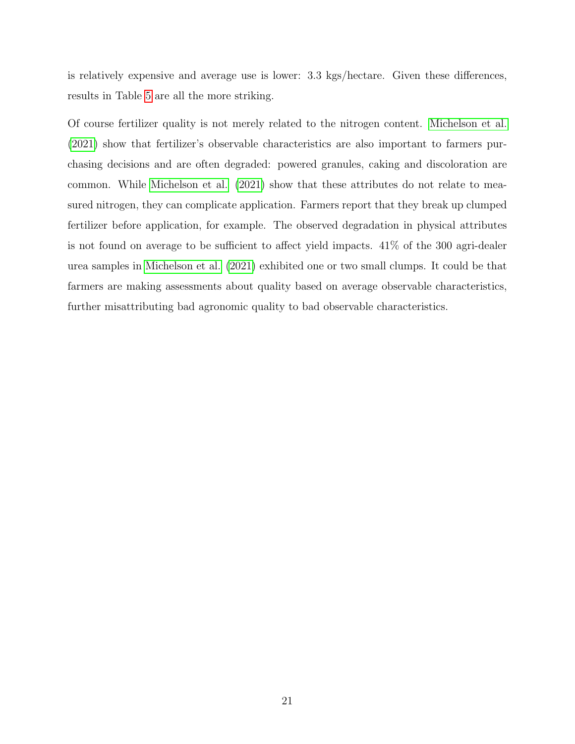is relatively expensive and average use is lower: 3.3 kgs/hectare. Given these differences, results in Table 5 are all the more striking.

Of course fertilizer quality is not merely related to the nitrogen content. Michelson et al. (2021) show that fertilizer's observable characteristics are also important to farmers purchasing decisions and are often degraded: powered granules, caking and discoloration are common. While Michelson et al. (2021) show that these attributes do not relate to measured nitrogen, they can complicate application. Farmers report that they break up clumped fertilizer before application, for example. The observed degradation in physical attributes is not found on average to be sufficient to affect yield impacts. 41% of the 300 agri-dealer urea samples in Michelson et al. (2021) exhibited one or two small clumps. It could be that farmers are making assessments about quality based on average observable characteristics, further misattributing bad agronomic quality to bad observable characteristics.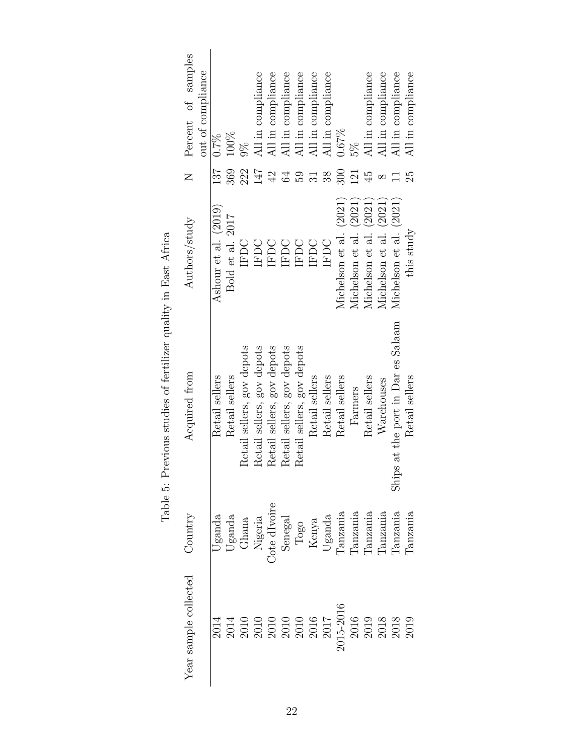Table 5: Previous studies of fertilizer quality in East Africa

| Year sample collected | Country | Acquired from | Authors/study | N | Percent of samples out of compliance |
|---|---|---|---|---|---|
| 2014 | Uganda | Retail sellers | Ashour et al. (2019) | 137 | 0.7% |
| 2014 | Uganda | Retail sellers | Bold et al. 2017 | 369 | 100% |
| 2010 | Ghana | Retail sellers, gov depots | IFDC | 222 | 9% |
| 2010 | Nigeria | Retail sellers, gov depots | IFDC | 147 | All in compliance |
| 2010 | Cote dIvoire | Retail sellers, gov depots | IFDC | 42 | All in compliance |
| 2010 | Senegal | Retail sellers, gov depots | IFDC | 64 | All in compliance |
| 2010 | Togo | Retail sellers, gov depots | IFDC | 59 | All in compliance |
| 2016 | Kenya | Retail sellers | IFDC | 31 | All in compliance |
| 2017 | Uganda | Retail sellers | IFDC | 38 | All in compliance |
| 2015-2016 | Tanzania | Retail sellers | Michelson et al. (2021) | 300 | 0.67% |
| 2016 | Tanzania | Farmers | Michelson et al. (2021) | 121 | 5% |
| 2019 | Tanzania | Retail sellers | Michelson et al. (2021) | 45 | All in compliance |
| 2018 | Tanzania | Warehouses | Michelson et al. (2021) | 8 | All in compliance |
| 2018 | Tanzania | Ships at the port in Dar es Salaam | Michelson et al. (2021) | 11 | All in compliance |
| 2019 | Tanzania | Retail sellers | this study | 25 | All in compliance |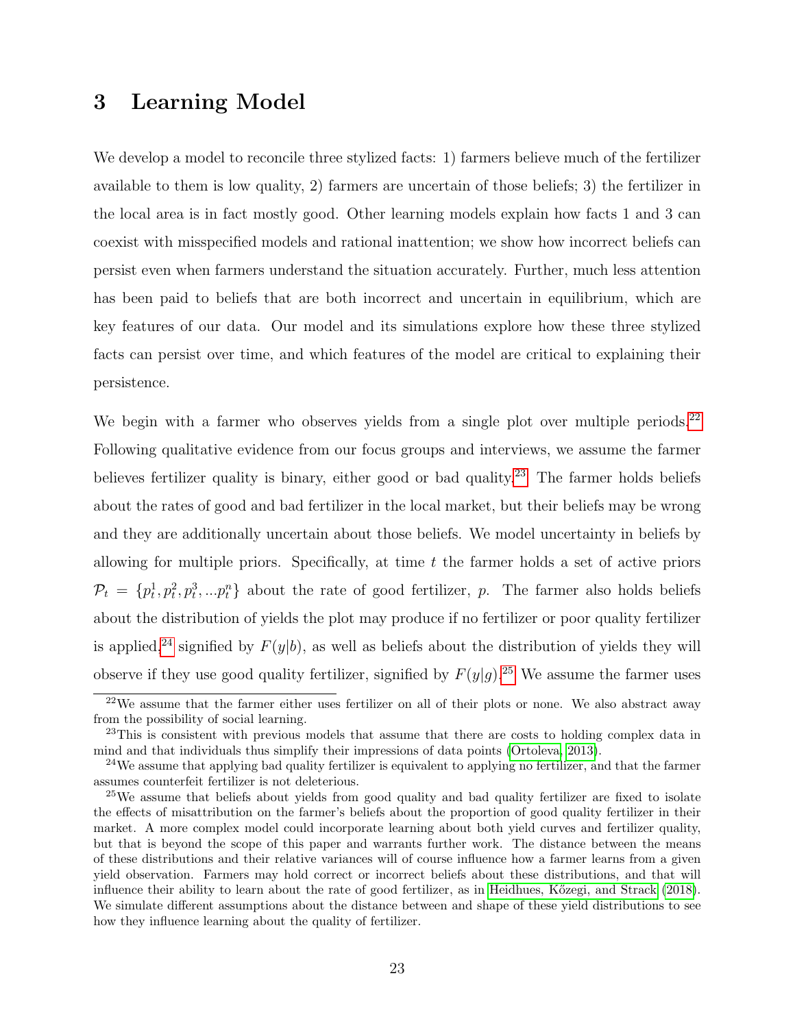# 3 Learning Model

We develop a model to reconcile three stylized facts: 1) farmers believe much of the fertilizer available to them is low quality, 2) farmers are uncertain of those beliefs; 3) the fertilizer in the local area is in fact mostly good. Other learning models explain how facts 1 and 3 can coexist with misspecified models and rational inattention; we show how incorrect beliefs can persist even when farmers understand the situation accurately. Further, much less attention has been paid to beliefs that are both incorrect and uncertain in equilibrium, which are key features of our data. Our model and its simulations explore how these three stylized facts can persist over time, and which features of the model are critical to explaining their persistence.

We begin with a farmer who observes yields from a single plot over multiple periods.[22] Following qualitative evidence from our focus groups and interviews, we assume the farmer believes fertilizer quality is binary, either good or bad quality.[23] The farmer holds beliefs about the rates of good and bad fertilizer in the local market, but their beliefs may be wrong and they are additionally uncertain about those beliefs. We model uncertainty in beliefs by allowing for multiple priors. Specifically, at time $t$ the farmer holds a set of active priors $\mathcal{P}_t = \{p_t^1, p_t^2, p_t^3, ...p_t^n\}$ about the rate of good fertilizer, $p$. The farmer also holds beliefs about the distribution of yields the plot may produce if no fertilizer or poor quality fertilizer is applied,[24] signified by $F(y|b)$, as well as beliefs about the distribution of yields they will observe if they use good quality fertilizer, signified by $F(y|g)$.[25] We assume the farmer uses

[22] We assume that the farmer either uses fertilizer on all of their plots or none. We also abstract away from the possibility of social learning.

[23] This is consistent with previous models that assume that there are costs to holding complex data in mind and that individuals thus simplify their impressions of data points (Ortoleva, 2013).

[24] We assume that applying bad quality fertilizer is equivalent to applying no fertilizer, and that the farmer assumes counterfeit fertilizer is not deleterious.

[25] We assume that beliefs about yields from good quality and bad quality fertilizer are fixed to isolate the effects of misattribution on the farmer's beliefs about the proportion of good quality fertilizer in their market. A more complex model could incorporate learning about both yield curves and fertilizer quality, but that is beyond the scope of this paper and warrants further work. The distance between the means of these distributions and their relative variances will of course influence how a farmer learns from a given yield observation. Farmers may hold correct or incorrect beliefs about these distributions, and that will influence their ability to learn about the rate of good fertilizer, as in Heidhues, Kőzegi, and Strack (2018). We simulate different assumptions about the distance between and shape of these yield distributions to see how they influence learning about the quality of fertilizer.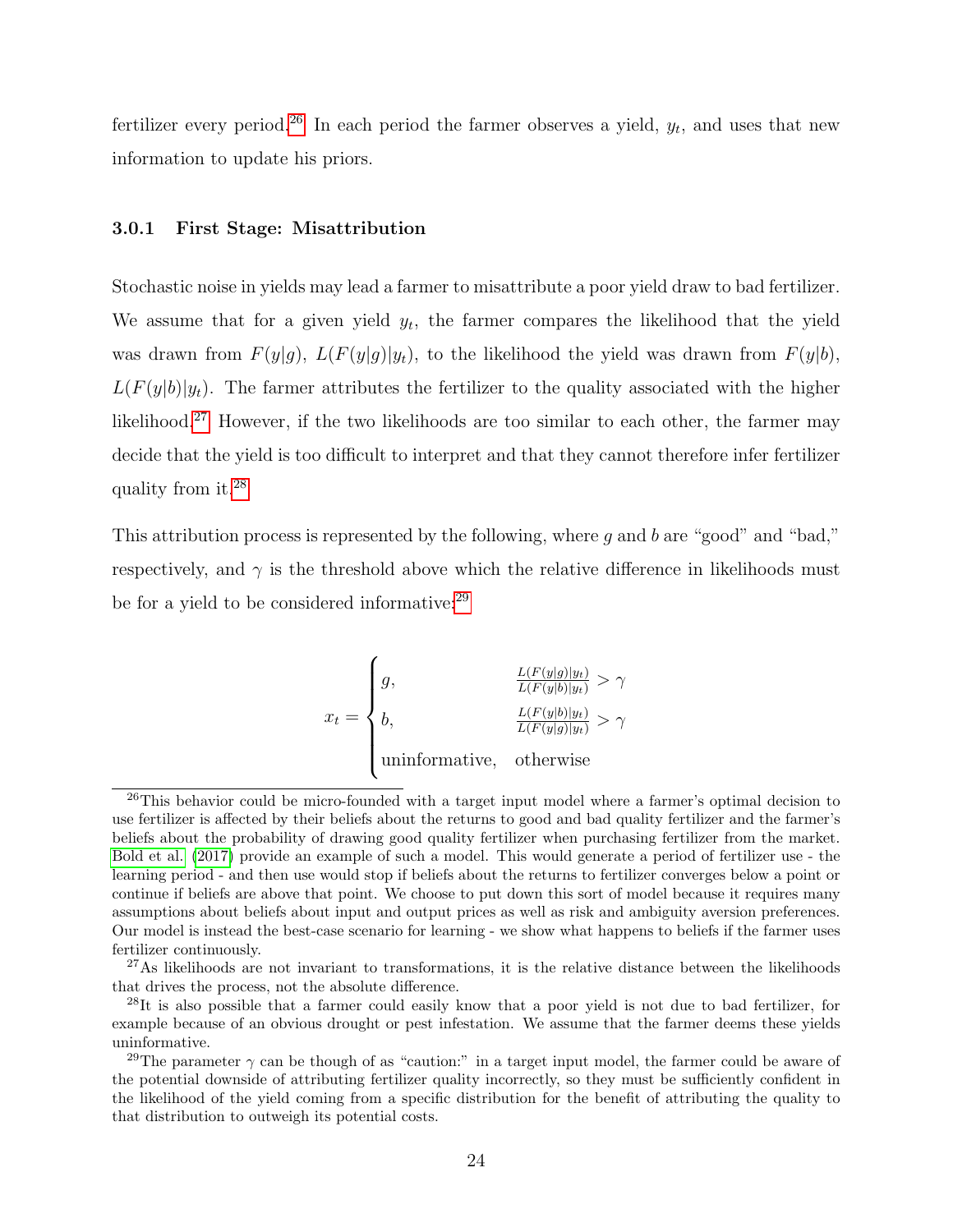fertilizer every period.[26] In each period the farmer observes a yield, $y_t$, and uses that new information to update his priors.

### 3.0.1 First Stage: Misattribution

Stochastic noise in yields may lead a farmer to misattribute a poor yield draw to bad fertilizer. We assume that for a given yield $y_t$, the farmer compares the likelihood that the yield was drawn from $F(y|g)$, $L(F(y|g)|y_t)$, to the likelihood the yield was drawn from $F(y|b)$, $L(F(y|b)|y_t)$. The farmer attributes the fertilizer to the quality associated with the higher likelihood.[27] However, if the two likelihoods are too similar to each other, the farmer may decide that the yield is too difficult to interpret and that they cannot therefore infer fertilizer quality from it.[28]

This attribution process is represented by the following, where $g$ and $b$ are "good" and "bad," respectively, and $\gamma$ is the threshold above which the relative difference in likelihoods must be for a yield to be considered informative:[29]

$$x_t = \begin{cases} g, & \frac{L(F(y|g)|y_t)}{L(F(y|b)|y_t)} > \gamma \\ b, & \frac{L(F(y|b)|y_t)}{L(F(y|g)|y_t)} > \gamma \\ \text{uninformative}, & \text{otherwise} \end{cases}$$

---

[26] This behavior could be micro-founded with a target input model where a farmer's optimal decision to use fertilizer is affected by their beliefs about the returns to good and bad quality fertilizer and the farmer's beliefs about the probability of drawing good quality fertilizer when purchasing fertilizer from the market. Bold et al. (2017) provide an example of such a model. This would generate a period of fertilizer use - the learning period - and then use would stop if beliefs about the returns to fertilizer converges below a point or continue if beliefs are above that point. We choose to put down this sort of model because it requires many assumptions about beliefs about input and output prices as well as risk and ambiguity aversion preferences. Our model is instead the best-case scenario for learning - we show what happens to beliefs if the farmer uses fertilizer continuously.

[27] As likelihoods are not invariant to transformations, it is the relative distance between the likelihoods that drives the process, not the absolute difference.

[28] It is also possible that a farmer could easily know that a poor yield is not due to bad fertilizer, for example because of an obvious drought or pest infestation. We assume that the farmer deems these yields uninformative.

[29] The parameter $\gamma$ can be though of as "caution:" in a target input model, the farmer could be aware of the potential downside of attributing fertilizer quality incorrectly, so they must be sufficiently confident in the likelihood of the yield coming from a specific distribution for the benefit of attributing the quality to that distribution to outweigh its potential costs.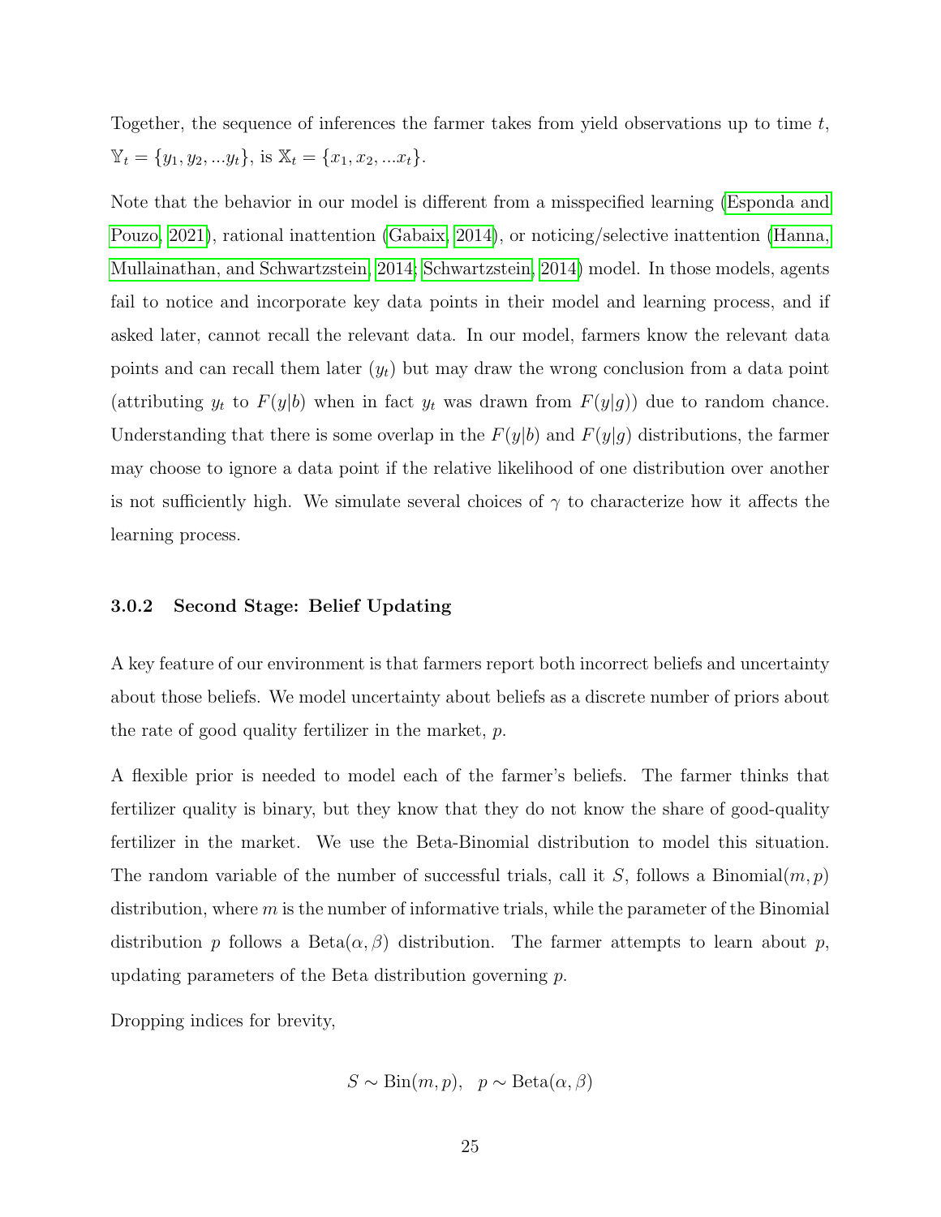Together, the sequence of inferences the farmer takes from yield observations up to time $t$, $\mathbb{Y}_t = \{y_1, y_2, ...y_t\}$, is $\mathbb{X}_t = \{x_1, x_2, ...x_t\}$.

Note that the behavior in our model is different from a misspecified learning (Esponda and Pouzo, 2021), rational inattention (Gabaix, 2014), or noticing/selective inattention (Hanna, Mullainathan, and Schwartzstein, 2014; Schwartzstein, 2014) model. In those models, agents fail to notice and incorporate key data points in their model and learning process, and if asked later, cannot recall the relevant data. In our model, farmers know the relevant data points and can recall them later ($y_t$) but may draw the wrong conclusion from a data point (attributing $y_t$ to $F(y|b)$ when in fact $y_t$ was drawn from $F(y|g)$) due to random chance. Understanding that there is some overlap in the $F(y|b)$ and $F(y|g)$ distributions, the farmer may choose to ignore a data point if the relative likelihood of one distribution over another is not sufficiently high. We simulate several choices of $\gamma$ to characterize how it affects the learning process.

### 3.0.2 Second Stage: Belief Updating

A key feature of our environment is that farmers report both incorrect beliefs and uncertainty about those beliefs. We model uncertainty about beliefs as a discrete number of priors about the rate of good quality fertilizer in the market, $p$.

A flexible prior is needed to model each of the farmer's beliefs. The farmer thinks that fertilizer quality is binary, but they know that they do not know the share of good-quality fertilizer in the market. We use the Beta-Binomial distribution to model this situation. The random variable of the number of successful trials, call it $S$, follows a Binomial$(m, p)$ distribution, where $m$ is the number of informative trials, while the parameter of the Binomial distribution $p$ follows a Beta$(\alpha, \beta)$ distribution. The farmer attempts to learn about $p$, updating parameters of the Beta distribution governing $p$.

Dropping indices for brevity,

$$S \sim \text{Bin}(m, p), \quad p \sim \text{Beta}(\alpha, \beta)$$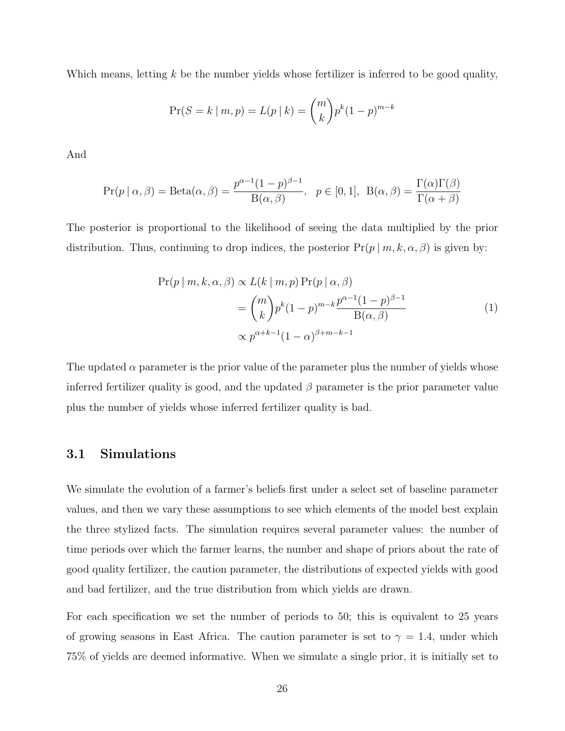Which means, letting $k$ be the number yields whose fertilizer is inferred to be good quality,

$$\Pr(S = k \mid m, p) = L(p \mid k) = \binom{m}{k} p^k (1-p)^{m-k}$$

And

$$\Pr(p \mid \alpha, \beta) = \text{Beta}(\alpha, \beta) = \frac{p^{\alpha-1}(1-p)^{\beta-1}}{\text{B}(\alpha, \beta)}, \quad p \in [0,1], \ \text{B}(\alpha, \beta) = \frac{\Gamma(\alpha)\Gamma(\beta)}{\Gamma(\alpha+\beta)}$$

The posterior is proportional to the likelihood of seeing the data multiplied by the prior distribution. Thus, continuing to drop indices, the posterior $\Pr(p \mid m, k, \alpha, \beta)$ is given by:

$$\begin{aligned}
\Pr(p \mid m, k, \alpha, \beta) &\propto L(k \mid m, p) \Pr(p \mid \alpha, \beta) \\
&= \binom{m}{k} p^k (1-p)^{m-k} \frac{p^{\alpha-1}(1-p)^{\beta-1}}{\text{B}(\alpha, \beta)} \\
&\propto p^{\alpha+k-1}(1-\alpha)^{\beta+m-k-1}
\end{aligned} \tag{1}$$

The updated $\alpha$ parameter is the prior value of the parameter plus the number of yields whose inferred fertilizer quality is good, and the updated $\beta$ parameter is the prior parameter value plus the number of yields whose inferred fertilizer quality is bad.

### 3.1 Simulations

We simulate the evolution of a farmer's beliefs first under a select set of baseline parameter values, and then we vary these assumptions to see which elements of the model best explain the three stylized facts. The simulation requires several parameter values: the number of time periods over which the farmer learns, the number and shape of priors about the rate of good quality fertilizer, the caution parameter, the distributions of expected yields with good and bad fertilizer, and the true distribution from which yields are drawn.

For each specification we set the number of periods to 50; this is equivalent to 25 years of growing seasons in East Africa. The caution parameter is set to $\gamma = 1.4$, under which 75% of yields are deemed informative. When we simulate a single prior, it is initially set to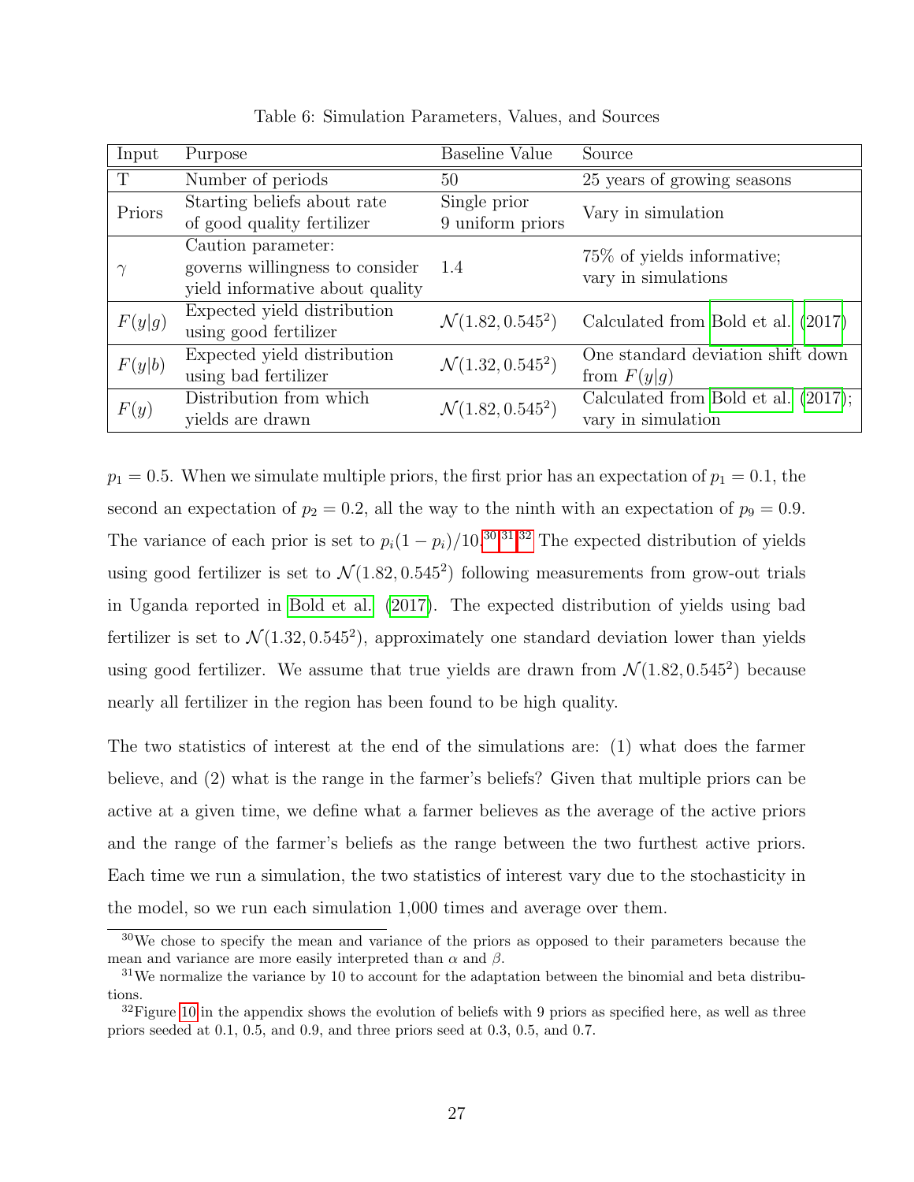Table 6: Simulation Parameters, Values, and Sources

| Input | Purpose | Baseline Value | Source |
|---|---|---|---|
| T | Number of periods | 50 | 25 years of growing seasons |
| Priors | Starting beliefs about rate of good quality fertilizer | Single prior<br>9 uniform priors | Vary in simulation |
| $\gamma$ | Caution parameter: governs willingness to consider yield informative about quality | 1.4 | 75% of yields informative; vary in simulations |
| $F(y\|g)$ | Expected yield distribution using good fertilizer | $\mathcal{N}(1.82, 0.545^2)$ | Calculated from Bold et al. (2017) |
| $F(y\|b)$ | Expected yield distribution using bad fertilizer | $\mathcal{N}(1.32, 0.545^2)$ | One standard deviation shift down from $F(y\|g)$ |
| $F(y)$ | Distribution from which yields are drawn | $\mathcal{N}(1.82, 0.545^2)$ | Calculated from Bold et al. (2017); vary in simulation |

$p_1 = 0.5$. When we simulate multiple priors, the first prior has an expectation of $p_1 = 0.1$, the second an expectation of $p_2 = 0.2$, all the way to the ninth with an expectation of $p_9 = 0.9$. The variance of each prior is set to $p_i(1-p_i)/10$.[30,31,32] The expected distribution of yields using good fertilizer is set to $\mathcal{N}(1.82, 0.545^2)$ following measurements from grow-out trials in Uganda reported in Bold et al. (2017). The expected distribution of yields using bad fertilizer is set to $\mathcal{N}(1.32, 0.545^2)$, approximately one standard deviation lower than yields using good fertilizer. We assume that true yields are drawn from $\mathcal{N}(1.82, 0.545^2)$ because nearly all fertilizer in the region has been found to be high quality.

The two statistics of interest at the end of the simulations are: (1) what does the farmer believe, and (2) what is the range in the farmer's beliefs? Given that multiple priors can be active at a given time, we define what a farmer believes as the average of the active priors and the range of the farmer's beliefs as the range between the two furthest active priors. Each time we run a simulation, the two statistics of interest vary due to the stochasticity in the model, so we run each simulation 1,000 times and average over them.

[30] We chose to specify the mean and variance of the priors as opposed to their parameters because the mean and variance are more easily interpreted than $\alpha$ and $\beta$.

[31] We normalize the variance by 10 to account for the adaptation between the binomial and beta distributions.

[32] Figure 10 in the appendix shows the evolution of beliefs with 9 priors as specified here, as well as three priors seeded at 0.1, 0.5, and 0.9, and three priors seed at 0.3, 0.5, and 0.7.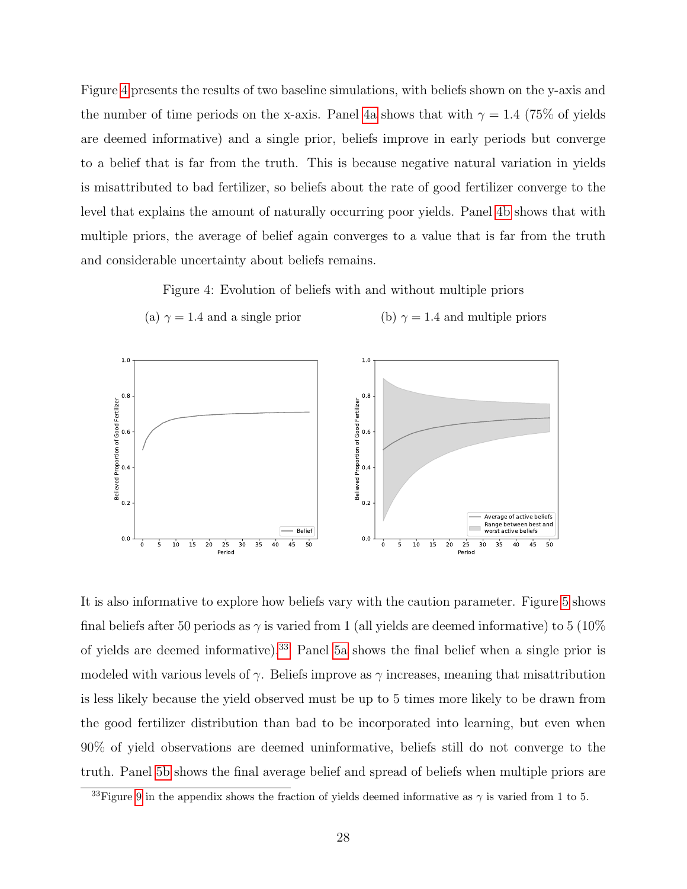Figure 4 presents the results of two baseline simulations, with beliefs shown on the y-axis and the number of time periods on the x-axis. Panel 4a shows that with $\gamma = 1.4$ (75% of yields are deemed informative) and a single prior, beliefs improve in early periods but converge to a belief that is far from the truth. This is because negative natural variation in yields is misattributed to bad fertilizer, so beliefs about the rate of good fertilizer converge to the level that explains the amount of naturally occurring poor yields. Panel 4b shows that with multiple priors, the average of belief again converges to a value that is far from the truth and considerable uncertainty about beliefs remains.

Figure 4: Evolution of beliefs with and without multiple priors

(a) $\gamma = 1.4$ and a single prior

(b) $\gamma = 1.4$ and multiple priors

It is also informative to explore how beliefs vary with the caution parameter. Figure 5 shows final beliefs after 50 periods as $\gamma$ is varied from 1 (all yields are deemed informative) to 5 (10% of yields are deemed informative).[33] Panel 5a shows the final belief when a single prior is modeled with various levels of $\gamma$. Beliefs improve as $\gamma$ increases, meaning that misattribution is less likely because the yield observed must be up to 5 times more likely to be drawn from the good fertilizer distribution than bad to be incorporated into learning, but even when 90% of yield observations are deemed uninformative, beliefs still do not converge to the truth. Panel 5b shows the final average belief and spread of beliefs when multiple priors are

[33]Figure 9 in the appendix shows the fraction of yields deemed informative as $\gamma$ is varied from 1 to 5.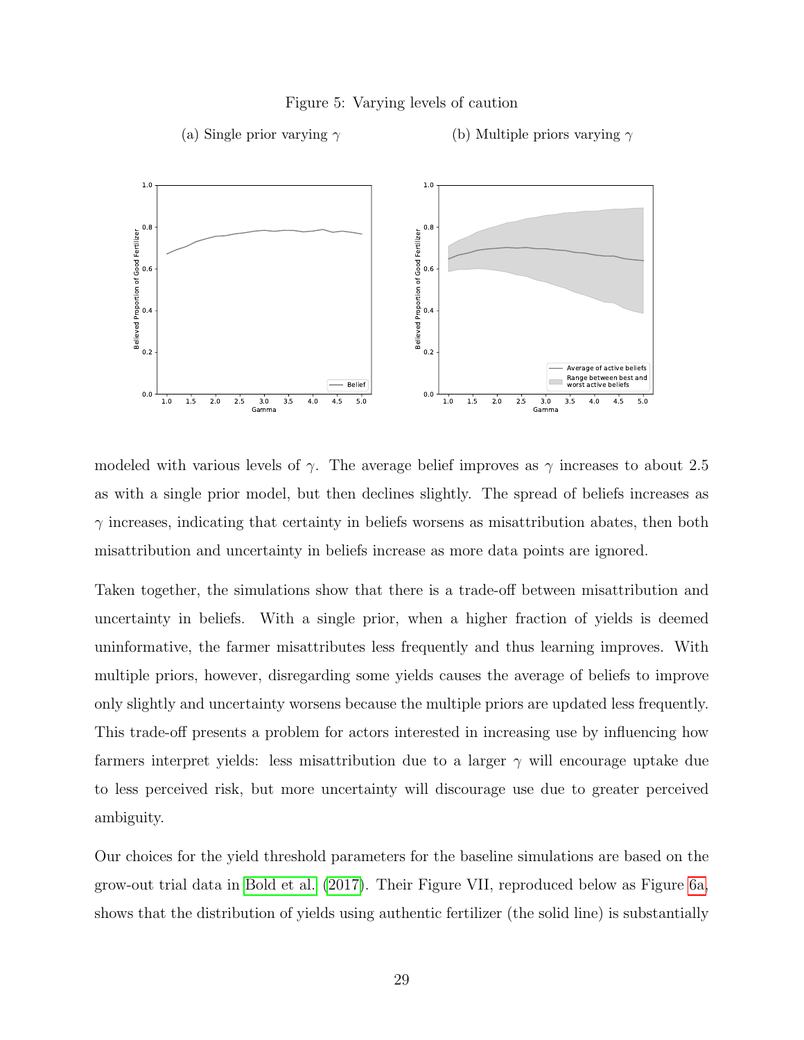Figure 5: Varying levels of caution

(a) Single prior varying $\gamma$

(b) Multiple priors varying $\gamma$

modeled with various levels of $\gamma$. The average belief improves as $\gamma$ increases to about 2.5 as with a single prior model, but then declines slightly. The spread of beliefs increases as $\gamma$ increases, indicating that certainty in beliefs worsens as misattribution abates, then both misattribution and uncertainty in beliefs increase as more data points are ignored.

Taken together, the simulations show that there is a trade-off between misattribution and uncertainty in beliefs. With a single prior, when a higher fraction of yields is deemed uninformative, the farmer misattributes less frequently and thus learning improves. With multiple priors, however, disregarding some yields causes the average of beliefs to improve only slightly and uncertainty worsens because the multiple priors are updated less frequently. This trade-off presents a problem for actors interested in increasing use by influencing how farmers interpret yields: less misattribution due to a larger $\gamma$ will encourage uptake due to less perceived risk, but more uncertainty will discourage use due to greater perceived ambiguity.

Our choices for the yield threshold parameters for the baseline simulations are based on the grow-out trial data in Bold et al. (2017). Their Figure VII, reproduced below as Figure 6a, shows that the distribution of yields using authentic fertilizer (the solid line) is substantially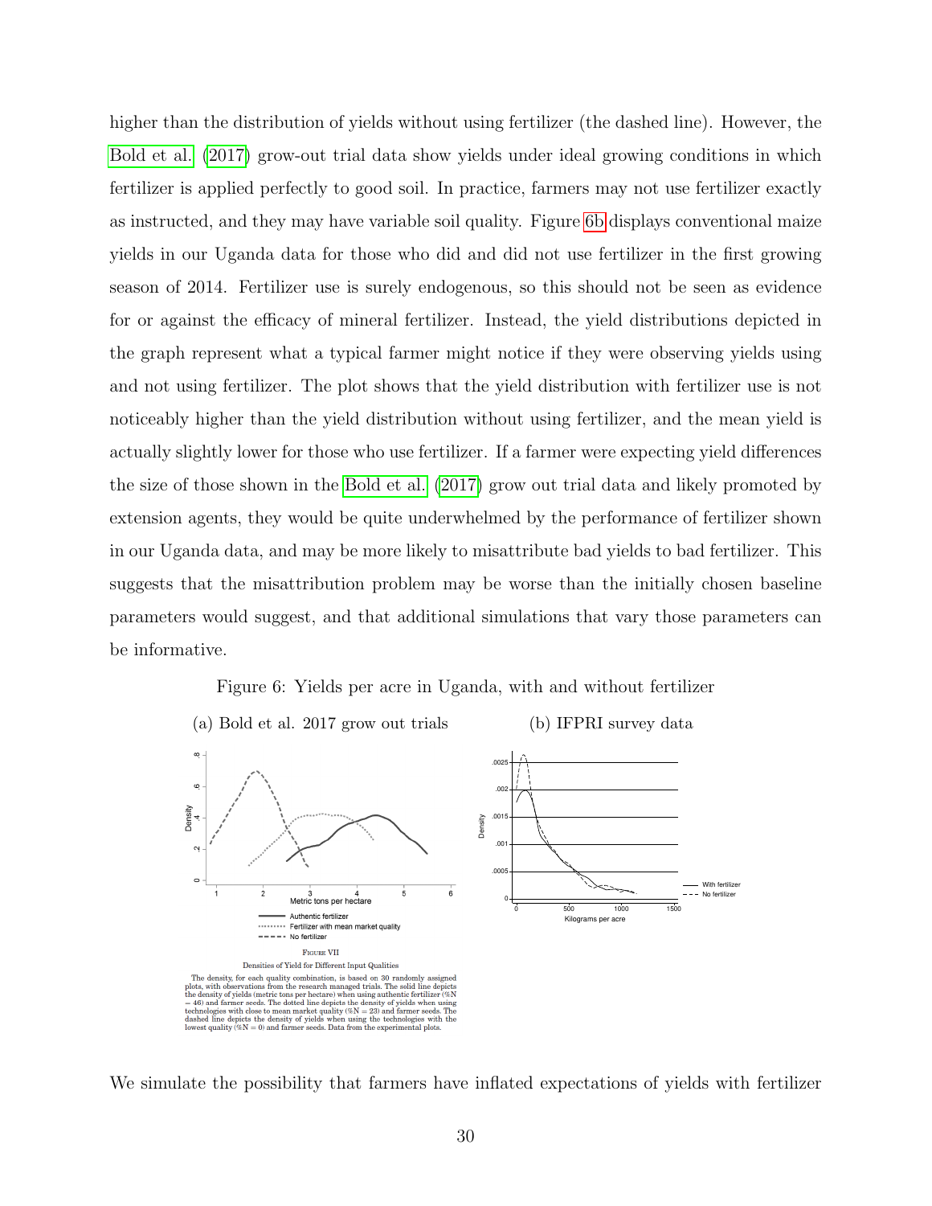higher than the distribution of yields without using fertilizer (the dashed line). However, the Bold et al. (2017) grow-out trial data show yields under ideal growing conditions in which fertilizer is applied perfectly to good soil. In practice, farmers may not use fertilizer exactly as instructed, and they may have variable soil quality. Figure 6b displays conventional maize yields in our Uganda data for those who did and did not use fertilizer in the first growing season of 2014. Fertilizer use is surely endogenous, so this should not be seen as evidence for or against the efficacy of mineral fertilizer. Instead, the yield distributions depicted in the graph represent what a typical farmer might notice if they were observing yields using and not using fertilizer. The plot shows that the yield distribution with fertilizer use is not noticeably higher than the yield distribution without using fertilizer, and the mean yield is actually slightly lower for those who use fertilizer. If a farmer were expecting yield differences the size of those shown in the Bold et al. (2017) grow out trial data and likely promoted by extension agents, they would be quite underwhelmed by the performance of fertilizer shown in our Uganda data, and may be more likely to misattribute bad yields to bad fertilizer. This suggests that the misattribution problem may be worse than the initially chosen baseline parameters would suggest, and that additional simulations that vary those parameters can be informative.

Figure 6: Yields per acre in Uganda, with and without fertilizer

(a) Bold et al. 2017 grow out trials

FIGURE VII

Densities of Yield for Different Input Qualities

The density, for each quality combination, is based on 30 randomly assigned plots, with observations from the research managed trials. The solid line depicts the density of yields (metric tons per hectare) when using authentic fertilizer (%N = 46) and farmer seeds. The dotted line depicts the density of yields when using technologies with close to mean market quality (%N = 23) and farmer seeds. The dashed line depicts the density of yields when using the technologies with the lowest quality (%N = 0) and farmer seeds. Data from the experimental plots.

(b) IFPRI survey data

We simulate the possibility that farmers have inflated expectations of yields with fertilizer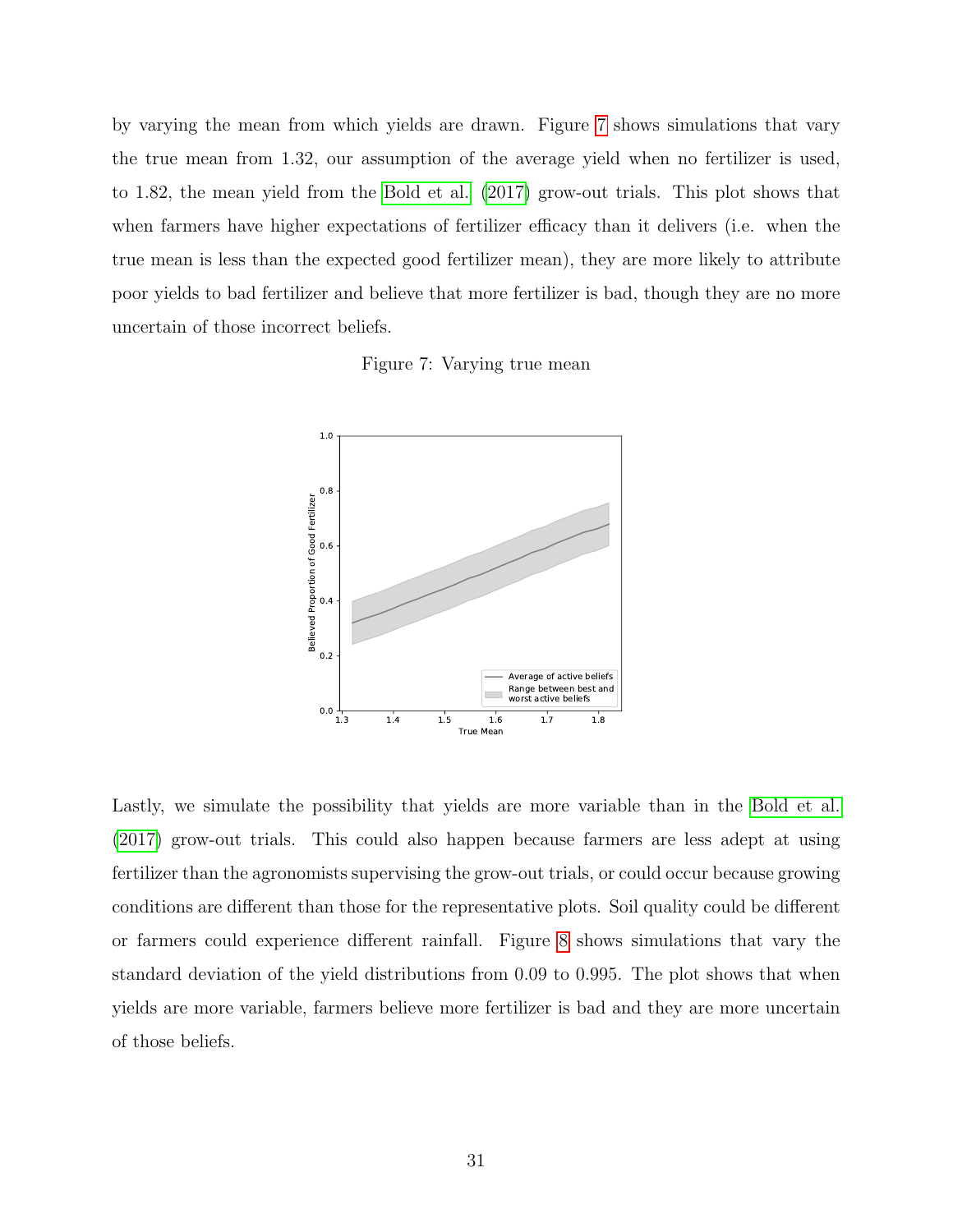by varying the mean from which yields are drawn. Figure 7 shows simulations that vary the true mean from 1.32, our assumption of the average yield when no fertilizer is used, to 1.82, the mean yield from the Bold et al. (2017) grow-out trials. This plot shows that when farmers have higher expectations of fertilizer efficacy than it delivers (i.e. when the true mean is less than the expected good fertilizer mean), they are more likely to attribute poor yields to bad fertilizer and believe that more fertilizer is bad, though they are no more uncertain of those incorrect beliefs.

Figure 7: Varying true mean

Lastly, we simulate the possibility that yields are more variable than in the Bold et al. (2017) grow-out trials. This could also happen because farmers are less adept at using fertilizer than the agronomists supervising the grow-out trials, or could occur because growing conditions are different than those for the representative plots. Soil quality could be different or farmers could experience different rainfall. Figure 8 shows simulations that vary the standard deviation of the yield distributions from 0.09 to 0.995. The plot shows that when yields are more variable, farmers believe more fertilizer is bad and they are more uncertain of those beliefs.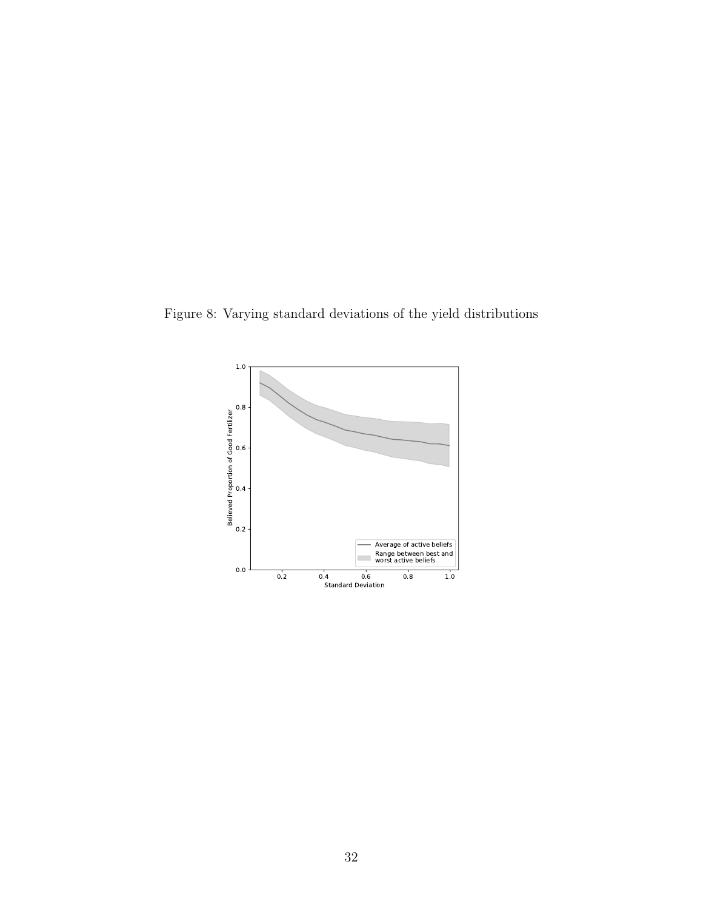Figure 8: Varying standard deviations of the yield distributions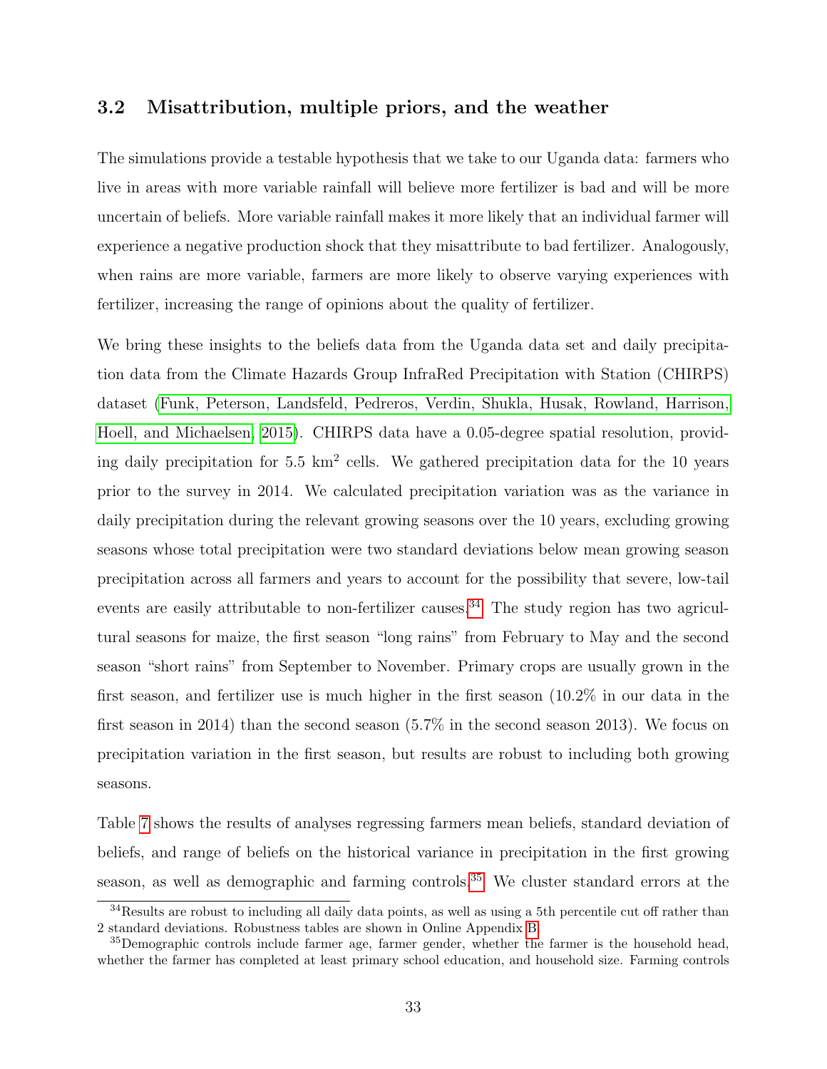### 3.2 Misattribution, multiple priors, and the weather

The simulations provide a testable hypothesis that we take to our Uganda data: farmers who live in areas with more variable rainfall will believe more fertilizer is bad and will be more uncertain of beliefs. More variable rainfall makes it more likely that an individual farmer will experience a negative production shock that they misattribute to bad fertilizer. Analogously, when rains are more variable, farmers are more likely to observe varying experiences with fertilizer, increasing the range of opinions about the quality of fertilizer.

We bring these insights to the beliefs data from the Uganda data set and daily precipitation data from the Climate Hazards Group InfraRed Precipitation with Station (CHIRPS) dataset (Funk, Peterson, Landsfeld, Pedreros, Verdin, Shukla, Husak, Rowland, Harrison, Hoell, and Michaelsen, 2015). CHIRPS data have a 0.05-degree spatial resolution, providing daily precipitation for 5.5 km$^2$ cells. We gathered precipitation data for the 10 years prior to the survey in 2014. We calculated precipitation variation was as the variance in daily precipitation during the relevant growing seasons over the 10 years, excluding growing seasons whose total precipitation were two standard deviations below mean growing season precipitation across all farmers and years to account for the possibility that severe, low-tail events are easily attributable to non-fertilizer causes.[34] The study region has two agricultural seasons for maize, the first season "long rains" from February to May and the second season "short rains" from September to November. Primary crops are usually grown in the first season, and fertilizer use is much higher in the first season (10.2% in our data in the first season in 2014) than the second season (5.7% in the second season 2013). We focus on precipitation variation in the first season, but results are robust to including both growing seasons.

Table 7 shows the results of analyses regressing farmers mean beliefs, standard deviation of beliefs, and range of beliefs on the historical variance in precipitation in the first growing season, as well as demographic and farming controls.[35] We cluster standard errors at the

[34]Results are robust to including all daily data points, as well as using a 5th percentile cut off rather than 2 standard deviations. Robustness tables are shown in Online Appendix B.

[35]Demographic controls include farmer age, farmer gender, whether the farmer is the household head, whether the farmer has completed at least primary school education, and household size. Farming controls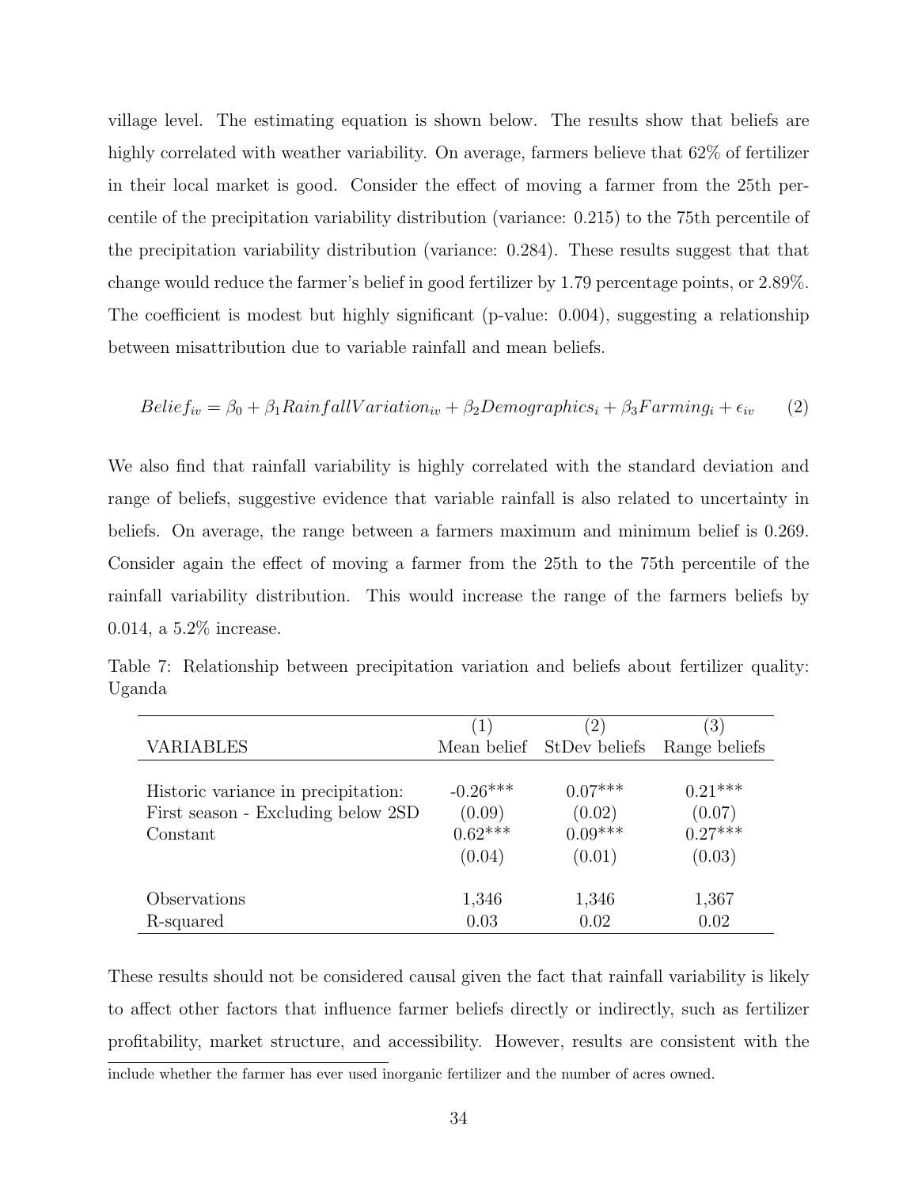village level. The estimating equation is shown below. The results show that beliefs are highly correlated with weather variability. On average, farmers believe that 62% of fertilizer in their local market is good. Consider the effect of moving a farmer from the 25th percentile of the precipitation variability distribution (variance: 0.215) to the 75th percentile of the precipitation variability distribution (variance: 0.284). These results suggest that that change would reduce the farmer's belief in good fertilizer by 1.79 percentage points, or 2.89%. The coefficient is modest but highly significant (p-value: 0.004), suggesting a relationship between misattribution due to variable rainfall and mean beliefs.

$$Belief_{iv} = \beta_0 + \beta_1 RainfallVariation_{iv} + \beta_2 Demographics_i + \beta_3 Farming_i + \epsilon_{iv} \qquad (2)$$

We also find that rainfall variability is highly correlated with the standard deviation and range of beliefs, suggestive evidence that variable rainfall is also related to uncertainty in beliefs. On average, the range between a farmers maximum and minimum belief is 0.269. Consider again the effect of moving a farmer from the 25th to the 75th percentile of the rainfall variability distribution. This would increase the range of the farmers beliefs by 0.014, a 5.2% increase.

Table 7: Relationship between precipitation variation and beliefs about fertilizer quality: Uganda

| | (1) | (2) | (3) |
|---|---|---|---|
| VARIABLES | Mean belief | StDev beliefs | Range beliefs |
| Historic variance in precipitation: | -0.26*** | 0.07*** | 0.21*** |
| First season - Excluding below 2SD | (0.09) | (0.02) | (0.07) |
| Constant | 0.62*** | 0.09*** | 0.27*** |
| | (0.04) | (0.01) | (0.03) |
| Observations | 1,346 | 1,346 | 1,367 |
| R-squared | 0.03 | 0.02 | 0.02 |

These results should not be considered causal given the fact that rainfall variability is likely to affect other factors that influence farmer beliefs directly or indirectly, such as fertilizer profitability, market structure, and accessibility. However, results are consistent with the

include whether the farmer has ever used inorganic fertilizer and the number of acres owned.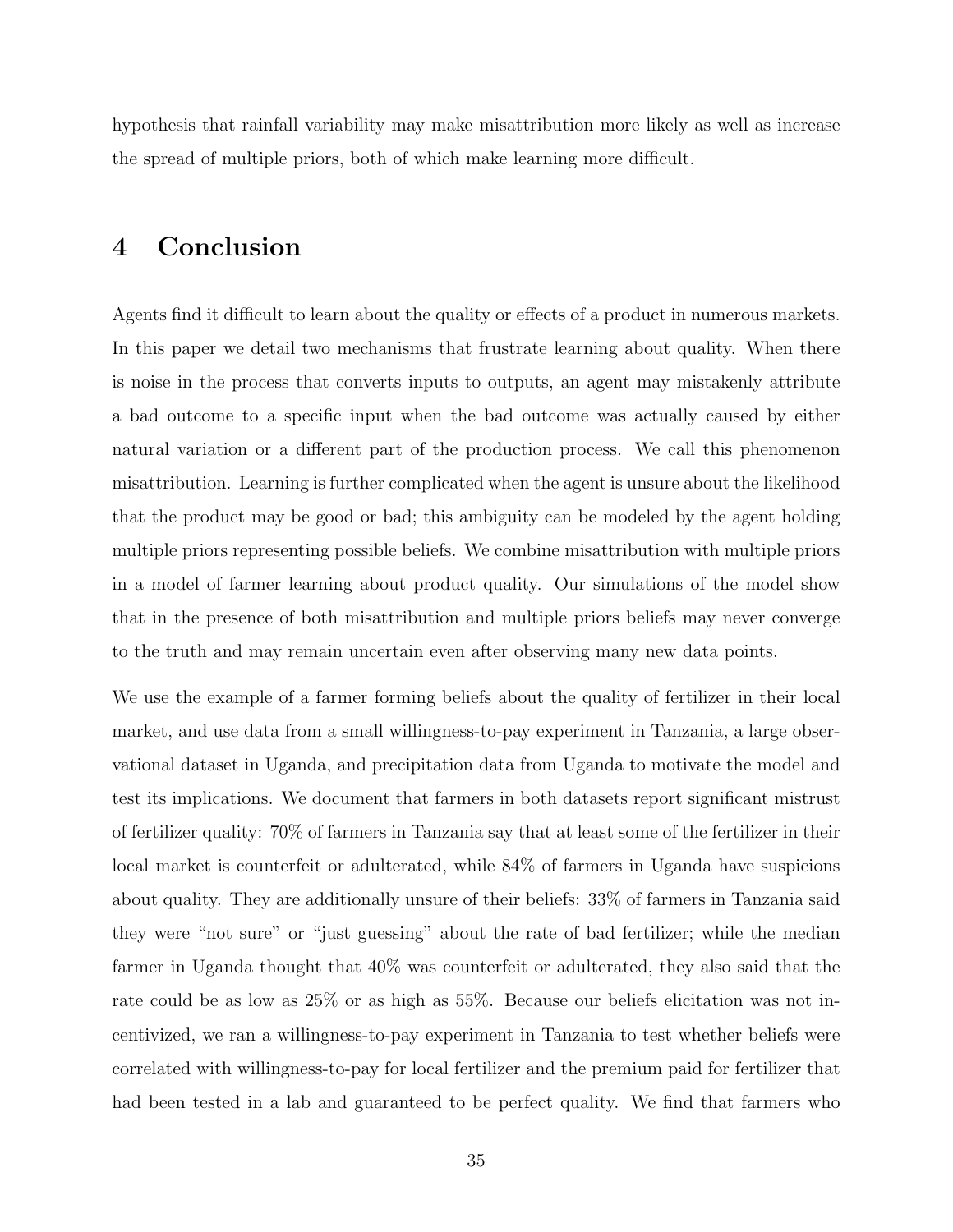hypothesis that rainfall variability may make misattribution more likely as well as increase the spread of multiple priors, both of which make learning more difficult.

# 4 Conclusion

Agents find it difficult to learn about the quality or effects of a product in numerous markets. In this paper we detail two mechanisms that frustrate learning about quality. When there is noise in the process that converts inputs to outputs, an agent may mistakenly attribute a bad outcome to a specific input when the bad outcome was actually caused by either natural variation or a different part of the production process. We call this phenomenon misattribution. Learning is further complicated when the agent is unsure about the likelihood that the product may be good or bad; this ambiguity can be modeled by the agent holding multiple priors representing possible beliefs. We combine misattribution with multiple priors in a model of farmer learning about product quality. Our simulations of the model show that in the presence of both misattribution and multiple priors beliefs may never converge to the truth and may remain uncertain even after observing many new data points.

We use the example of a farmer forming beliefs about the quality of fertilizer in their local market, and use data from a small willingness-to-pay experiment in Tanzania, a large observational dataset in Uganda, and precipitation data from Uganda to motivate the model and test its implications. We document that farmers in both datasets report significant mistrust of fertilizer quality: 70% of farmers in Tanzania say that at least some of the fertilizer in their local market is counterfeit or adulterated, while 84% of farmers in Uganda have suspicions about quality. They are additionally unsure of their beliefs: 33% of farmers in Tanzania said they were "not sure" or "just guessing" about the rate of bad fertilizer; while the median farmer in Uganda thought that 40% was counterfeit or adulterated, they also said that the rate could be as low as 25% or as high as 55%. Because our beliefs elicitation was not incentivized, we ran a willingness-to-pay experiment in Tanzania to test whether beliefs were correlated with willingness-to-pay for local fertilizer and the premium paid for fertilizer that had been tested in a lab and guaranteed to be perfect quality. We find that farmers who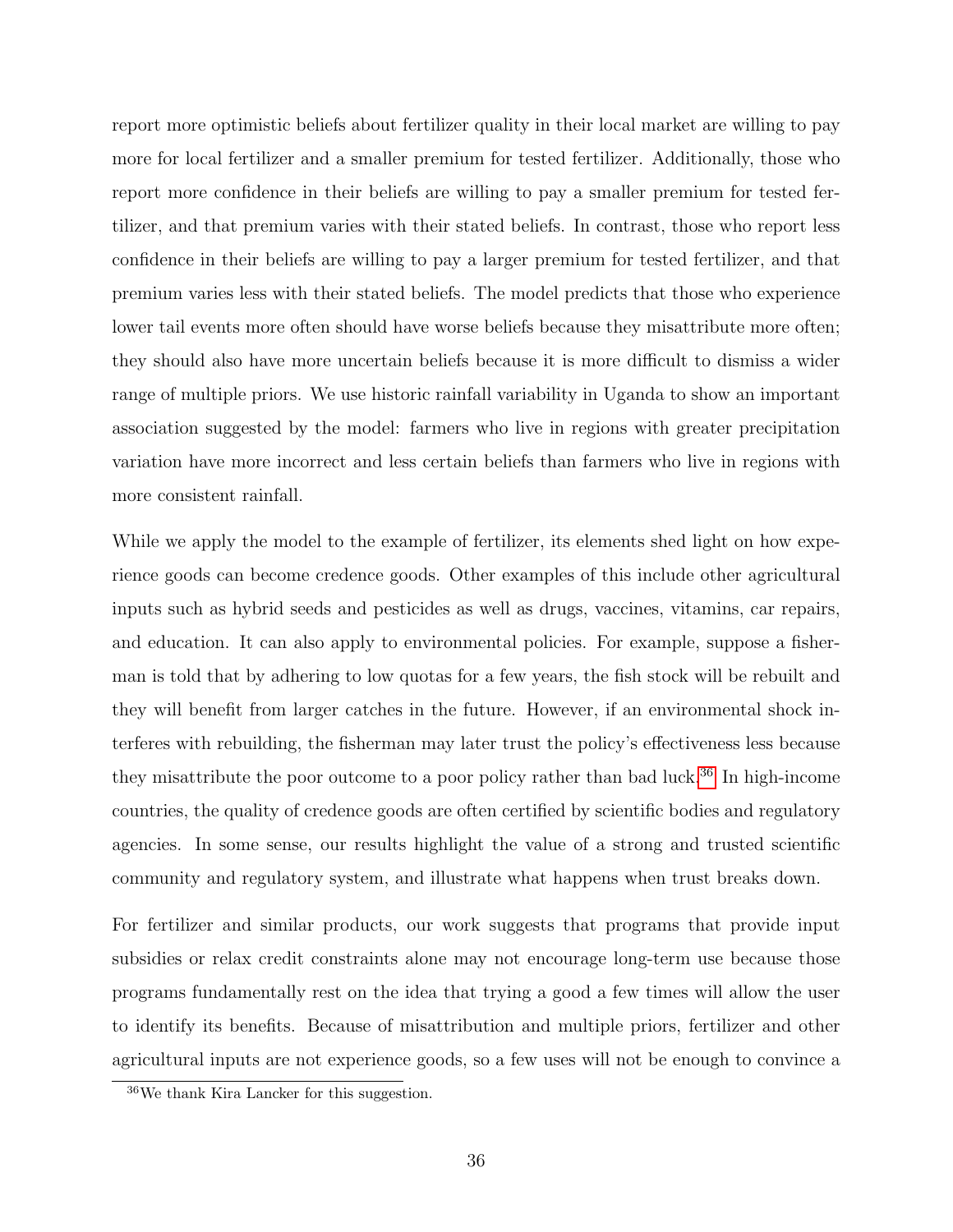report more optimistic beliefs about fertilizer quality in their local market are willing to pay more for local fertilizer and a smaller premium for tested fertilizer. Additionally, those who report more confidence in their beliefs are willing to pay a smaller premium for tested fertilizer, and that premium varies with their stated beliefs. In contrast, those who report less confidence in their beliefs are willing to pay a larger premium for tested fertilizer, and that premium varies less with their stated beliefs. The model predicts that those who experience lower tail events more often should have worse beliefs because they misattribute more often; they should also have more uncertain beliefs because it is more difficult to dismiss a wider range of multiple priors. We use historic rainfall variability in Uganda to show an important association suggested by the model: farmers who live in regions with greater precipitation variation have more incorrect and less certain beliefs than farmers who live in regions with more consistent rainfall.

While we apply the model to the example of fertilizer, its elements shed light on how experience goods can become credence goods. Other examples of this include other agricultural inputs such as hybrid seeds and pesticides as well as drugs, vaccines, vitamins, car repairs, and education. It can also apply to environmental policies. For example, suppose a fisherman is told that by adhering to low quotas for a few years, the fish stock will be rebuilt and they will benefit from larger catches in the future. However, if an environmental shock interferes with rebuilding, the fisherman may later trust the policy's effectiveness less because they misattribute the poor outcome to a poor policy rather than bad luck.[36] In high-income countries, the quality of credence goods are often certified by scientific bodies and regulatory agencies. In some sense, our results highlight the value of a strong and trusted scientific community and regulatory system, and illustrate what happens when trust breaks down.

For fertilizer and similar products, our work suggests that programs that provide input subsidies or relax credit constraints alone may not encourage long-term use because those programs fundamentally rest on the idea that trying a good a few times will allow the user to identify its benefits. Because of misattribution and multiple priors, fertilizer and other agricultural inputs are not experience goods, so a few uses will not be enough to convince a

[36] We thank Kira Lancker for this suggestion.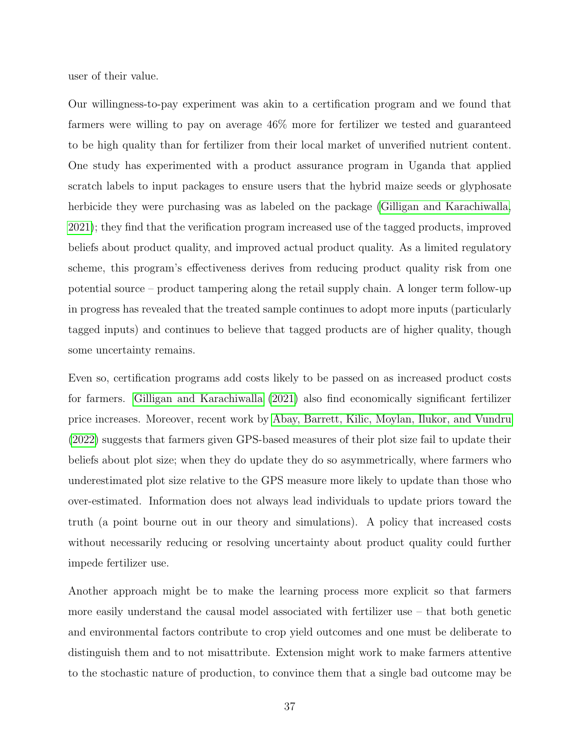user of their value.

Our willingness-to-pay experiment was akin to a certification program and we found that farmers were willing to pay on average 46% more for fertilizer we tested and guaranteed to be high quality than for fertilizer from their local market of unverified nutrient content. One study has experimented with a product assurance program in Uganda that applied scratch labels to input packages to ensure users that the hybrid maize seeds or glyphosate herbicide they were purchasing was as labeled on the package (Gilligan and Karachiwalla, 2021); they find that the verification program increased use of the tagged products, improved beliefs about product quality, and improved actual product quality. As a limited regulatory scheme, this program's effectiveness derives from reducing product quality risk from one potential source – product tampering along the retail supply chain. A longer term follow-up in progress has revealed that the treated sample continues to adopt more inputs (particularly tagged inputs) and continues to believe that tagged products are of higher quality, though some uncertainty remains.

Even so, certification programs add costs likely to be passed on as increased product costs for farmers. Gilligan and Karachiwalla (2021) also find economically significant fertilizer price increases. Moreover, recent work by Abay, Barrett, Kilic, Moylan, Ilukor, and Vundru (2022) suggests that farmers given GPS-based measures of their plot size fail to update their beliefs about plot size; when they do update they do so asymmetrically, where farmers who underestimated plot size relative to the GPS measure more likely to update than those who over-estimated. Information does not always lead individuals to update priors toward the truth (a point bourne out in our theory and simulations). A policy that increased costs without necessarily reducing or resolving uncertainty about product quality could further impede fertilizer use.

Another approach might be to make the learning process more explicit so that farmers more easily understand the causal model associated with fertilizer use – that both genetic and environmental factors contribute to crop yield outcomes and one must be deliberate to distinguish them and to not misattribute. Extension might work to make farmers attentive to the stochastic nature of production, to convince them that a single bad outcome may be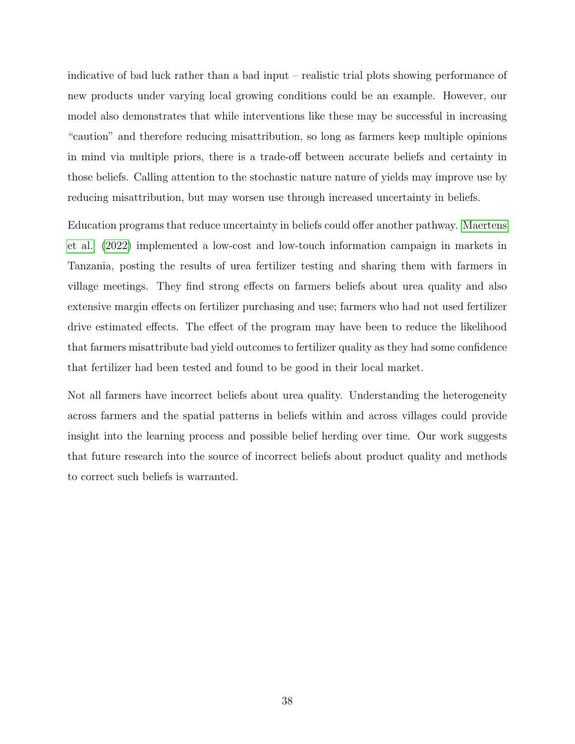indicative of bad luck rather than a bad input – realistic trial plots showing performance of new products under varying local growing conditions could be an example. However, our model also demonstrates that while interventions like these may be successful in increasing "caution" and therefore reducing misattribution, so long as farmers keep multiple opinions in mind via multiple priors, there is a trade-off between accurate beliefs and certainty in those beliefs. Calling attention to the stochastic nature nature of yields may improve use by reducing misattribution, but may worsen use through increased uncertainty in beliefs.

Education programs that reduce uncertainty in beliefs could offer another pathway. Maertens et al. (2022) implemented a low-cost and low-touch information campaign in markets in Tanzania, posting the results of urea fertilizer testing and sharing them with farmers in village meetings. They find strong effects on farmers beliefs about urea quality and also extensive margin effects on fertilizer purchasing and use; farmers who had not used fertilizer drive estimated effects. The effect of the program may have been to reduce the likelihood that farmers misattribute bad yield outcomes to fertilizer quality as they had some confidence that fertilizer had been tested and found to be good in their local market.

Not all farmers have incorrect beliefs about urea quality. Understanding the heterogeneity across farmers and the spatial patterns in beliefs within and across villages could provide insight into the learning process and possible belief herding over time. Our work suggests that future research into the source of incorrect beliefs about product quality and methods to correct such beliefs is warranted.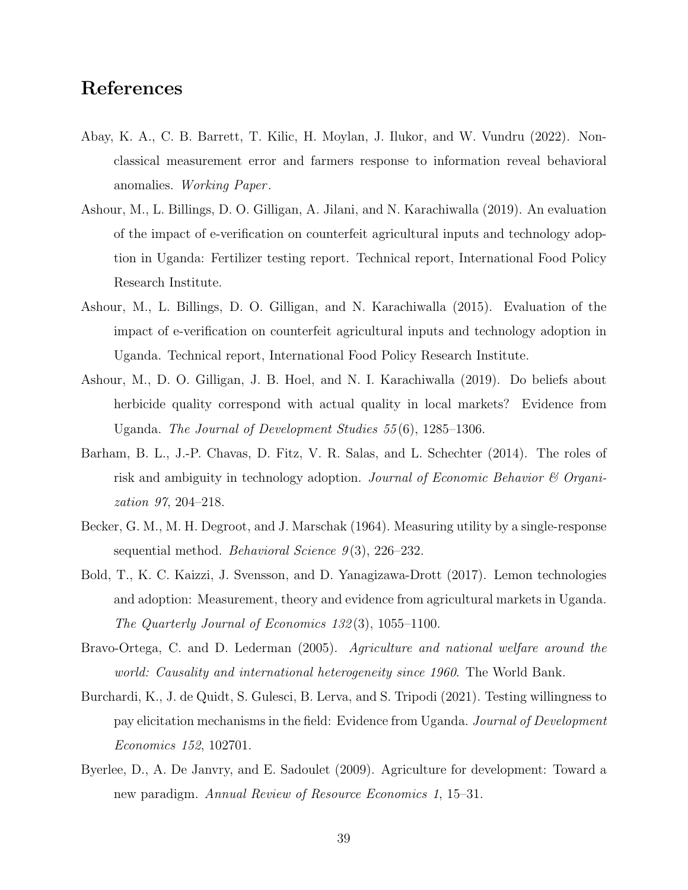# References

Abay, K. A., C. B. Barrett, T. Kilic, H. Moylan, J. Ilukor, and W. Vundru (2022). Non-classical measurement error and farmers response to information reveal behavioral anomalies. *Working Paper*.

Ashour, M., L. Billings, D. O. Gilligan, A. Jilani, and N. Karachiwalla (2019). An evaluation of the impact of e-verification on counterfeit agricultural inputs and technology adoption in Uganda: Fertilizer testing report. Technical report, International Food Policy Research Institute.

Ashour, M., L. Billings, D. O. Gilligan, and N. Karachiwalla (2015). Evaluation of the impact of e-verification on counterfeit agricultural inputs and technology adoption in Uganda. Technical report, International Food Policy Research Institute.

Ashour, M., D. O. Gilligan, J. B. Hoel, and N. I. Karachiwalla (2019). Do beliefs about herbicide quality correspond with actual quality in local markets? Evidence from Uganda. *The Journal of Development Studies 55*(6), 1285–1306.

Barham, B. L., J.-P. Chavas, D. Fitz, V. R. Salas, and L. Schechter (2014). The roles of risk and ambiguity in technology adoption. *Journal of Economic Behavior & Organization 97*, 204–218.

Becker, G. M., M. H. Degroot, and J. Marschak (1964). Measuring utility by a single-response sequential method. *Behavioral Science 9*(3), 226–232.

Bold, T., K. C. Kaizzi, J. Svensson, and D. Yanagizawa-Drott (2017). Lemon technologies and adoption: Measurement, theory and evidence from agricultural markets in Uganda. *The Quarterly Journal of Economics 132*(3), 1055–1100.

Bravo-Ortega, C. and D. Lederman (2005). *Agriculture and national welfare around the world: Causality and international heterogeneity since 1960*. The World Bank.

Burchardi, K., J. de Quidt, S. Gulesci, B. Lerva, and S. Tripodi (2021). Testing willingness to pay elicitation mechanisms in the field: Evidence from Uganda. *Journal of Development Economics 152*, 102701.

Byerlee, D., A. De Janvry, and E. Sadoulet (2009). Agriculture for development: Toward a new paradigm. *Annual Review of Resource Economics 1*, 15–31.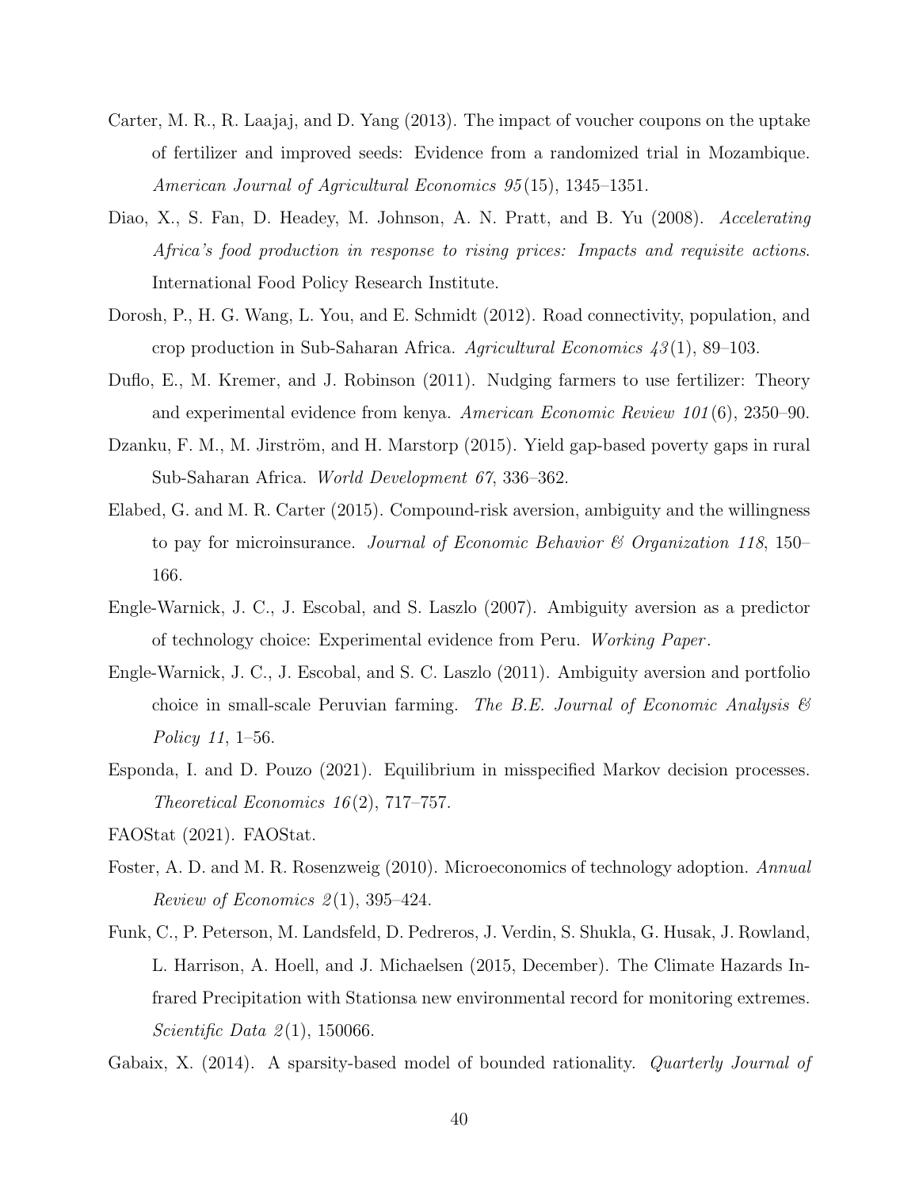Carter, M. R., R. Laajaj, and D. Yang (2013). The impact of voucher coupons on the uptake of fertilizer and improved seeds: Evidence from a randomized trial in Mozambique. *American Journal of Agricultural Economics 95*(15), 1345–1351.

Diao, X., S. Fan, D. Headey, M. Johnson, A. N. Pratt, and B. Yu (2008). *Accelerating Africa's food production in response to rising prices: Impacts and requisite actions.* International Food Policy Research Institute.

Dorosh, P., H. G. Wang, L. You, and E. Schmidt (2012). Road connectivity, population, and crop production in Sub-Saharan Africa. *Agricultural Economics 43*(1), 89–103.

Duflo, E., M. Kremer, and J. Robinson (2011). Nudging farmers to use fertilizer: Theory and experimental evidence from kenya. *American Economic Review 101*(6), 2350–90.

Dzanku, F. M., M. Jirström, and H. Marstorp (2015). Yield gap-based poverty gaps in rural Sub-Saharan Africa. *World Development 67*, 336–362.

Elabed, G. and M. R. Carter (2015). Compound-risk aversion, ambiguity and the willingness to pay for microinsurance. *Journal of Economic Behavior & Organization 118*, 150–166.

Engle-Warnick, J. C., J. Escobal, and S. Laszlo (2007). Ambiguity aversion as a predictor of technology choice: Experimental evidence from Peru. *Working Paper*.

Engle-Warnick, J. C., J. Escobal, and S. C. Laszlo (2011). Ambiguity aversion and portfolio choice in small-scale Peruvian farming. *The B.E. Journal of Economic Analysis & Policy 11*, 1–56.

Esponda, I. and D. Pouzo (2021). Equilibrium in misspecified Markov decision processes. *Theoretical Economics 16*(2), 717–757.

FAOStat (2021). FAOStat.

Foster, A. D. and M. R. Rosenzweig (2010). Microeconomics of technology adoption. *Annual Review of Economics 2*(1), 395–424.

Funk, C., P. Peterson, M. Landsfeld, D. Pedreros, J. Verdin, S. Shukla, G. Husak, J. Rowland, L. Harrison, A. Hoell, and J. Michaelsen (2015, December). The Climate Hazards Infrared Precipitation with Stationsa new environmental record for monitoring extremes. *Scientific Data 2*(1), 150066.

Gabaix, X. (2014). A sparsity-based model of bounded rationality. *Quarterly Journal of*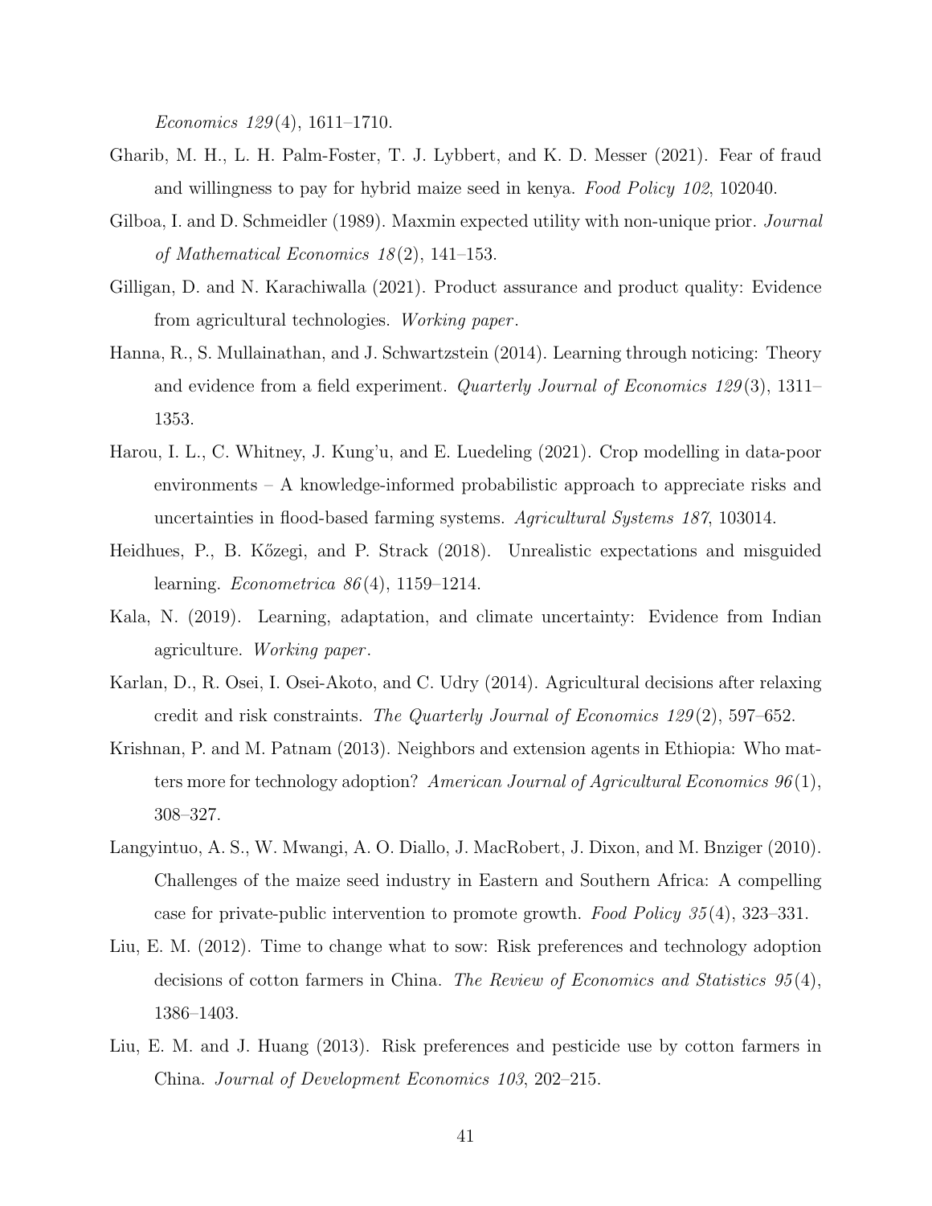*Economics 129*(4), 1611–1710.

Gharib, M. H., L. H. Palm-Foster, T. J. Lybbert, and K. D. Messer (2021). Fear of fraud and willingness to pay for hybrid maize seed in kenya. *Food Policy 102*, 102040.

Gilboa, I. and D. Schmeidler (1989). Maxmin expected utility with non-unique prior. *Journal of Mathematical Economics 18*(2), 141–153.

Gilligan, D. and N. Karachiwalla (2021). Product assurance and product quality: Evidence from agricultural technologies. *Working paper*.

Hanna, R., S. Mullainathan, and J. Schwartzstein (2014). Learning through noticing: Theory and evidence from a field experiment. *Quarterly Journal of Economics 129*(3), 1311–1353.

Harou, I. L., C. Whitney, J. Kung'u, and E. Luedeling (2021). Crop modelling in data-poor environments – A knowledge-informed probabilistic approach to appreciate risks and uncertainties in flood-based farming systems. *Agricultural Systems 187*, 103014.

Heidhues, P., B. Kőzegi, and P. Strack (2018). Unrealistic expectations and misguided learning. *Econometrica 86*(4), 1159–1214.

Kala, N. (2019). Learning, adaptation, and climate uncertainty: Evidence from Indian agriculture. *Working paper*.

Karlan, D., R. Osei, I. Osei-Akoto, and C. Udry (2014). Agricultural decisions after relaxing credit and risk constraints. *The Quarterly Journal of Economics 129*(2), 597–652.

Krishnan, P. and M. Patnam (2013). Neighbors and extension agents in Ethiopia: Who matters more for technology adoption? *American Journal of Agricultural Economics 96*(1), 308–327.

Langyintuo, A. S., W. Mwangi, A. O. Diallo, J. MacRobert, J. Dixon, and M. Bnziger (2010). Challenges of the maize seed industry in Eastern and Southern Africa: A compelling case for private-public intervention to promote growth. *Food Policy 35*(4), 323–331.

Liu, E. M. (2012). Time to change what to sow: Risk preferences and technology adoption decisions of cotton farmers in China. *The Review of Economics and Statistics 95*(4), 1386–1403.

Liu, E. M. and J. Huang (2013). Risk preferences and pesticide use by cotton farmers in China. *Journal of Development Economics 103*, 202–215.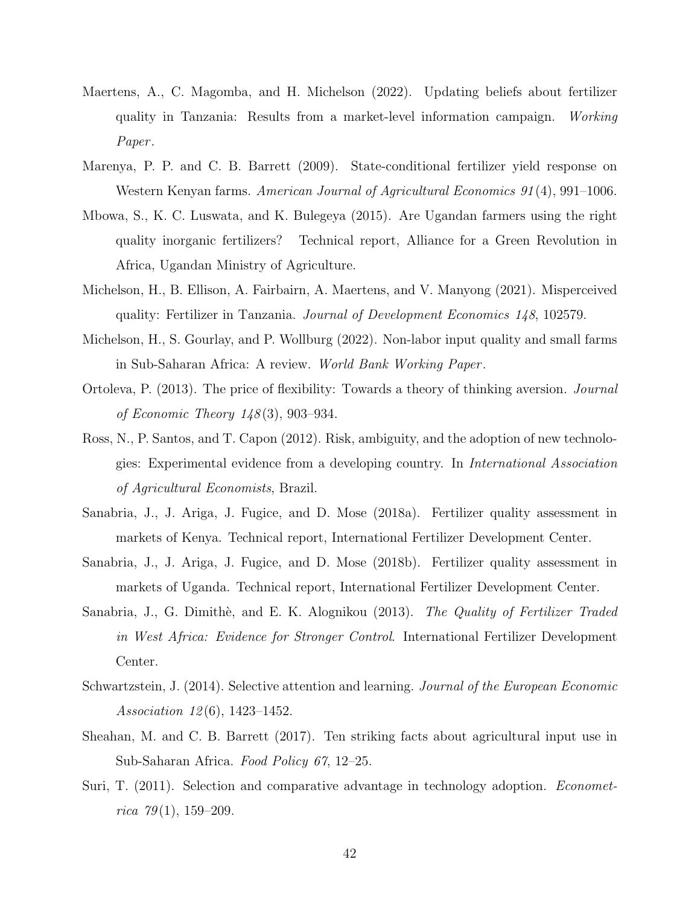Maertens, A., C. Magomba, and H. Michelson (2022). Updating beliefs about fertilizer quality in Tanzania: Results from a market-level information campaign. *Working Paper*.

Marenya, P. P. and C. B. Barrett (2009). State-conditional fertilizer yield response on Western Kenyan farms. *American Journal of Agricultural Economics 91*(4), 991–1006.

Mbowa, S., K. C. Luswata, and K. Bulegeya (2015). Are Ugandan farmers using the right quality inorganic fertilizers? Technical report, Alliance for a Green Revolution in Africa, Ugandan Ministry of Agriculture.

Michelson, H., B. Ellison, A. Fairbairn, A. Maertens, and V. Manyong (2021). Misperceived quality: Fertilizer in Tanzania. *Journal of Development Economics 148*, 102579.

Michelson, H., S. Gourlay, and P. Wollburg (2022). Non-labor input quality and small farms in Sub-Saharan Africa: A review. *World Bank Working Paper*.

Ortoleva, P. (2013). The price of flexibility: Towards a theory of thinking aversion. *Journal of Economic Theory 148*(3), 903–934.

Ross, N., P. Santos, and T. Capon (2012). Risk, ambiguity, and the adoption of new technologies: Experimental evidence from a developing country. In *International Association of Agricultural Economists*, Brazil.

Sanabria, J., J. Ariga, J. Fugice, and D. Mose (2018a). Fertilizer quality assessment in markets of Kenya. Technical report, International Fertilizer Development Center.

Sanabria, J., J. Ariga, J. Fugice, and D. Mose (2018b). Fertilizer quality assessment in markets of Uganda. Technical report, International Fertilizer Development Center.

Sanabria, J., G. Dimithè, and E. K. Alognikou (2013). *The Quality of Fertilizer Traded in West Africa: Evidence for Stronger Control*. International Fertilizer Development Center.

Schwartzstein, J. (2014). Selective attention and learning. *Journal of the European Economic Association 12*(6), 1423–1452.

Sheahan, M. and C. B. Barrett (2017). Ten striking facts about agricultural input use in Sub-Saharan Africa. *Food Policy 67*, 12–25.

Suri, T. (2011). Selection and comparative advantage in technology adoption. *Econometrica 79*(1), 159–209.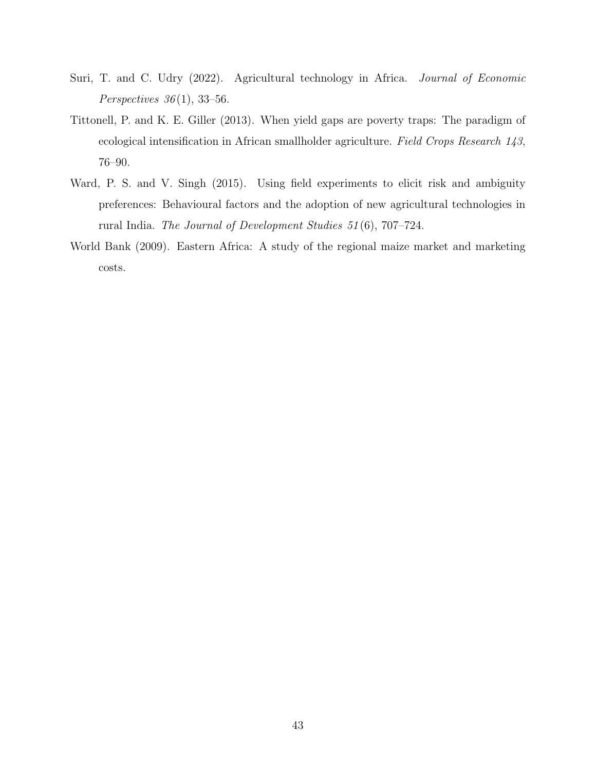Suri, T. and C. Udry (2022). Agricultural technology in Africa. *Journal of Economic Perspectives 36*(1), 33–56.

Tittonell, P. and K. E. Giller (2013). When yield gaps are poverty traps: The paradigm of ecological intensification in African smallholder agriculture. *Field Crops Research 143*, 76–90.

Ward, P. S. and V. Singh (2015). Using field experiments to elicit risk and ambiguity preferences: Behavioural factors and the adoption of new agricultural technologies in rural India. *The Journal of Development Studies 51*(6), 707–724.

World Bank (2009). Eastern Africa: A study of the regional maize market and marketing costs.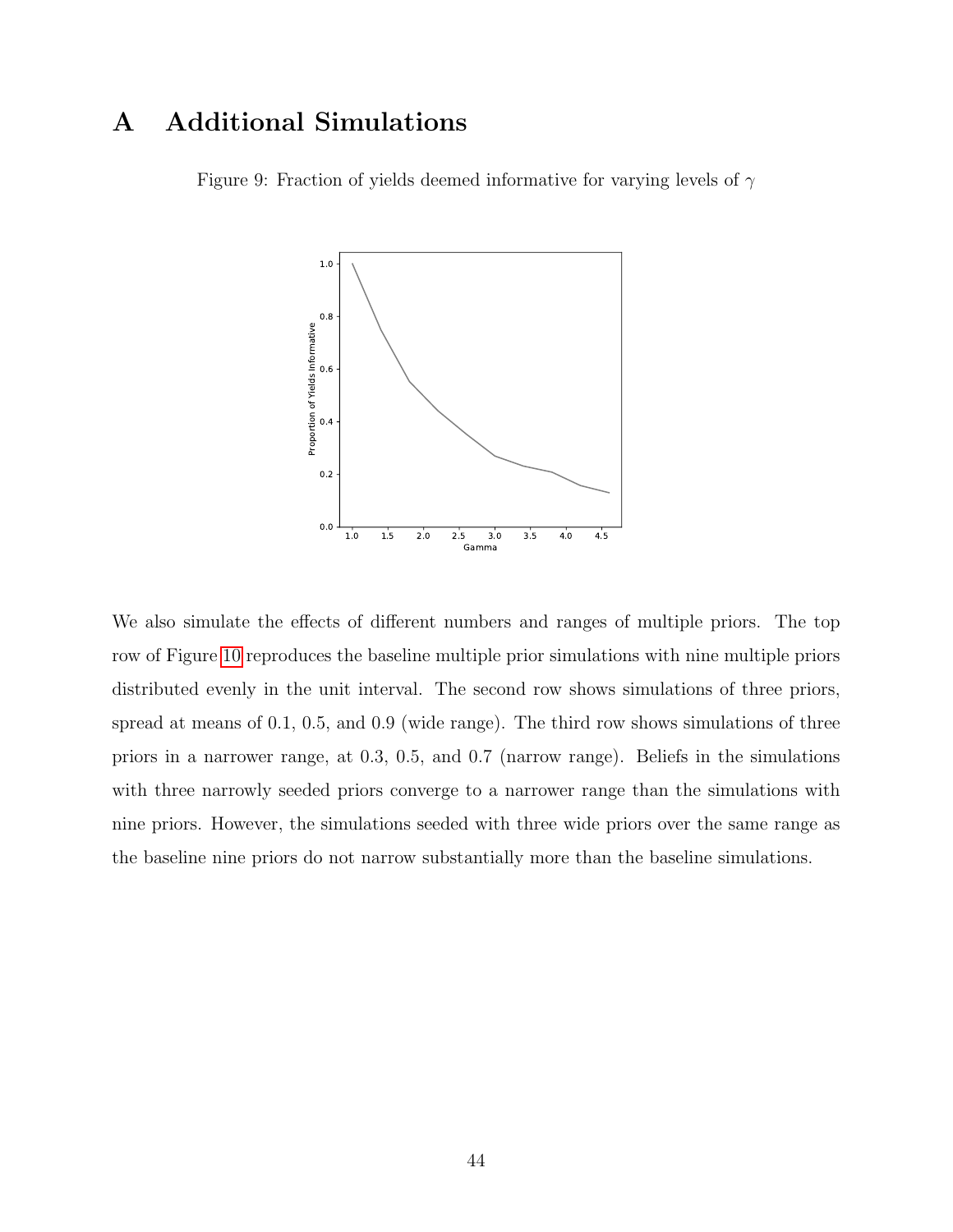# A Additional Simulations

Figure 9: Fraction of yields deemed informative for varying levels of $\gamma$

We also simulate the effects of different numbers and ranges of multiple priors. The top row of Figure 10 reproduces the baseline multiple prior simulations with nine multiple priors distributed evenly in the unit interval. The second row shows simulations of three priors, spread at means of 0.1, 0.5, and 0.9 (wide range). The third row shows simulations of three priors in a narrower range, at 0.3, 0.5, and 0.7 (narrow range). Beliefs in the simulations with three narrowly seeded priors converge to a narrower range than the simulations with nine priors. However, the simulations seeded with three wide priors over the same range as the baseline nine priors do not narrow substantially more than the baseline simulations.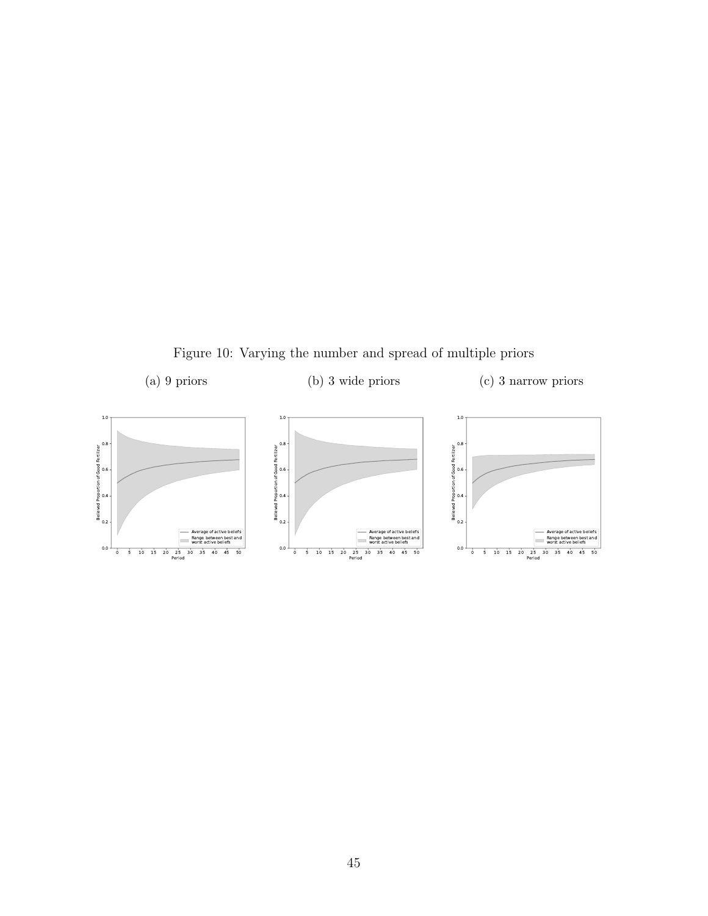Figure 10: Varying the number and spread of multiple priors

(a) 9 priors

(b) 3 wide priors

(c) 3 narrow priors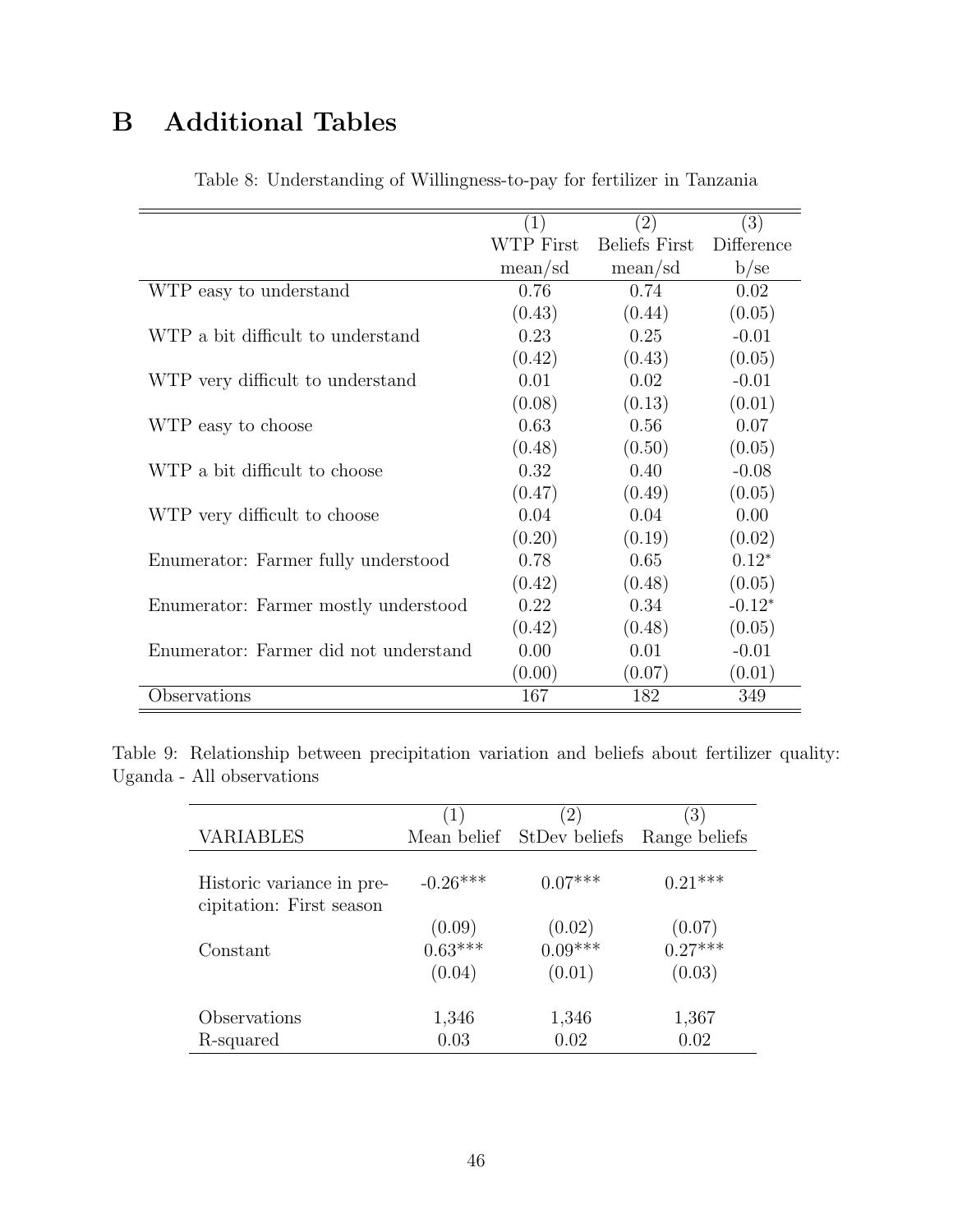# B Additional Tables

Table 8: Understanding of Willingness-to-pay for fertilizer in Tanzania

| | (1) | (2) | (3) |
|---|---|---|---|
| | WTP First | Beliefs First | Difference |
| | mean/sd | mean/sd | b/se |
| WTP easy to understand | 0.76 | 0.74 | 0.02 |
| | (0.43) | (0.44) | (0.05) |
| WTP a bit difficult to understand | 0.23 | 0.25 | -0.01 |
| | (0.42) | (0.43) | (0.05) |
| WTP very difficult to understand | 0.01 | 0.02 | -0.01 |
| | (0.08) | (0.13) | (0.01) |
| WTP easy to choose | 0.63 | 0.56 | 0.07 |
| | (0.48) | (0.50) | (0.05) |
| WTP a bit difficult to choose | 0.32 | 0.40 | -0.08 |
| | (0.47) | (0.49) | (0.05) |
| WTP very difficult to choose | 0.04 | 0.04 | 0.00 |
| | (0.20) | (0.19) | (0.02) |
| Enumerator: Farmer fully understood | 0.78 | 0.65 | 0.12* |
| | (0.42) | (0.48) | (0.05) |
| Enumerator: Farmer mostly understood | 0.22 | 0.34 | -0.12* |
| | (0.42) | (0.48) | (0.05) |
| Enumerator: Farmer did not understand | 0.00 | 0.01 | -0.01 |
| | (0.00) | (0.07) | (0.01) |
| Observations | 167 | 182 | 349 |

Table 9: Relationship between precipitation variation and beliefs about fertilizer quality: Uganda - All observations

| | (1) | (2) | (3) |
|---|---|---|---|
| VARIABLES | Mean belief | StDev beliefs | Range beliefs |
| Historic variance in precipitation: First season | -0.26*** | 0.07*** | 0.21*** |
| | (0.09) | (0.02) | (0.07) |
| Constant | 0.63*** | 0.09*** | 0.27*** |
| | (0.04) | (0.01) | (0.03) |
| Observations | 1,346 | 1,346 | 1,367 |
| R-squared | 0.03 | 0.02 | 0.02 |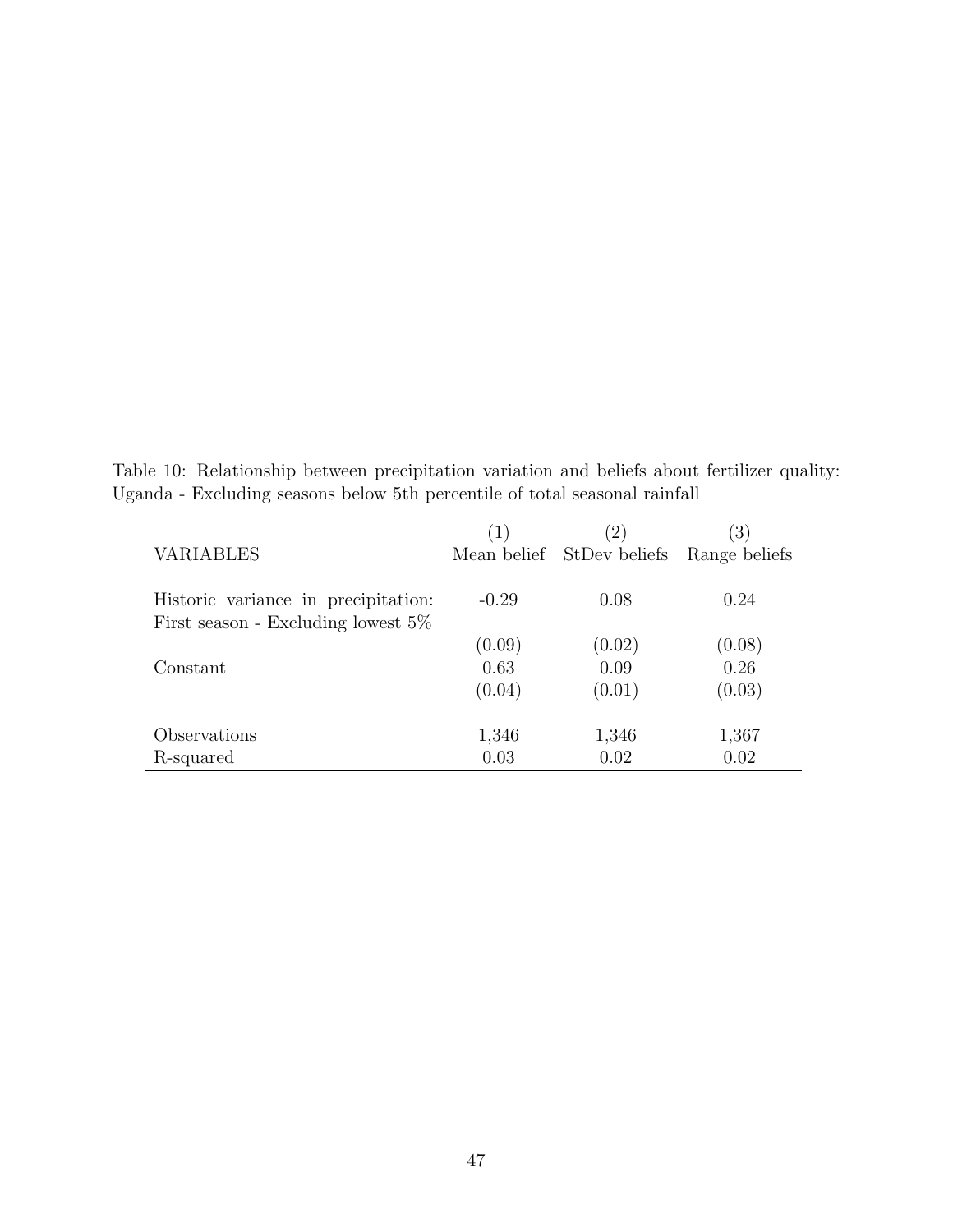Table 10: Relationship between precipitation variation and beliefs about fertilizer quality: Uganda - Excluding seasons below 5th percentile of total seasonal rainfall

| | (1) | (2) | (3) |
|---|---|---|---|
| VARIABLES | Mean belief | StDev beliefs | Range beliefs |
| Historic variance in precipitation: First season - Excluding lowest 5% | -0.29 | 0.08 | 0.24 |
| | (0.09) | (0.02) | (0.08) |
| Constant | 0.63 | 0.09 | 0.26 |
| | (0.04) | (0.01) | (0.03) |
| Observations | 1,346 | 1,346 | 1,367 |
| R-squared | 0.03 | 0.02 | 0.02 |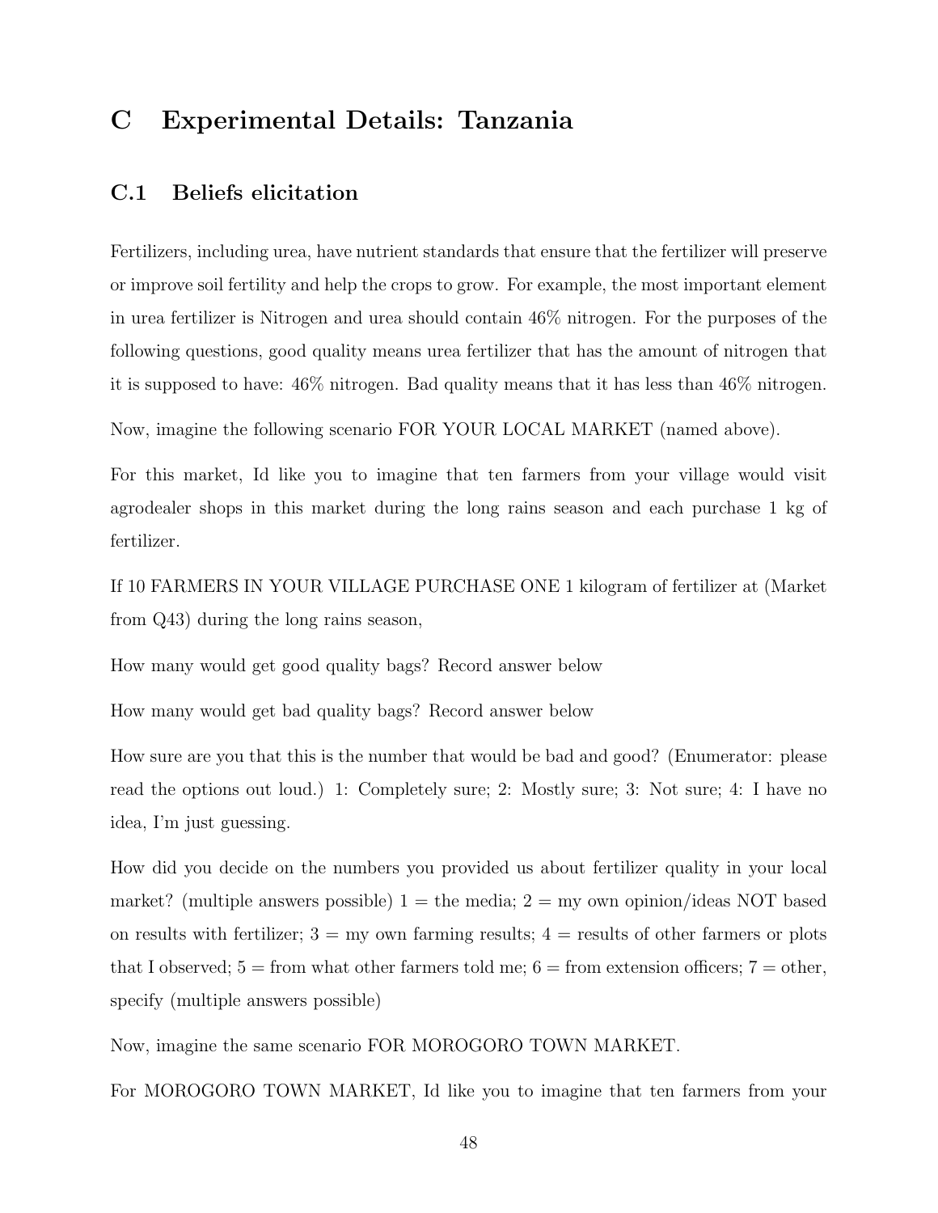# C Experimental Details: Tanzania

## C.1 Beliefs elicitation

Fertilizers, including urea, have nutrient standards that ensure that the fertilizer will preserve or improve soil fertility and help the crops to grow. For example, the most important element in urea fertilizer is Nitrogen and urea should contain 46% nitrogen. For the purposes of the following questions, good quality means urea fertilizer that has the amount of nitrogen that it is supposed to have: 46% nitrogen. Bad quality means that it has less than 46% nitrogen.

Now, imagine the following scenario FOR YOUR LOCAL MARKET (named above).

For this market, Id like you to imagine that ten farmers from your village would visit agrodealer shops in this market during the long rains season and each purchase 1 kg of fertilizer.

If 10 FARMERS IN YOUR VILLAGE PURCHASE ONE 1 kilogram of fertilizer at (Market from Q43) during the long rains season,

How many would get good quality bags? Record answer below

How many would get bad quality bags? Record answer below

How sure are you that this is the number that would be bad and good? (Enumerator: please read the options out loud.) 1: Completely sure; 2: Mostly sure; 3: Not sure; 4: I have no idea, I'm just guessing.

How did you decide on the numbers you provided us about fertilizer quality in your local market? (multiple answers possible) 1 = the media; 2 = my own opinion/ideas NOT based on results with fertilizer; 3 = my own farming results; 4 = results of other farmers or plots that I observed; 5 = from what other farmers told me; 6 = from extension officers; 7 = other, specify (multiple answers possible)

Now, imagine the same scenario FOR MOROGORO TOWN MARKET.

For MOROGORO TOWN MARKET, Id like you to imagine that ten farmers from your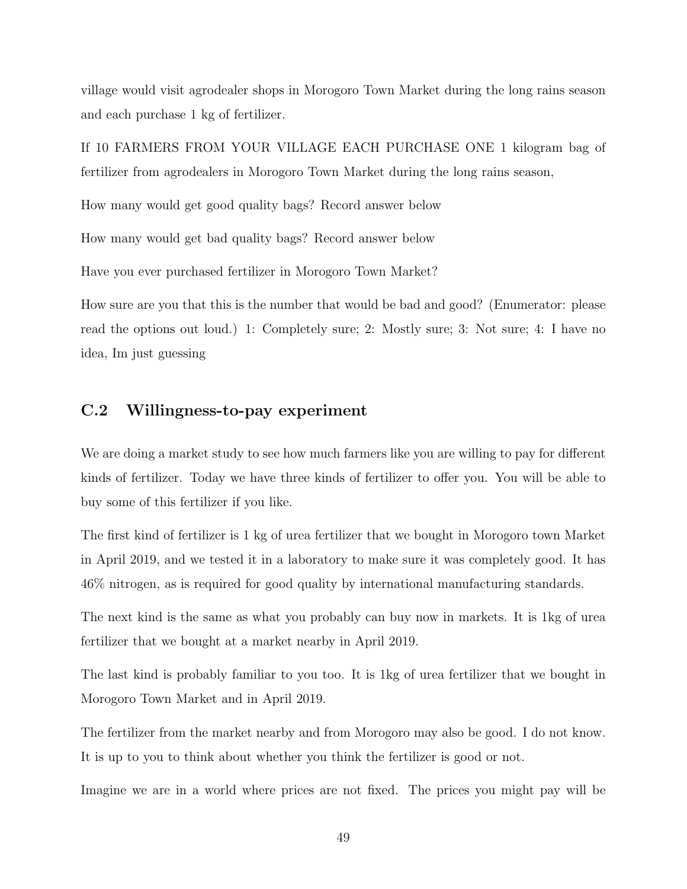village would visit agrodealer shops in Morogoro Town Market during the long rains season and each purchase 1 kg of fertilizer.

If 10 FARMERS FROM YOUR VILLAGE EACH PURCHASE ONE 1 kilogram bag of fertilizer from agrodealers in Morogoro Town Market during the long rains season,

How many would get good quality bags? Record answer below

How many would get bad quality bags? Record answer below

Have you ever purchased fertilizer in Morogoro Town Market?

How sure are you that this is the number that would be bad and good? (Enumerator: please read the options out loud.) 1: Completely sure; 2: Mostly sure; 3: Not sure; 4: I have no idea, Im just guessing

## C.2 Willingness-to-pay experiment

We are doing a market study to see how much farmers like you are willing to pay for different kinds of fertilizer. Today we have three kinds of fertilizer to offer you. You will be able to buy some of this fertilizer if you like.

The first kind of fertilizer is 1 kg of urea fertilizer that we bought in Morogoro town Market in April 2019, and we tested it in a laboratory to make sure it was completely good. It has 46% nitrogen, as is required for good quality by international manufacturing standards.

The next kind is the same as what you probably can buy now in markets. It is 1kg of urea fertilizer that we bought at a market nearby in April 2019.

The last kind is probably familiar to you too. It is 1kg of urea fertilizer that we bought in Morogoro Town Market and in April 2019.

The fertilizer from the market nearby and from Morogoro may also be good. I do not know. It is up to you to think about whether you think the fertilizer is good or not.

Imagine we are in a world where prices are not fixed. The prices you might pay will be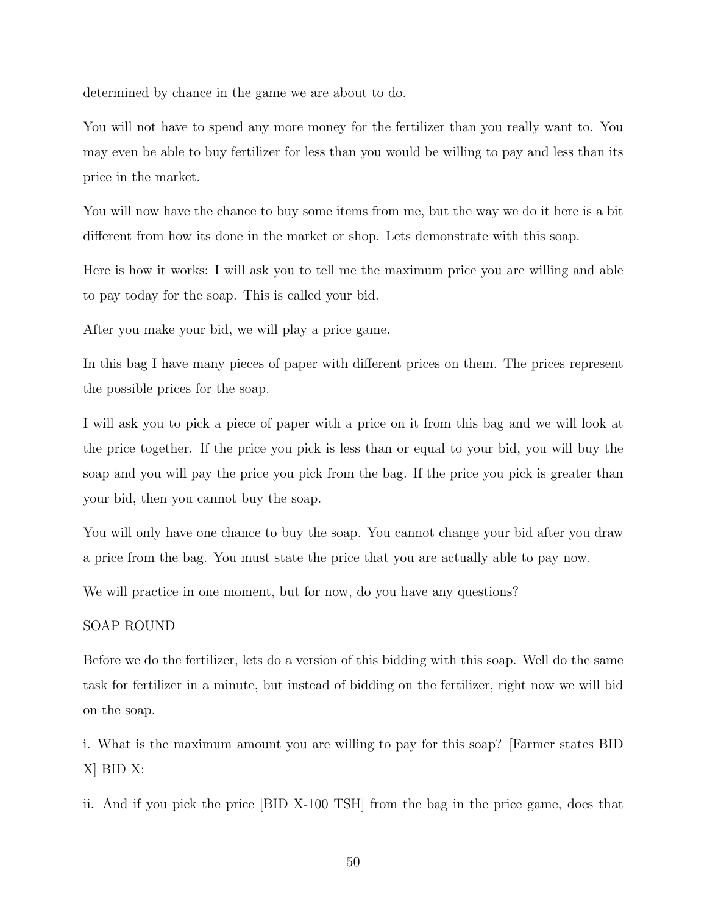determined by chance in the game we are about to do.

You will not have to spend any more money for the fertilizer than you really want to. You may even be able to buy fertilizer for less than you would be willing to pay and less than its price in the market.

You will now have the chance to buy some items from me, but the way we do it here is a bit different from how its done in the market or shop. Lets demonstrate with this soap.

Here is how it works: I will ask you to tell me the maximum price you are willing and able to pay today for the soap. This is called your bid.

After you make your bid, we will play a price game.

In this bag I have many pieces of paper with different prices on them. The prices represent the possible prices for the soap.

I will ask you to pick a piece of paper with a price on it from this bag and we will look at the price together. If the price you pick is less than or equal to your bid, you will buy the soap and you will pay the price you pick from the bag. If the price you pick is greater than your bid, then you cannot buy the soap.

You will only have one chance to buy the soap. You cannot change your bid after you draw a price from the bag. You must state the price that you are actually able to pay now.

We will practice in one moment, but for now, do you have any questions?

SOAP ROUND

Before we do the fertilizer, lets do a version of this bidding with this soap. Well do the same task for fertilizer in a minute, but instead of bidding on the fertilizer, right now we will bid on the soap.

i. What is the maximum amount you are willing to pay for this soap? [Farmer states BID X] BID X:

ii. And if you pick the price [BID X-100 TSH] from the bag in the price game, does that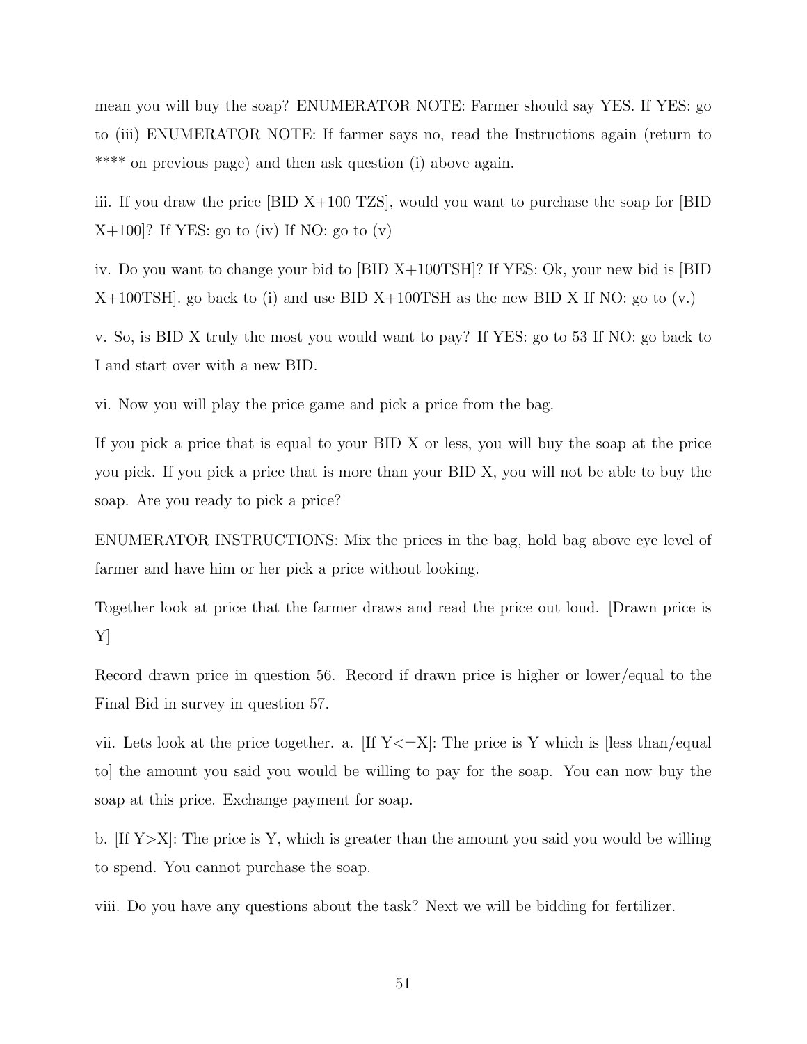mean you will buy the soap? ENUMERATOR NOTE: Farmer should say YES. If YES: go to (iii) ENUMERATOR NOTE: If farmer says no, read the Instructions again (return to **** on previous page) and then ask question (i) above again.

iii. If you draw the price [BID X+100 TZS], would you want to purchase the soap for [BID X+100]? If YES: go to (iv) If NO: go to (v)

iv. Do you want to change your bid to [BID X+100TSH]? If YES: Ok, your new bid is [BID X+100TSH]. go back to (i) and use BID X+100TSH as the new BID X If NO: go to (v.)

v. So, is BID X truly the most you would want to pay? If YES: go to 53 If NO: go back to I and start over with a new BID.

vi. Now you will play the price game and pick a price from the bag.

If you pick a price that is equal to your BID X or less, you will buy the soap at the price you pick. If you pick a price that is more than your BID X, you will not be able to buy the soap. Are you ready to pick a price?

ENUMERATOR INSTRUCTIONS: Mix the prices in the bag, hold bag above eye level of farmer and have him or her pick a price without looking.

Together look at price that the farmer draws and read the price out loud. [Drawn price is Y]

Record drawn price in question 56. Record if drawn price is higher or lower/equal to the Final Bid in survey in question 57.

vii. Lets look at the price together. a. [If Y<=X]: The price is Y which is [less than/equal to] the amount you said you would be willing to pay for the soap. You can now buy the soap at this price. Exchange payment for soap.

b. [If Y>X]: The price is Y, which is greater than the amount you said you would be willing to spend. You cannot purchase the soap.

viii. Do you have any questions about the task? Next we will be bidding for fertilizer.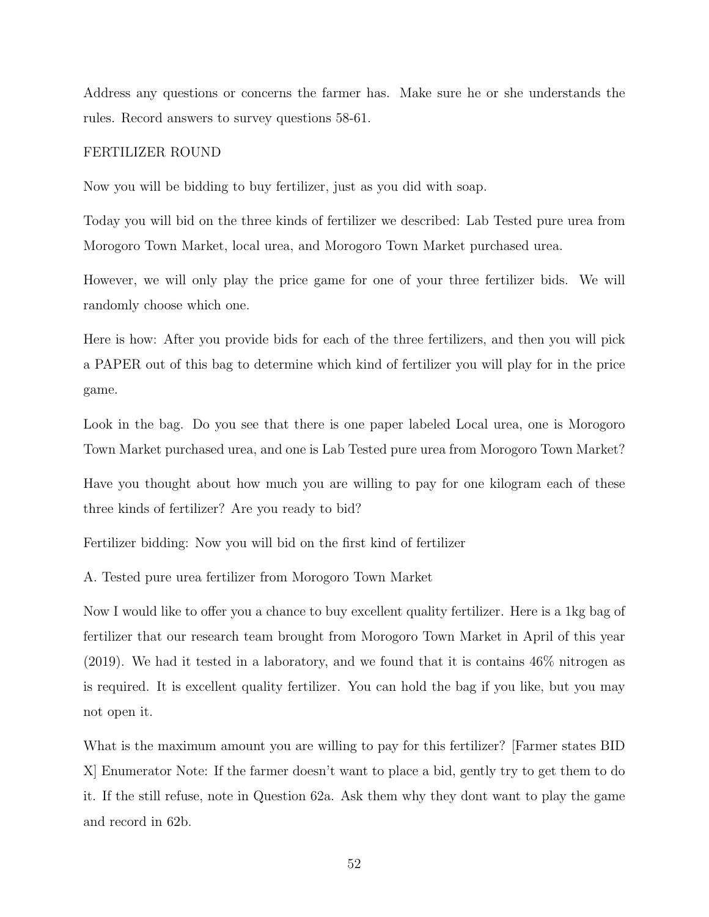Address any questions or concerns the farmer has. Make sure he or she understands the rules. Record answers to survey questions 58-61.

FERTILIZER ROUND

Now you will be bidding to buy fertilizer, just as you did with soap.

Today you will bid on the three kinds of fertilizer we described: Lab Tested pure urea from Morogoro Town Market, local urea, and Morogoro Town Market purchased urea.

However, we will only play the price game for one of your three fertilizer bids. We will randomly choose which one.

Here is how: After you provide bids for each of the three fertilizers, and then you will pick a PAPER out of this bag to determine which kind of fertilizer you will play for in the price game.

Look in the bag. Do you see that there is one paper labeled Local urea, one is Morogoro Town Market purchased urea, and one is Lab Tested pure urea from Morogoro Town Market?

Have you thought about how much you are willing to pay for one kilogram each of these three kinds of fertilizer? Are you ready to bid?

Fertilizer bidding: Now you will bid on the first kind of fertilizer

A. Tested pure urea fertilizer from Morogoro Town Market

Now I would like to offer you a chance to buy excellent quality fertilizer. Here is a 1kg bag of fertilizer that our research team brought from Morogoro Town Market in April of this year (2019). We had it tested in a laboratory, and we found that it is contains 46% nitrogen as is required. It is excellent quality fertilizer. You can hold the bag if you like, but you may not open it.

What is the maximum amount you are willing to pay for this fertilizer? [Farmer states BID X] Enumerator Note: If the farmer doesn't want to place a bid, gently try to get them to do it. If the still refuse, note in Question 62a. Ask them why they dont want to play the game and record in 62b.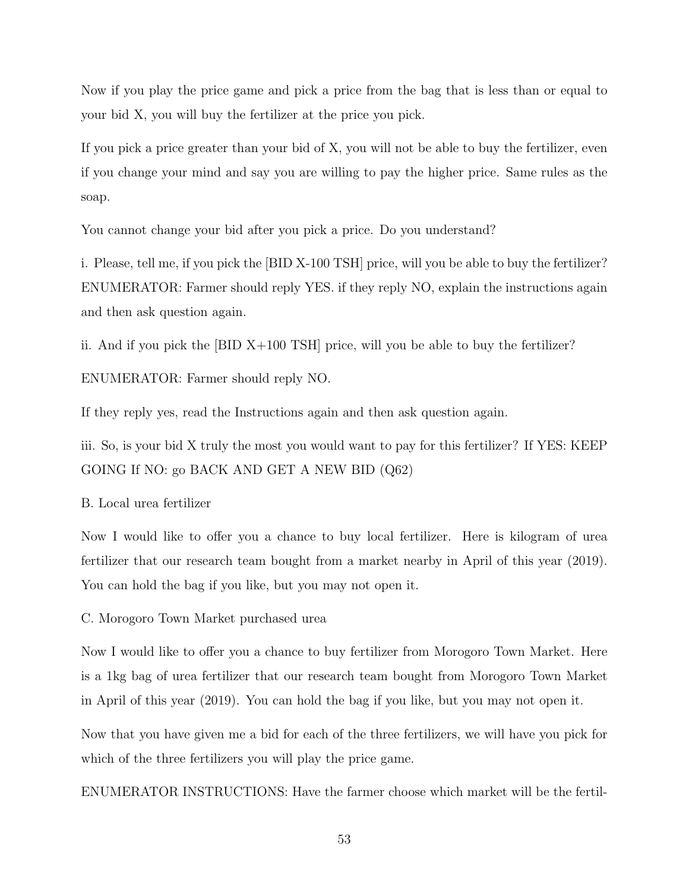Now if you play the price game and pick a price from the bag that is less than or equal to your bid X, you will buy the fertilizer at the price you pick.

If you pick a price greater than your bid of X, you will not be able to buy the fertilizer, even if you change your mind and say you are willing to pay the higher price. Same rules as the soap.

You cannot change your bid after you pick a price. Do you understand?

i. Please, tell me, if you pick the [BID X-100 TSH] price, will you be able to buy the fertilizer? ENUMERATOR: Farmer should reply YES. if they reply NO, explain the instructions again and then ask question again.

ii. And if you pick the [BID X+100 TSH] price, will you be able to buy the fertilizer?

ENUMERATOR: Farmer should reply NO.

If they reply yes, read the Instructions again and then ask question again.

iii. So, is your bid X truly the most you would want to pay for this fertilizer? If YES: KEEP GOING If NO: go BACK AND GET A NEW BID (Q62)

B. Local urea fertilizer

Now I would like to offer you a chance to buy local fertilizer. Here is kilogram of urea fertilizer that our research team bought from a market nearby in April of this year (2019). You can hold the bag if you like, but you may not open it.

C. Morogoro Town Market purchased urea

Now I would like to offer you a chance to buy fertilizer from Morogoro Town Market. Here is a 1kg bag of urea fertilizer that our research team bought from Morogoro Town Market in April of this year (2019). You can hold the bag if you like, but you may not open it.

Now that you have given me a bid for each of the three fertilizers, we will have you pick for which of the three fertilizers you will play the price game.

ENUMERATOR INSTRUCTIONS: Have the farmer choose which market will be the fertil-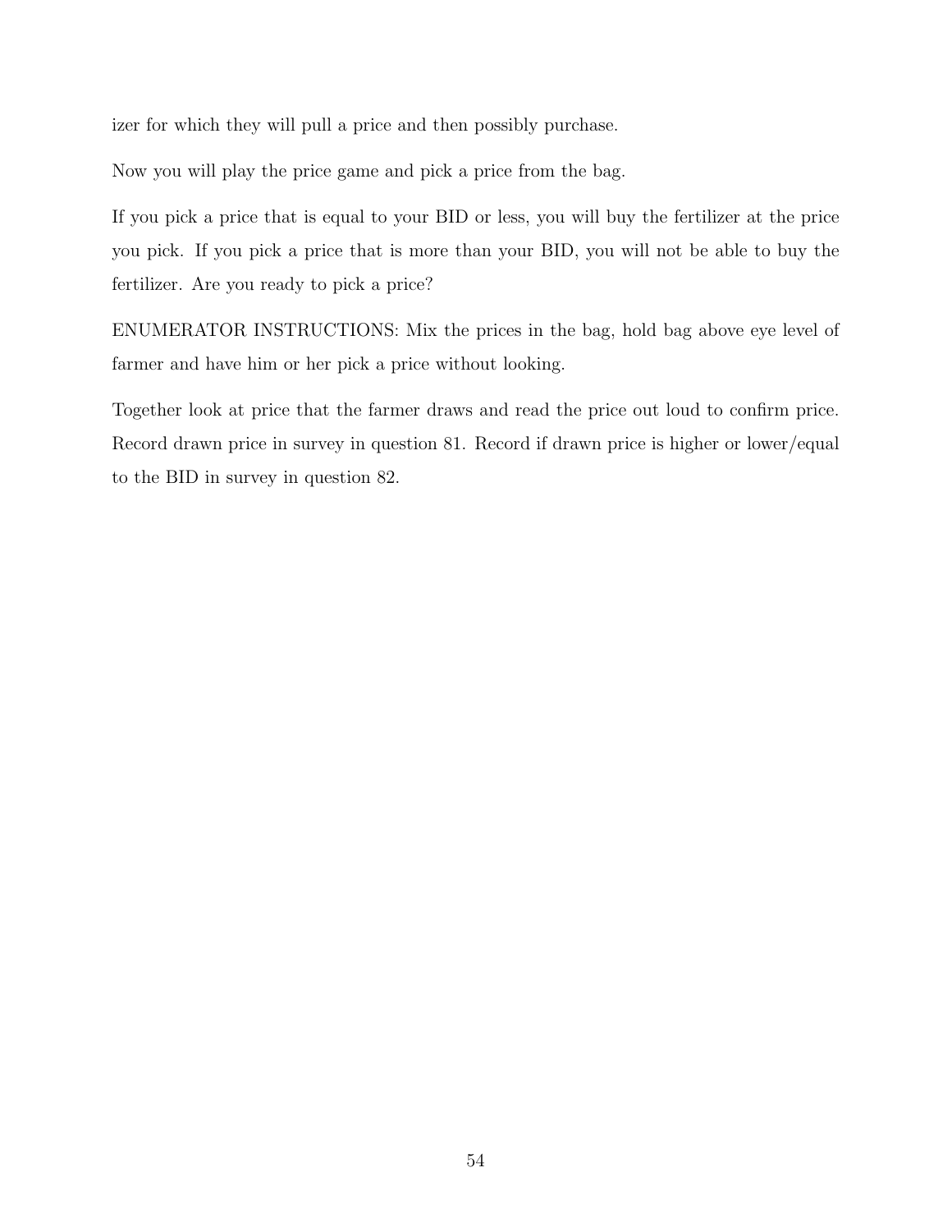izer for which they will pull a price and then possibly purchase.

Now you will play the price game and pick a price from the bag.

If you pick a price that is equal to your BID or less, you will buy the fertilizer at the price you pick. If you pick a price that is more than your BID, you will not be able to buy the fertilizer. Are you ready to pick a price?

ENUMERATOR INSTRUCTIONS: Mix the prices in the bag, hold bag above eye level of farmer and have him or her pick a price without looking.

Together look at price that the farmer draws and read the price out loud to confirm price. Record drawn price in survey in question 81. Record if drawn price is higher or lower/equal to the BID in survey in question 82.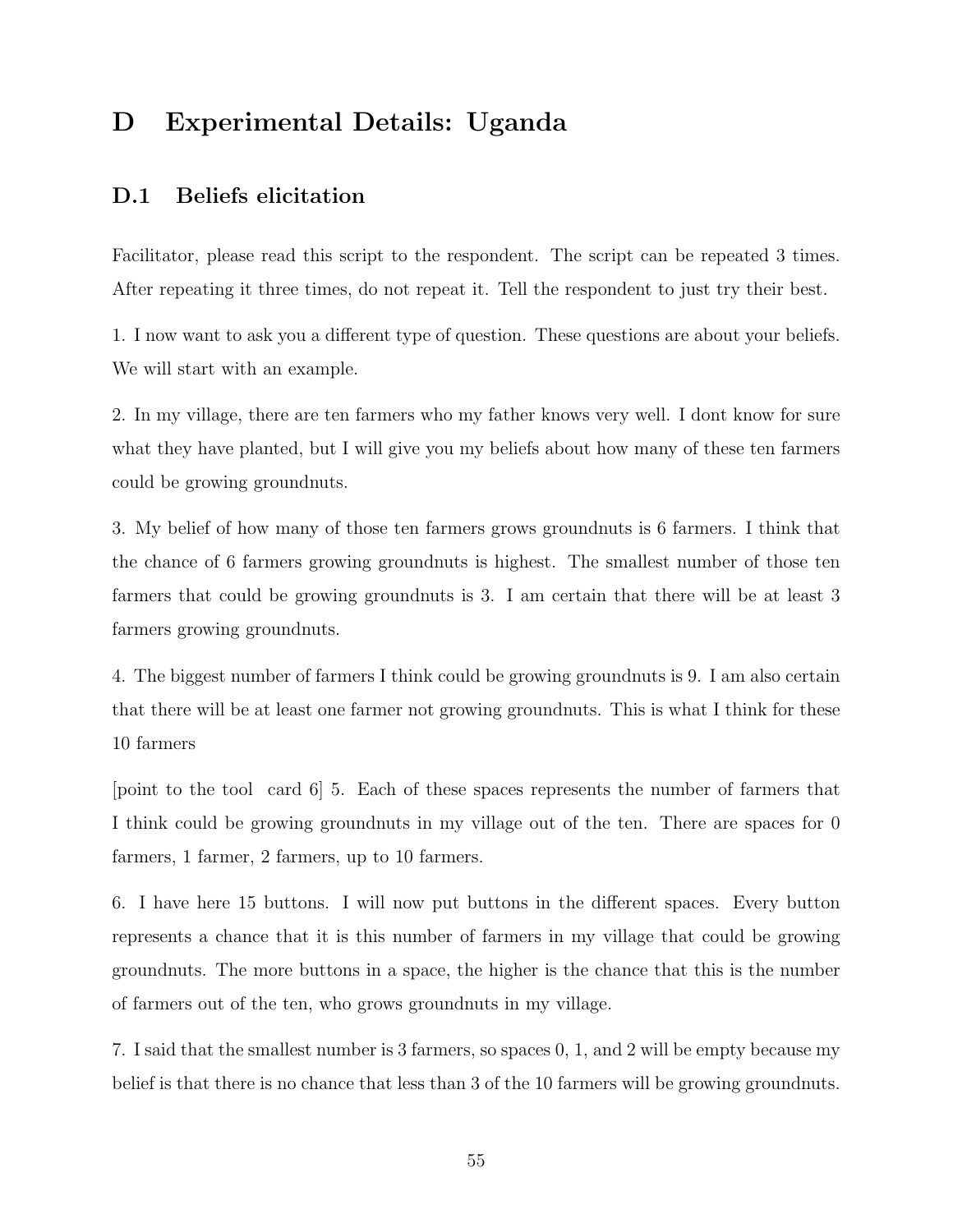# D Experimental Details: Uganda

## D.1 Beliefs elicitation

Facilitator, please read this script to the respondent. The script can be repeated 3 times. After repeating it three times, do not repeat it. Tell the respondent to just try their best.

1. I now want to ask you a different type of question. These questions are about your beliefs. We will start with an example.

2. In my village, there are ten farmers who my father knows very well. I dont know for sure what they have planted, but I will give you my beliefs about how many of these ten farmers could be growing groundnuts.

3. My belief of how many of those ten farmers grows groundnuts is 6 farmers. I think that the chance of 6 farmers growing groundnuts is highest. The smallest number of those ten farmers that could be growing groundnuts is 3. I am certain that there will be at least 3 farmers growing groundnuts.

4. The biggest number of farmers I think could be growing groundnuts is 9. I am also certain that there will be at least one farmer not growing groundnuts. This is what I think for these 10 farmers

[point to the tool card 6] 5. Each of these spaces represents the number of farmers that I think could be growing groundnuts in my village out of the ten. There are spaces for 0 farmers, 1 farmer, 2 farmers, up to 10 farmers.

6. I have here 15 buttons. I will now put buttons in the different spaces. Every button represents a chance that it is this number of farmers in my village that could be growing groundnuts. The more buttons in a space, the higher is the chance that this is the number of farmers out of the ten, who grows groundnuts in my village.

7. I said that the smallest number is 3 farmers, so spaces 0, 1, and 2 will be empty because my belief is that there is no chance that less than 3 of the 10 farmers will be growing groundnuts.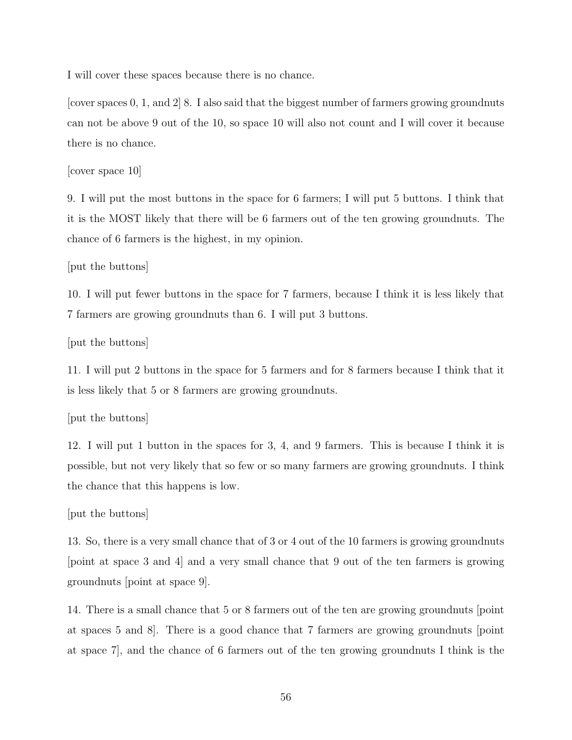I will cover these spaces because there is no chance.

[cover spaces 0, 1, and 2] 8. I also said that the biggest number of farmers growing groundnuts can not be above 9 out of the 10, so space 10 will also not count and I will cover it because there is no chance.

[cover space 10]

9. I will put the most buttons in the space for 6 farmers; I will put 5 buttons. I think that it is the MOST likely that there will be 6 farmers out of the ten growing groundnuts. The chance of 6 farmers is the highest, in my opinion.

[put the buttons]

10. I will put fewer buttons in the space for 7 farmers, because I think it is less likely that 7 farmers are growing groundnuts than 6. I will put 3 buttons.

[put the buttons]

11. I will put 2 buttons in the space for 5 farmers and for 8 farmers because I think that it is less likely that 5 or 8 farmers are growing groundnuts.

[put the buttons]

12. I will put 1 button in the spaces for 3, 4, and 9 farmers. This is because I think it is possible, but not very likely that so few or so many farmers are growing groundnuts. I think the chance that this happens is low.

[put the buttons]

13. So, there is a very small chance that of 3 or 4 out of the 10 farmers is growing groundnuts [point at space 3 and 4] and a very small chance that 9 out of the ten farmers is growing groundnuts [point at space 9].

14. There is a small chance that 5 or 8 farmers out of the ten are growing groundnuts [point at spaces 5 and 8]. There is a good chance that 7 farmers are growing groundnuts [point at space 7], and the chance of 6 farmers out of the ten growing groundnuts I think is the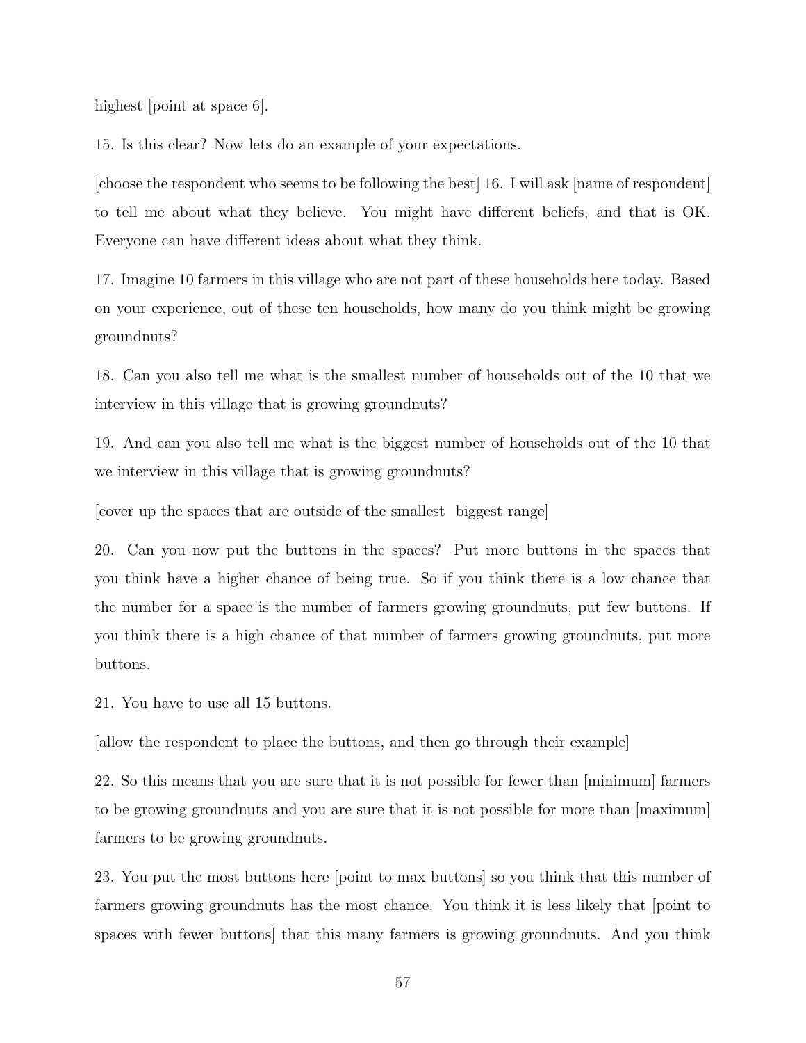highest [point at space 6].

15. Is this clear? Now lets do an example of your expectations.

[choose the respondent who seems to be following the best] 16. I will ask [name of respondent] to tell me about what they believe. You might have different beliefs, and that is OK. Everyone can have different ideas about what they think.

17. Imagine 10 farmers in this village who are not part of these households here today. Based on your experience, out of these ten households, how many do you think might be growing groundnuts?

18. Can you also tell me what is the smallest number of households out of the 10 that we interview in this village that is growing groundnuts?

19. And can you also tell me what is the biggest number of households out of the 10 that we interview in this village that is growing groundnuts?

[cover up the spaces that are outside of the smallest biggest range]

20. Can you now put the buttons in the spaces? Put more buttons in the spaces that you think have a higher chance of being true. So if you think there is a low chance that the number for a space is the number of farmers growing groundnuts, put few buttons. If you think there is a high chance of that number of farmers growing groundnuts, put more buttons.

21. You have to use all 15 buttons.

[allow the respondent to place the buttons, and then go through their example]

22. So this means that you are sure that it is not possible for fewer than [minimum] farmers to be growing groundnuts and you are sure that it is not possible for more than [maximum] farmers to be growing groundnuts.

23. You put the most buttons here [point to max buttons] so you think that this number of farmers growing groundnuts has the most chance. You think it is less likely that [point to spaces with fewer buttons] that this many farmers is growing groundnuts. And you think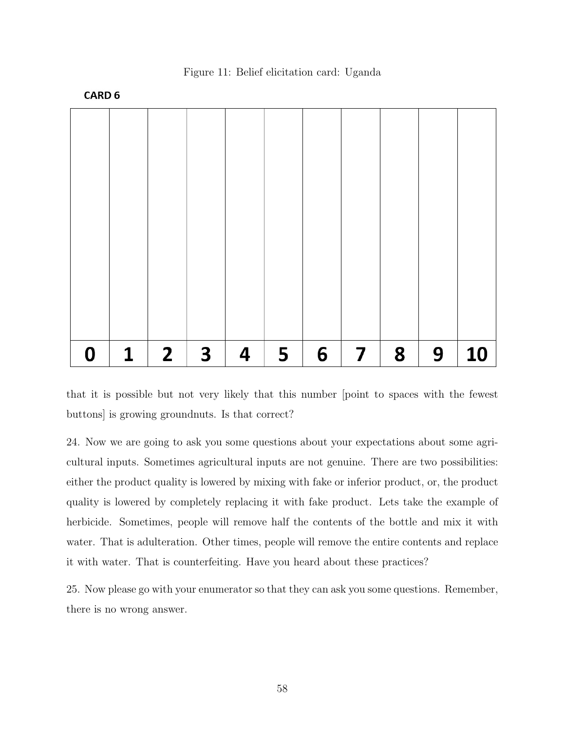Figure 11: Belief elicitation card: Uganda

**CARD 6**

0 1 2 3 4 5 6 7 8 9 10

that it is possible but not very likely that this number [point to spaces with the fewest buttons] is growing groundnuts. Is that correct?

24. Now we are going to ask you some questions about your expectations about some agricultural inputs. Sometimes agricultural inputs are not genuine. There are two possibilities: either the product quality is lowered by mixing with fake or inferior product, or, the product quality is lowered by completely replacing it with fake product. Lets take the example of herbicide. Sometimes, people will remove half the contents of the bottle and mix it with water. That is adulteration. Other times, people will remove the entire contents and replace it with water. That is counterfeiting. Have you heard about these practices?

25. Now please go with your enumerator so that they can ask you some questions. Remember, there is no wrong answer.